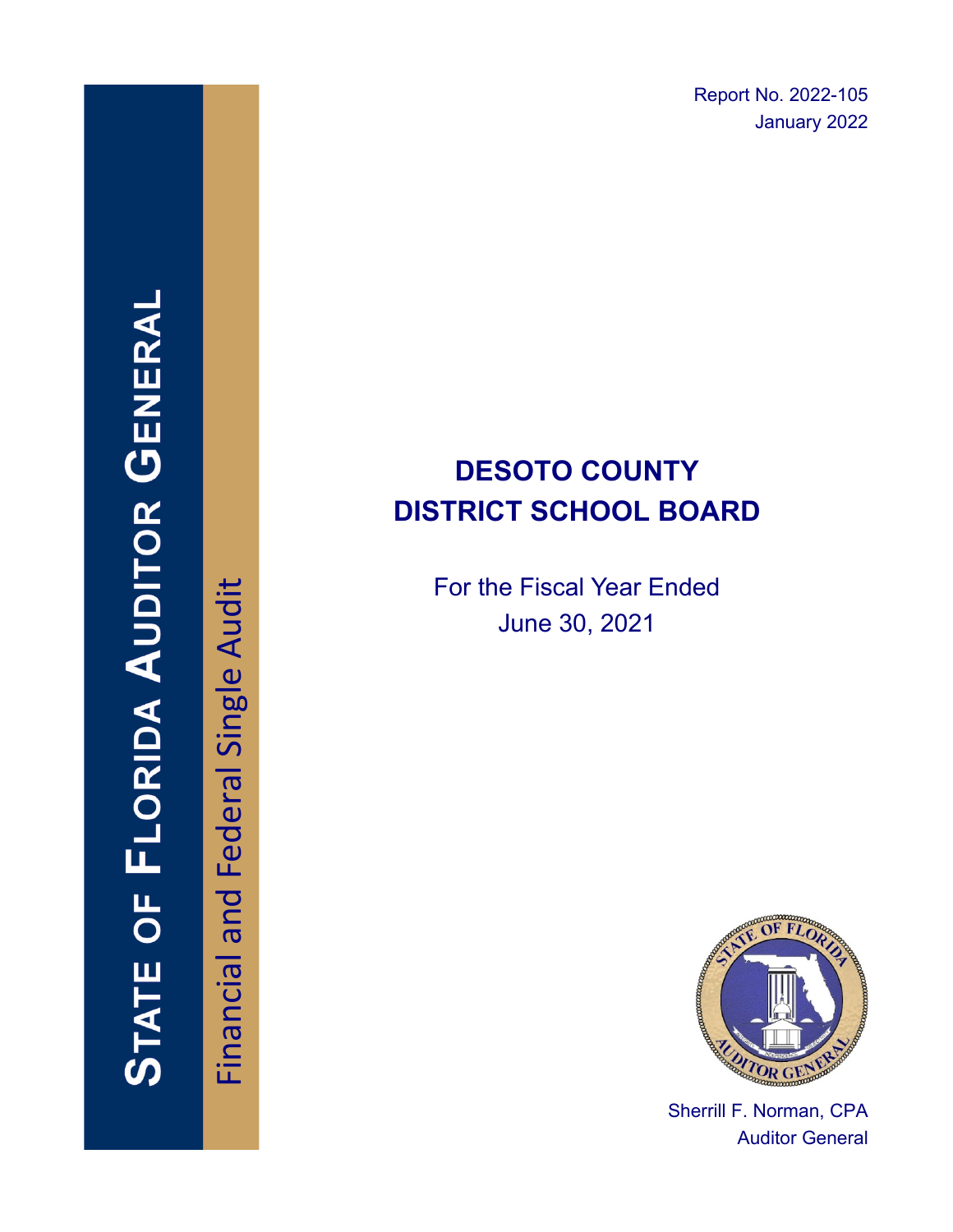# STATE OF FLORIDA AUDITOR GENERAL

Financial and Federal Single Audit

Report No. 2022-105
January 2022

# DESOTO COUNTY DISTRICT SCHOOL BOARD

For the Fiscal Year Ended
June 30, 2021

Sherrill F. Norman, CPA
Auditor General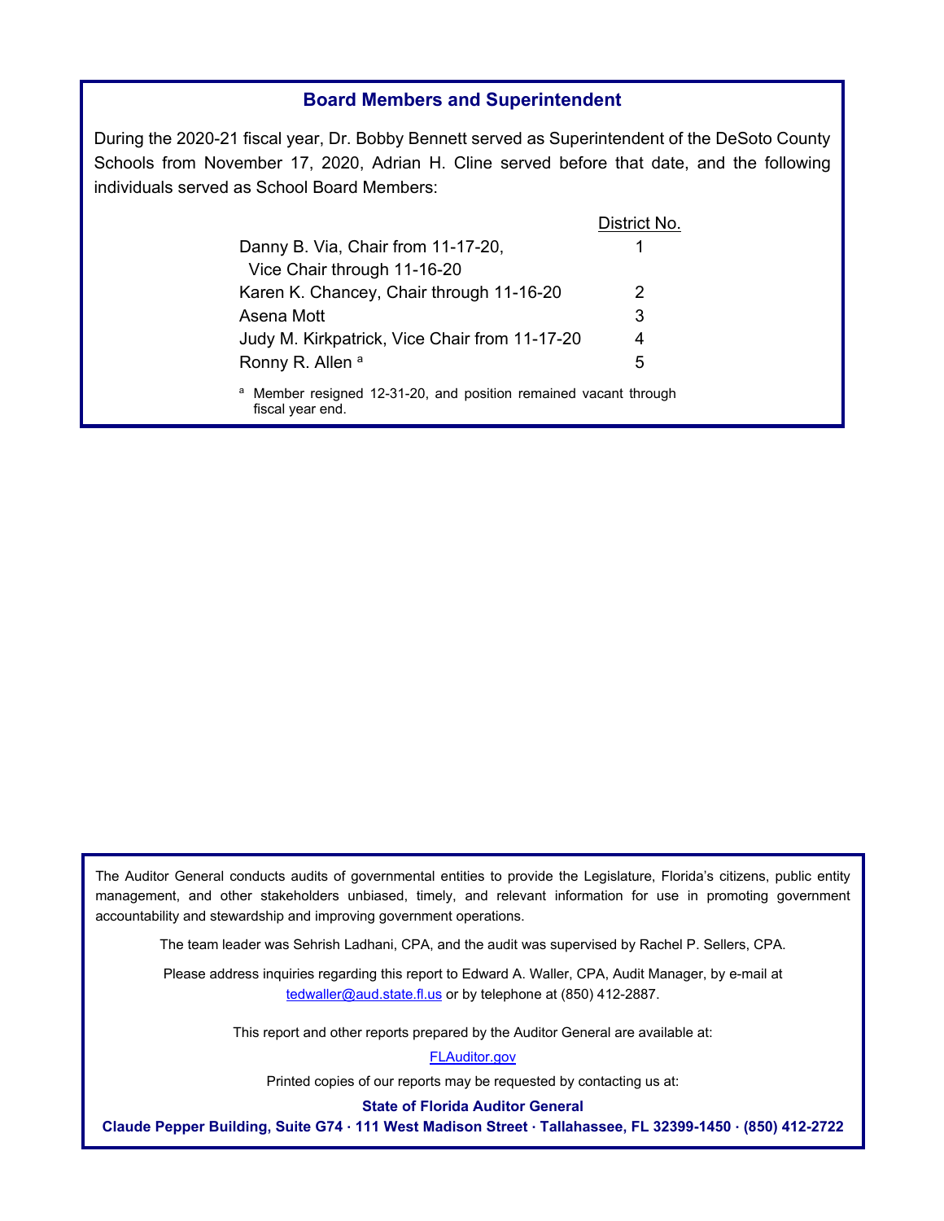## Board Members and Superintendent

During the 2020-21 fiscal year, Dr. Bobby Bennett served as Superintendent of the DeSoto County Schools from November 17, 2020, Adrian H. Cline served before that date, and the following individuals served as School Board Members:

| | District No. |
|---|---|
| Danny B. Via, Chair from 11-17-20, Vice Chair through 11-16-20 | 1 |
| Karen K. Chancey, Chair through 11-16-20 | 2 |
| Asena Mott | 3 |
| Judy M. Kirkpatrick, Vice Chair from 11-17-20 | 4 |
| Ronny R. Allen [a] | 5 |

[a] Member resigned 12-31-20, and position remained vacant through fiscal year end.

The Auditor General conducts audits of governmental entities to provide the Legislature, Florida's citizens, public entity management, and other stakeholders unbiased, timely, and relevant information for use in promoting government accountability and stewardship and improving government operations.

The team leader was Sehrish Ladhani, CPA, and the audit was supervised by Rachel P. Sellers, CPA.

Please address inquiries regarding this report to Edward A. Waller, CPA, Audit Manager, by e-mail at tedwaller@aud.state.fl.us or by telephone at (850) 412-2887.

This report and other reports prepared by the Auditor General are available at:

FLAuditor.gov

Printed copies of our reports may be requested by contacting us at:

**State of Florida Auditor General**

**Claude Pepper Building, Suite G74 · 111 West Madison Street · Tallahassee, FL 32399-1450 · (850) 412-2722**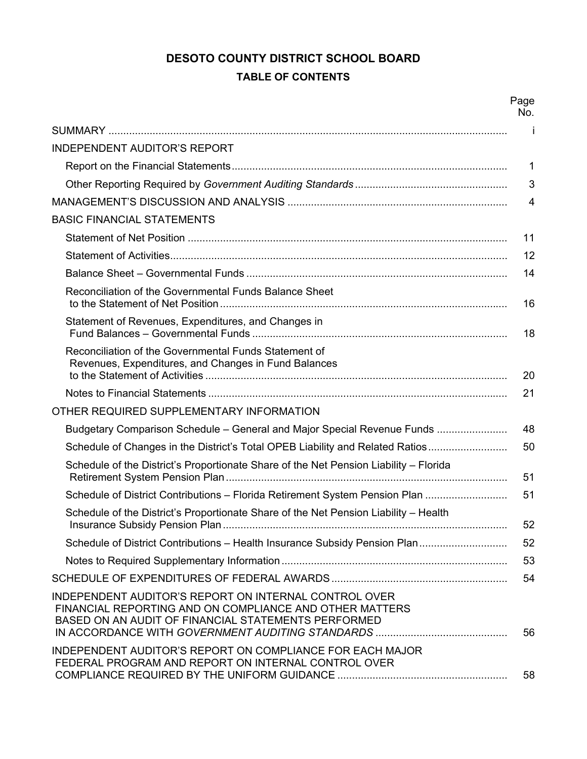# DESOTO COUNTY DISTRICT SCHOOL BOARD

## TABLE OF CONTENTS

| | Page No. |
|---|---|
| SUMMARY | i |
| INDEPENDENT AUDITOR'S REPORT | |
| Report on the Financial Statements | 1 |
| Other Reporting Required by *Government Auditing Standards* | 3 |
| MANAGEMENT'S DISCUSSION AND ANALYSIS | 4 |
| BASIC FINANCIAL STATEMENTS | |
| Statement of Net Position | 11 |
| Statement of Activities | 12 |
| Balance Sheet – Governmental Funds | 14 |
| Reconciliation of the Governmental Funds Balance Sheet to the Statement of Net Position | 16 |
| Statement of Revenues, Expenditures, and Changes in Fund Balances – Governmental Funds | 18 |
| Reconciliation of the Governmental Funds Statement of Revenues, Expenditures, and Changes in Fund Balances to the Statement of Activities | 20 |
| Notes to Financial Statements | 21 |
| OTHER REQUIRED SUPPLEMENTARY INFORMATION | |
| Budgetary Comparison Schedule – General and Major Special Revenue Funds | 48 |
| Schedule of Changes in the District's Total OPEB Liability and Related Ratios | 50 |
| Schedule of the District's Proportionate Share of the Net Pension Liability – Florida Retirement System Pension Plan | 51 |
| Schedule of District Contributions – Florida Retirement System Pension Plan | 51 |
| Schedule of the District's Proportionate Share of the Net Pension Liability – Health Insurance Subsidy Pension Plan | 52 |
| Schedule of District Contributions – Health Insurance Subsidy Pension Plan | 52 |
| Notes to Required Supplementary Information | 53 |
| SCHEDULE OF EXPENDITURES OF FEDERAL AWARDS | 54 |
| INDEPENDENT AUDITOR'S REPORT ON INTERNAL CONTROL OVER FINANCIAL REPORTING AND ON COMPLIANCE AND OTHER MATTERS BASED ON AN AUDIT OF FINANCIAL STATEMENTS PERFORMED IN ACCORDANCE WITH *GOVERNMENT AUDITING STANDARDS* | 56 |
| INDEPENDENT AUDITOR'S REPORT ON COMPLIANCE FOR EACH MAJOR FEDERAL PROGRAM AND REPORT ON INTERNAL CONTROL OVER COMPLIANCE REQUIRED BY THE UNIFORM GUIDANCE | 58 |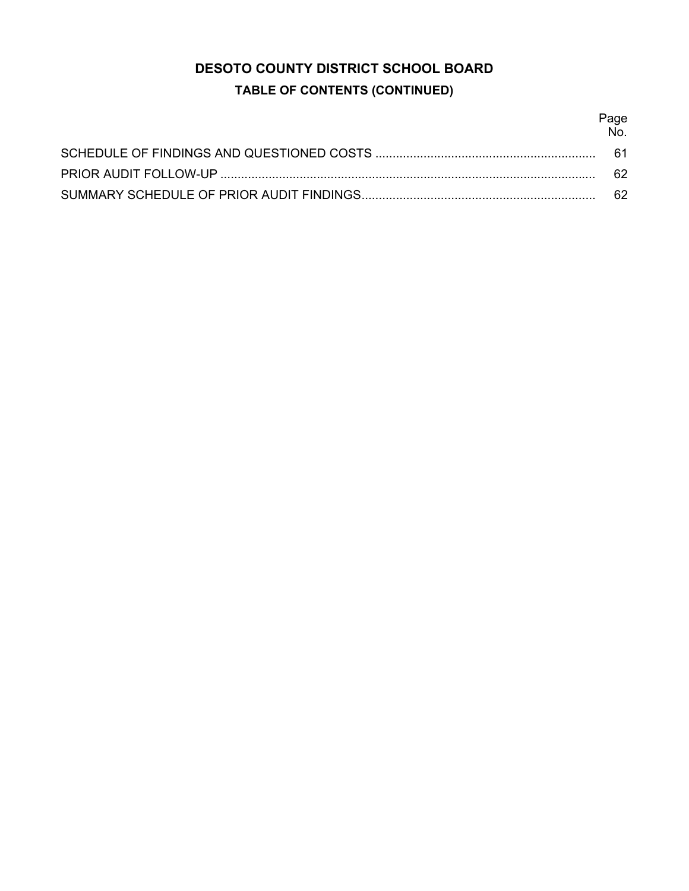# DESOTO COUNTY DISTRICT SCHOOL BOARD

## TABLE OF CONTENTS (CONTINUED)

| | Page No. |
|---|---|
| SCHEDULE OF FINDINGS AND QUESTIONED COSTS | 61 |
| PRIOR AUDIT FOLLOW-UP | 62 |
| SUMMARY SCHEDULE OF PRIOR AUDIT FINDINGS | 62 |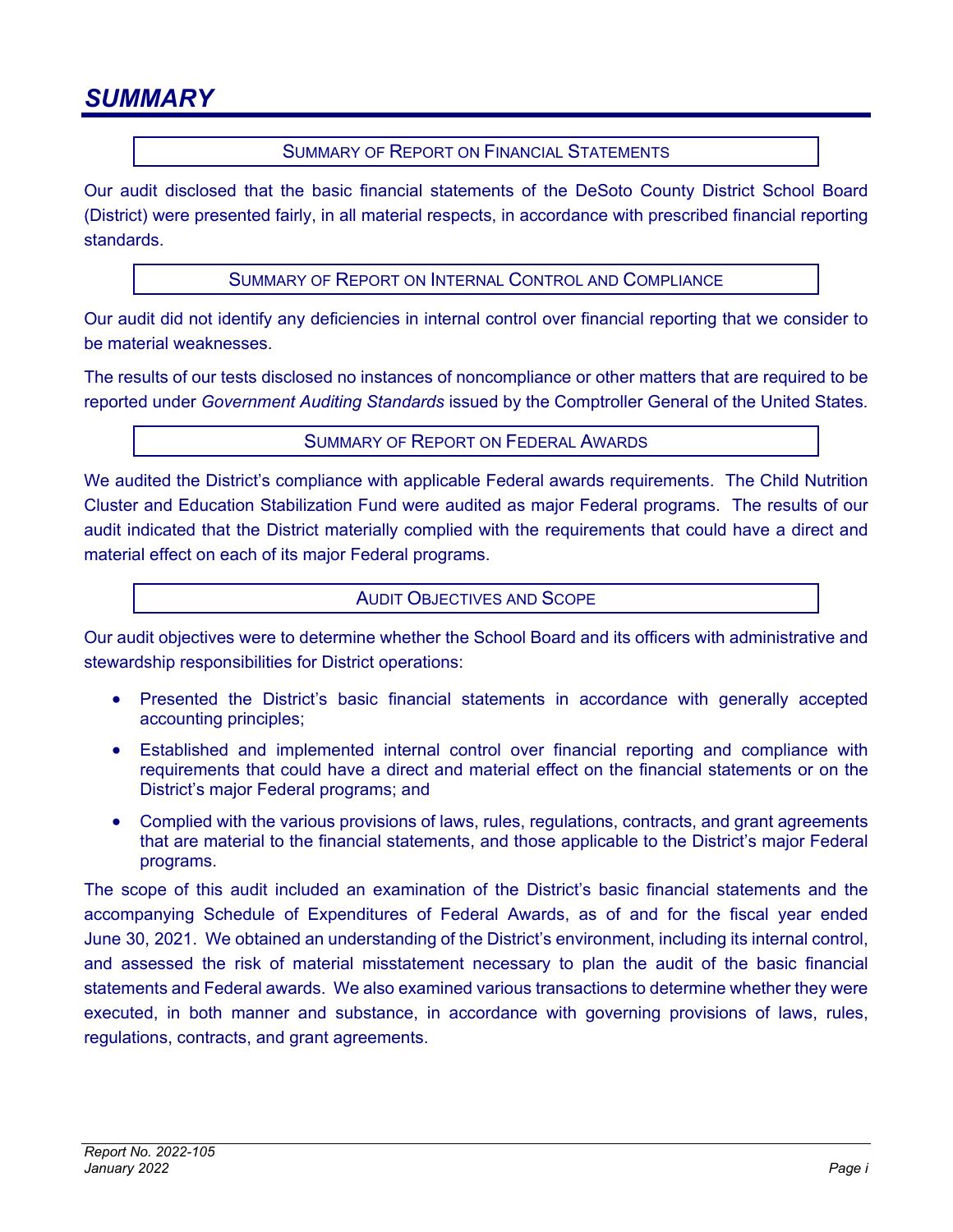# SUMMARY

## SUMMARY OF REPORT ON FINANCIAL STATEMENTS

Our audit disclosed that the basic financial statements of the DeSoto County District School Board (District) were presented fairly, in all material respects, in accordance with prescribed financial reporting standards.

## SUMMARY OF REPORT ON INTERNAL CONTROL AND COMPLIANCE

Our audit did not identify any deficiencies in internal control over financial reporting that we consider to be material weaknesses.

The results of our tests disclosed no instances of noncompliance or other matters that are required to be reported under *Government Auditing Standards* issued by the Comptroller General of the United States.

## SUMMARY OF REPORT ON FEDERAL AWARDS

We audited the District's compliance with applicable Federal awards requirements. The Child Nutrition Cluster and Education Stabilization Fund were audited as major Federal programs. The results of our audit indicated that the District materially complied with the requirements that could have a direct and material effect on each of its major Federal programs.

## AUDIT OBJECTIVES AND SCOPE

Our audit objectives were to determine whether the School Board and its officers with administrative and stewardship responsibilities for District operations:

- Presented the District's basic financial statements in accordance with generally accepted accounting principles;
- Established and implemented internal control over financial reporting and compliance with requirements that could have a direct and material effect on the financial statements or on the District's major Federal programs; and
- Complied with the various provisions of laws, rules, regulations, contracts, and grant agreements that are material to the financial statements, and those applicable to the District's major Federal programs.

The scope of this audit included an examination of the District's basic financial statements and the accompanying Schedule of Expenditures of Federal Awards, as of and for the fiscal year ended June 30, 2021. We obtained an understanding of the District's environment, including its internal control, and assessed the risk of material misstatement necessary to plan the audit of the basic financial statements and Federal awards. We also examined various transactions to determine whether they were executed, in both manner and substance, in accordance with governing provisions of laws, rules, regulations, contracts, and grant agreements.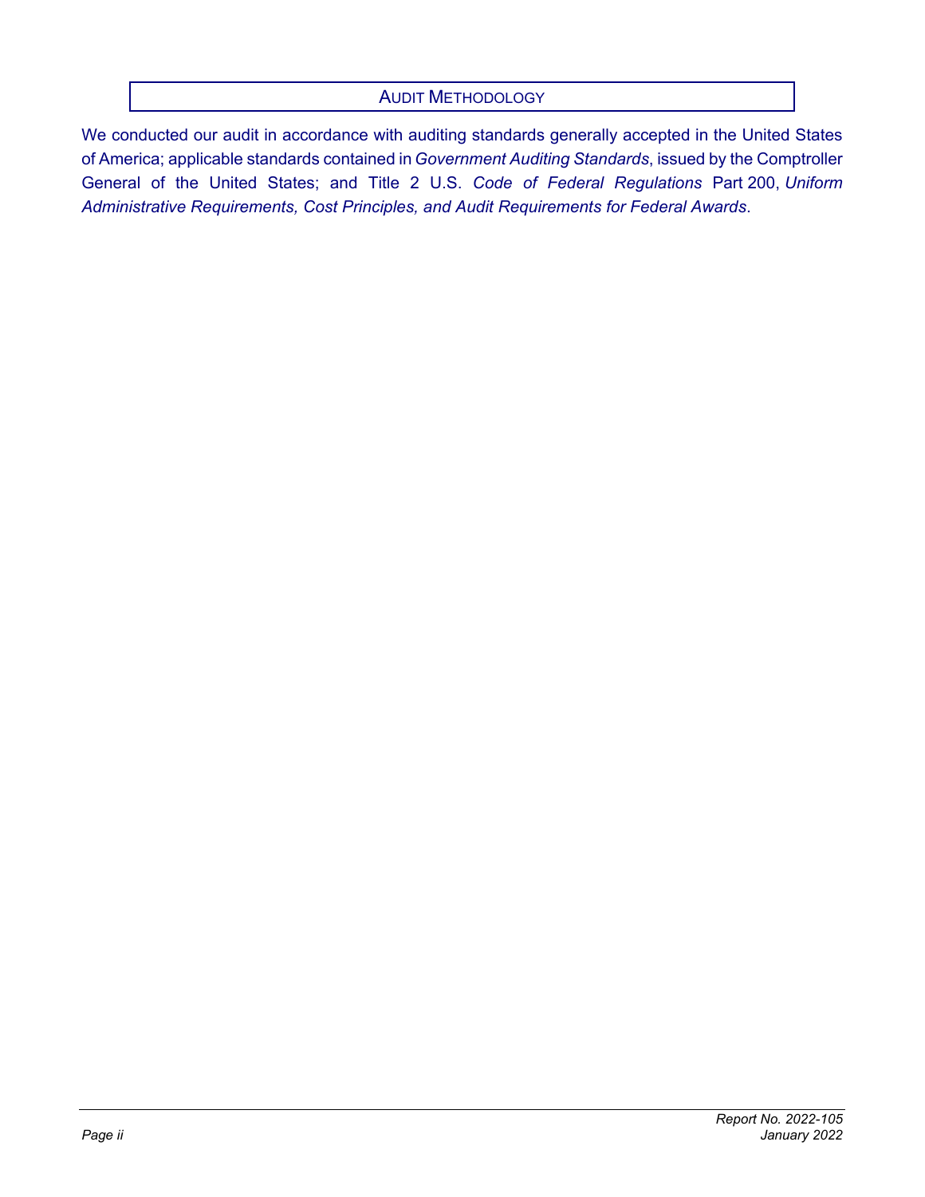## AUDIT METHODOLOGY

We conducted our audit in accordance with auditing standards generally accepted in the United States of America; applicable standards contained in *Government Auditing Standards*, issued by the Comptroller General of the United States; and Title 2 U.S. *Code of Federal Regulations* Part 200, *Uniform Administrative Requirements, Cost Principles, and Audit Requirements for Federal Awards*.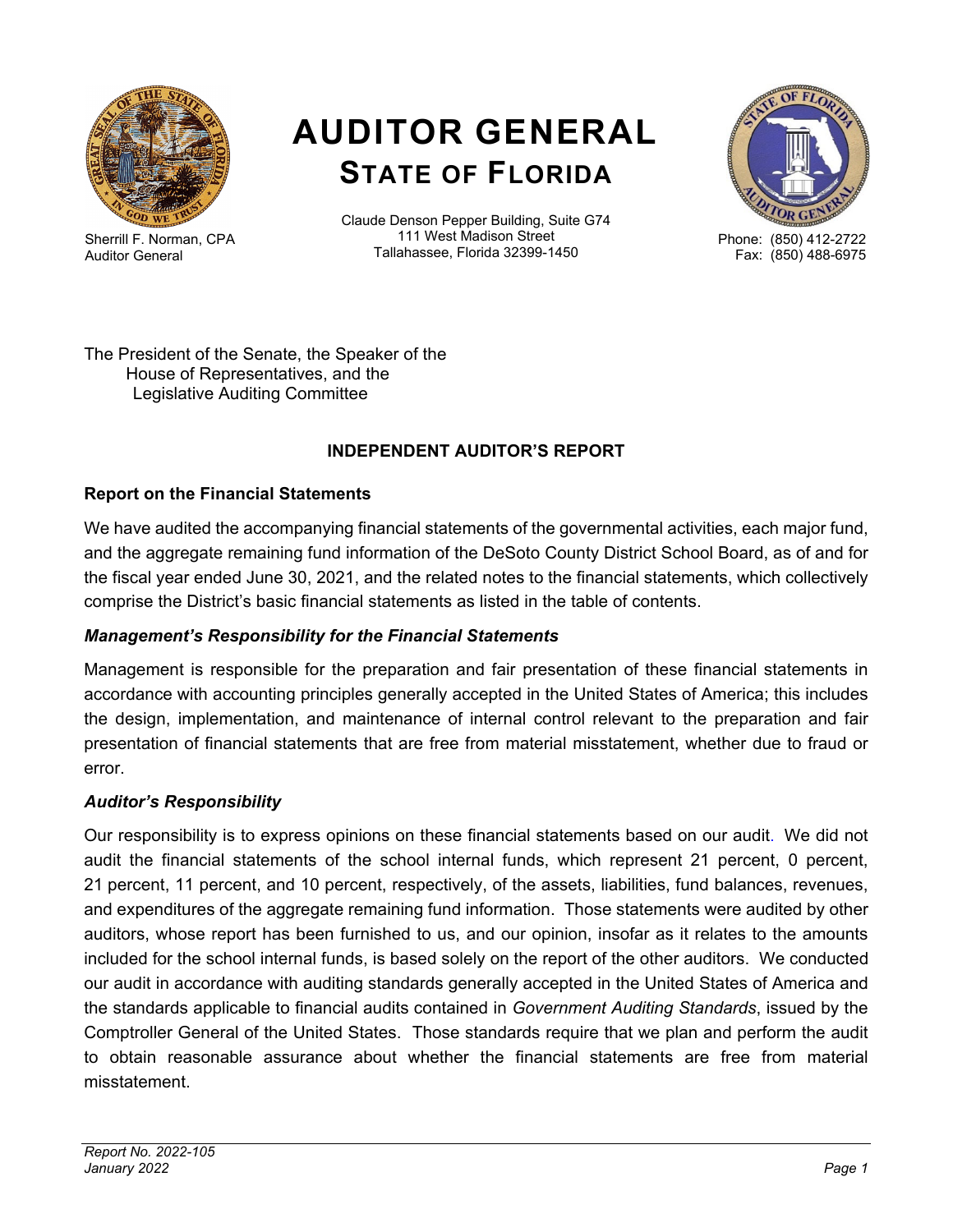# AUDITOR GENERAL
## STATE OF FLORIDA

Sherrill F. Norman, CPA
Auditor General

Claude Denson Pepper Building, Suite G74
111 West Madison Street
Tallahassee, Florida 32399-1450

Phone: (850) 412-2722
Fax: (850) 488-6975

The President of the Senate, the Speaker of the
House of Representatives, and the
Legislative Auditing Committee

### INDEPENDENT AUDITOR'S REPORT

### Report on the Financial Statements

We have audited the accompanying financial statements of the governmental activities, each major fund, and the aggregate remaining fund information of the DeSoto County District School Board, as of and for the fiscal year ended June 30, 2021, and the related notes to the financial statements, which collectively comprise the District's basic financial statements as listed in the table of contents.

#### *Management's Responsibility for the Financial Statements*

Management is responsible for the preparation and fair presentation of these financial statements in accordance with accounting principles generally accepted in the United States of America; this includes the design, implementation, and maintenance of internal control relevant to the preparation and fair presentation of financial statements that are free from material misstatement, whether due to fraud or error.

#### *Auditor's Responsibility*

Our responsibility is to express opinions on these financial statements based on our audit. We did not audit the financial statements of the school internal funds, which represent 21 percent, 0 percent, 21 percent, 11 percent, and 10 percent, respectively, of the assets, liabilities, fund balances, revenues, and expenditures of the aggregate remaining fund information. Those statements were audited by other auditors, whose report has been furnished to us, and our opinion, insofar as it relates to the amounts included for the school internal funds, is based solely on the report of the other auditors. We conducted our audit in accordance with auditing standards generally accepted in the United States of America and the standards applicable to financial audits contained in *Government Auditing Standards*, issued by the Comptroller General of the United States. Those standards require that we plan and perform the audit to obtain reasonable assurance about whether the financial statements are free from material misstatement.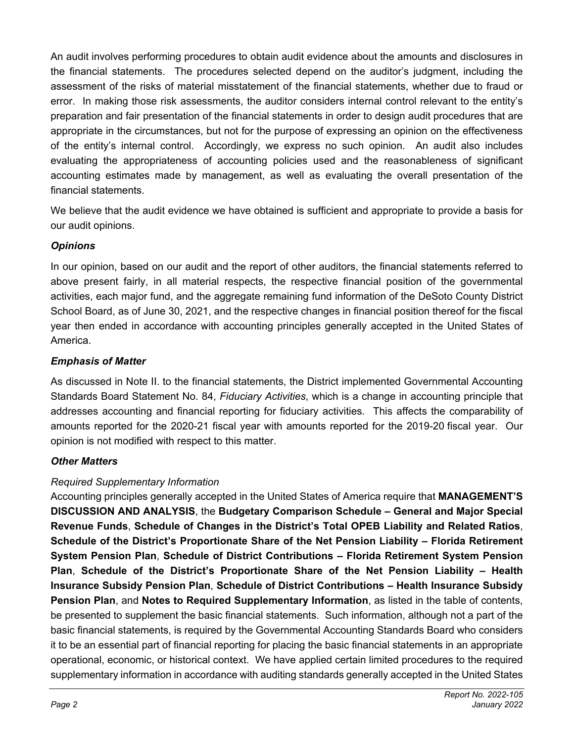An audit involves performing procedures to obtain audit evidence about the amounts and disclosures in the financial statements. The procedures selected depend on the auditor's judgment, including the assessment of the risks of material misstatement of the financial statements, whether due to fraud or error. In making those risk assessments, the auditor considers internal control relevant to the entity's preparation and fair presentation of the financial statements in order to design audit procedures that are appropriate in the circumstances, but not for the purpose of expressing an opinion on the effectiveness of the entity's internal control. Accordingly, we express no such opinion. An audit also includes evaluating the appropriateness of accounting policies used and the reasonableness of significant accounting estimates made by management, as well as evaluating the overall presentation of the financial statements.

We believe that the audit evidence we have obtained is sufficient and appropriate to provide a basis for our audit opinions.

### *Opinions*

In our opinion, based on our audit and the report of other auditors, the financial statements referred to above present fairly, in all material respects, the respective financial position of the governmental activities, each major fund, and the aggregate remaining fund information of the DeSoto County District School Board, as of June 30, 2021, and the respective changes in financial position thereof for the fiscal year then ended in accordance with accounting principles generally accepted in the United States of America.

### *Emphasis of Matter*

As discussed in Note II. to the financial statements, the District implemented Governmental Accounting Standards Board Statement No. 84, *Fiduciary Activities*, which is a change in accounting principle that addresses accounting and financial reporting for fiduciary activities. This affects the comparability of amounts reported for the 2020-21 fiscal year with amounts reported for the 2019-20 fiscal year. Our opinion is not modified with respect to this matter.

### *Other Matters*

*Required Supplementary Information*

Accounting principles generally accepted in the United States of America require that **MANAGEMENT'S DISCUSSION AND ANALYSIS**, the **Budgetary Comparison Schedule – General and Major Special Revenue Funds**, **Schedule of Changes in the District's Total OPEB Liability and Related Ratios**, **Schedule of the District's Proportionate Share of the Net Pension Liability – Florida Retirement System Pension Plan**, **Schedule of District Contributions – Florida Retirement System Pension Plan**, **Schedule of the District's Proportionate Share of the Net Pension Liability – Health Insurance Subsidy Pension Plan**, **Schedule of District Contributions – Health Insurance Subsidy Pension Plan**, and **Notes to Required Supplementary Information**, as listed in the table of contents, be presented to supplement the basic financial statements. Such information, although not a part of the basic financial statements, is required by the Governmental Accounting Standards Board who considers it to be an essential part of financial reporting for placing the basic financial statements in an appropriate operational, economic, or historical context. We have applied certain limited procedures to the required supplementary information in accordance with auditing standards generally accepted in the United States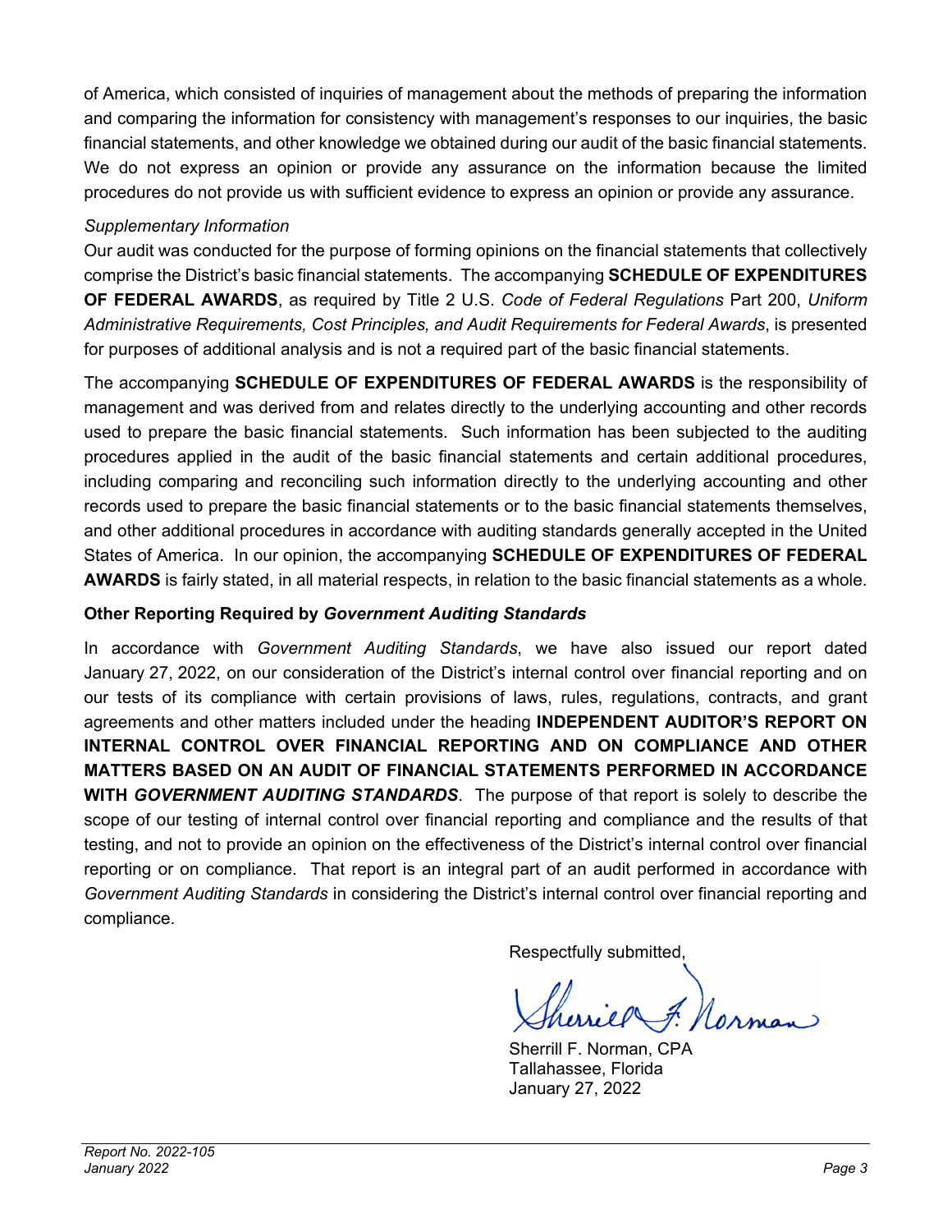of America, which consisted of inquiries of management about the methods of preparing the information and comparing the information for consistency with management's responses to our inquiries, the basic financial statements, and other knowledge we obtained during our audit of the basic financial statements. We do not express an opinion or provide any assurance on the information because the limited procedures do not provide us with sufficient evidence to express an opinion or provide any assurance.

*Supplementary Information*

Our audit was conducted for the purpose of forming opinions on the financial statements that collectively comprise the District's basic financial statements. The accompanying **SCHEDULE OF EXPENDITURES OF FEDERAL AWARDS**, as required by Title 2 U.S. *Code of Federal Regulations* Part 200, *Uniform Administrative Requirements, Cost Principles, and Audit Requirements for Federal Awards*, is presented for purposes of additional analysis and is not a required part of the basic financial statements.

The accompanying **SCHEDULE OF EXPENDITURES OF FEDERAL AWARDS** is the responsibility of management and was derived from and relates directly to the underlying accounting and other records used to prepare the basic financial statements. Such information has been subjected to the auditing procedures applied in the audit of the basic financial statements and certain additional procedures, including comparing and reconciling such information directly to the underlying accounting and other records used to prepare the basic financial statements or to the basic financial statements themselves, and other additional procedures in accordance with auditing standards generally accepted in the United States of America. In our opinion, the accompanying **SCHEDULE OF EXPENDITURES OF FEDERAL AWARDS** is fairly stated, in all material respects, in relation to the basic financial statements as a whole.

**Other Reporting Required by *Government Auditing Standards***

In accordance with *Government Auditing Standards*, we have also issued our report dated January 27, 2022, on our consideration of the District's internal control over financial reporting and on our tests of its compliance with certain provisions of laws, rules, regulations, contracts, and grant agreements and other matters included under the heading **INDEPENDENT AUDITOR'S REPORT ON INTERNAL CONTROL OVER FINANCIAL REPORTING AND ON COMPLIANCE AND OTHER MATTERS BASED ON AN AUDIT OF FINANCIAL STATEMENTS PERFORMED IN ACCORDANCE WITH *GOVERNMENT AUDITING STANDARDS***. The purpose of that report is solely to describe the scope of our testing of internal control over financial reporting and compliance and the results of that testing, and not to provide an opinion on the effectiveness of the District's internal control over financial reporting or on compliance. That report is an integral part of an audit performed in accordance with *Government Auditing Standards* in considering the District's internal control over financial reporting and compliance.

Respectfully submitted,

Sherrill F. Norman, CPA
Tallahassee, Florida
January 27, 2022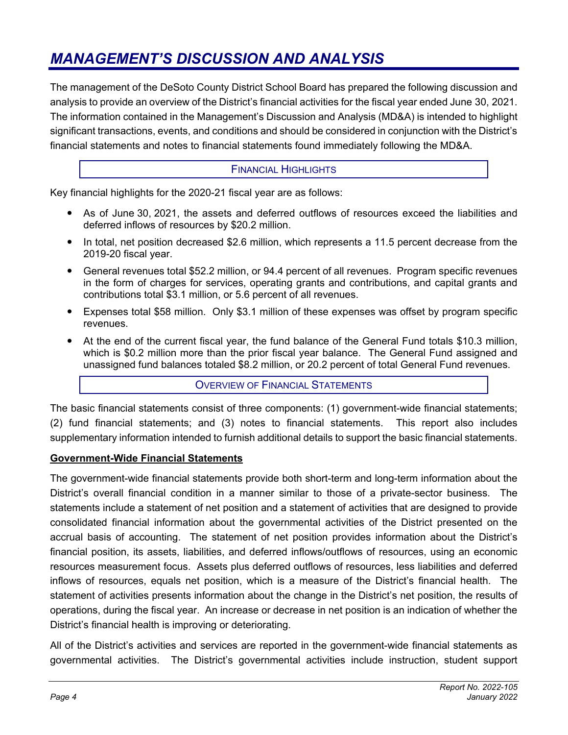# MANAGEMENT'S DISCUSSION AND ANALYSIS

The management of the DeSoto County District School Board has prepared the following discussion and analysis to provide an overview of the District's financial activities for the fiscal year ended June 30, 2021. The information contained in the Management's Discussion and Analysis (MD&A) is intended to highlight significant transactions, events, and conditions and should be considered in conjunction with the District's financial statements and notes to financial statements found immediately following the MD&A.

## FINANCIAL HIGHLIGHTS

Key financial highlights for the 2020-21 fiscal year are as follows:

- As of June 30, 2021, the assets and deferred outflows of resources exceed the liabilities and deferred inflows of resources by $20.2 million.
- In total, net position decreased $2.6 million, which represents a 11.5 percent decrease from the 2019-20 fiscal year.
- General revenues total $52.2 million, or 94.4 percent of all revenues. Program specific revenues in the form of charges for services, operating grants and contributions, and capital grants and contributions total $3.1 million, or 5.6 percent of all revenues.
- Expenses total $58 million. Only $3.1 million of these expenses was offset by program specific revenues.
- At the end of the current fiscal year, the fund balance of the General Fund totals $10.3 million, which is $0.2 million more than the prior fiscal year balance. The General Fund assigned and unassigned fund balances totaled $8.2 million, or 20.2 percent of total General Fund revenues.

## OVERVIEW OF FINANCIAL STATEMENTS

The basic financial statements consist of three components: (1) government-wide financial statements; (2) fund financial statements; and (3) notes to financial statements. This report also includes supplementary information intended to furnish additional details to support the basic financial statements.

### Government-Wide Financial Statements

The government-wide financial statements provide both short-term and long-term information about the District's overall financial condition in a manner similar to those of a private-sector business. The statements include a statement of net position and a statement of activities that are designed to provide consolidated financial information about the governmental activities of the District presented on the accrual basis of accounting. The statement of net position provides information about the District's financial position, its assets, liabilities, and deferred inflows/outflows of resources, using an economic resources measurement focus. Assets plus deferred outflows of resources, less liabilities and deferred inflows of resources, equals net position, which is a measure of the District's financial health. The statement of activities presents information about the change in the District's net position, the results of operations, during the fiscal year. An increase or decrease in net position is an indication of whether the District's financial health is improving or deteriorating.

All of the District's activities and services are reported in the government-wide financial statements as governmental activities. The District's governmental activities include instruction, student support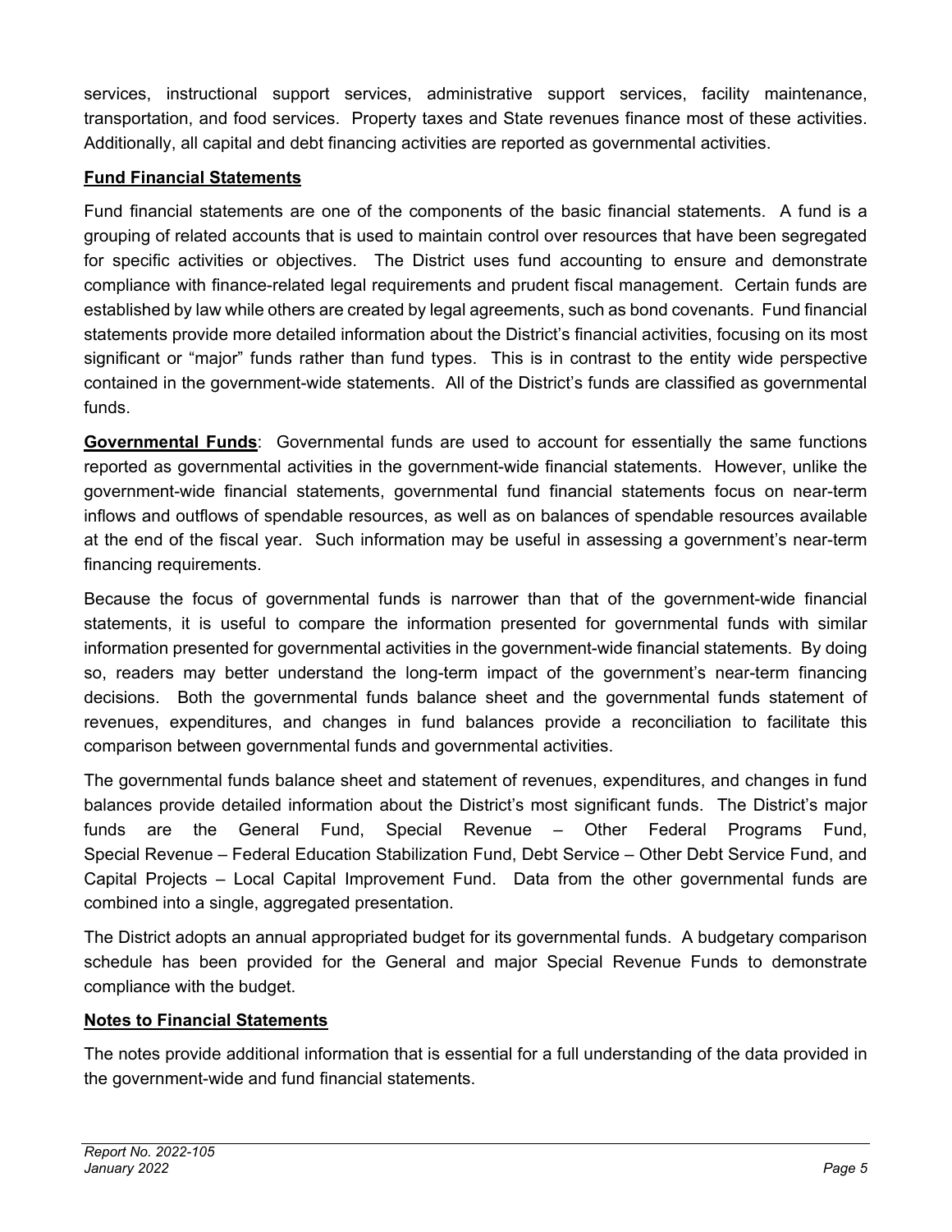services, instructional support services, administrative support services, facility maintenance, transportation, and food services. Property taxes and State revenues finance most of these activities. Additionally, all capital and debt financing activities are reported as governmental activities.

**Fund Financial Statements**

Fund financial statements are one of the components of the basic financial statements. A fund is a grouping of related accounts that is used to maintain control over resources that have been segregated for specific activities or objectives. The District uses fund accounting to ensure and demonstrate compliance with finance-related legal requirements and prudent fiscal management. Certain funds are established by law while others are created by legal agreements, such as bond covenants. Fund financial statements provide more detailed information about the District's financial activities, focusing on its most significant or "major" funds rather than fund types. This is in contrast to the entity wide perspective contained in the government-wide statements. All of the District's funds are classified as governmental funds.

**Governmental Funds**: Governmental funds are used to account for essentially the same functions reported as governmental activities in the government-wide financial statements. However, unlike the government-wide financial statements, governmental fund financial statements focus on near-term inflows and outflows of spendable resources, as well as on balances of spendable resources available at the end of the fiscal year. Such information may be useful in assessing a government's near-term financing requirements.

Because the focus of governmental funds is narrower than that of the government-wide financial statements, it is useful to compare the information presented for governmental funds with similar information presented for governmental activities in the government-wide financial statements. By doing so, readers may better understand the long-term impact of the government's near-term financing decisions. Both the governmental funds balance sheet and the governmental funds statement of revenues, expenditures, and changes in fund balances provide a reconciliation to facilitate this comparison between governmental funds and governmental activities.

The governmental funds balance sheet and statement of revenues, expenditures, and changes in fund balances provide detailed information about the District's most significant funds. The District's major funds are the General Fund, Special Revenue – Other Federal Programs Fund, Special Revenue – Federal Education Stabilization Fund, Debt Service – Other Debt Service Fund, and Capital Projects – Local Capital Improvement Fund. Data from the other governmental funds are combined into a single, aggregated presentation.

The District adopts an annual appropriated budget for its governmental funds. A budgetary comparison schedule has been provided for the General and major Special Revenue Funds to demonstrate compliance with the budget.

**Notes to Financial Statements**

The notes provide additional information that is essential for a full understanding of the data provided in the government-wide and fund financial statements.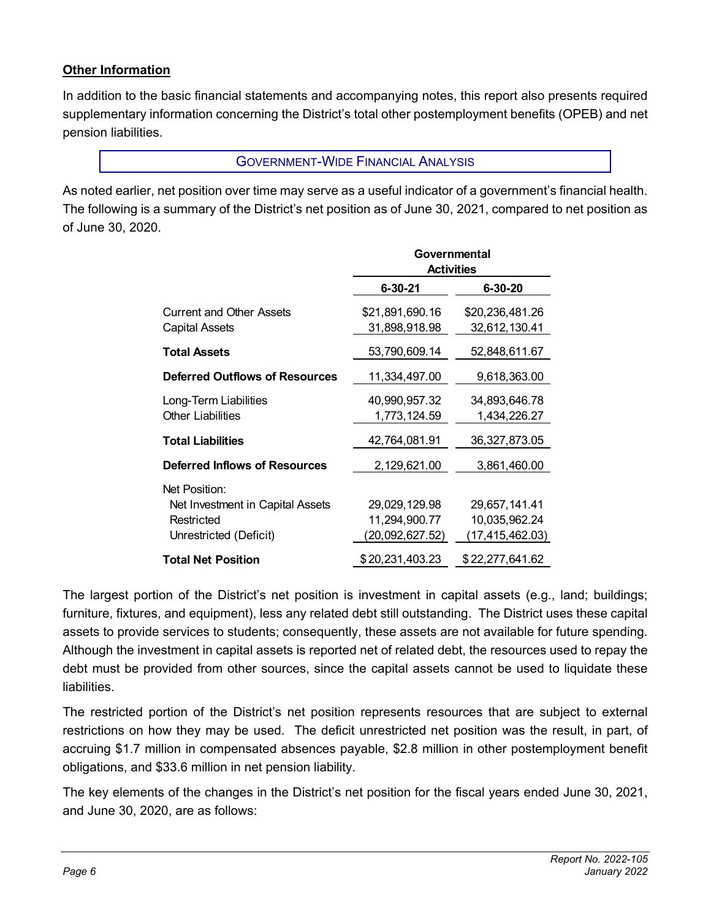## Other Information

In addition to the basic financial statements and accompanying notes, this report also presents required supplementary information concerning the District's total other postemployment benefits (OPEB) and net pension liabilities.

## GOVERNMENT-WIDE FINANCIAL ANALYSIS

As noted earlier, net position over time may serve as a useful indicator of a government's financial health. The following is a summary of the District's net position as of June 30, 2021, compared to net position as of June 30, 2020.

| | Governmental Activities | |
|---|---|---|
| | **6-30-21** | **6-30-20** |
| Current and Other Assets | $21,891,690.16 | $20,236,481.26 |
| Capital Assets | 31,898,918.98 | 32,612,130.41 |
| **Total Assets** | 53,790,609.14 | 52,848,611.67 |
| **Deferred Outflows of Resources** | 11,334,497.00 | 9,618,363.00 |
| Long-Term Liabilities | 40,990,957.32 | 34,893,646.78 |
| Other Liabilities | 1,773,124.59 | 1,434,226.27 |
| **Total Liabilities** | 42,764,081.91 | 36,327,873.05 |
| **Deferred Inflows of Resources** | 2,129,621.00 | 3,861,460.00 |
| Net Position: | | |
| Net Investment in Capital Assets | 29,029,129.98 | 29,657,141.41 |
| Restricted | 11,294,900.77 | 10,035,962.24 |
| Unrestricted (Deficit) | (20,092,627.52) | (17,415,462.03) |
| **Total Net Position** | $ 20,231,403.23 | $ 22,277,641.62 |

The largest portion of the District's net position is investment in capital assets (e.g., land; buildings; furniture, fixtures, and equipment), less any related debt still outstanding. The District uses these capital assets to provide services to students; consequently, these assets are not available for future spending. Although the investment in capital assets is reported net of related debt, the resources used to repay the debt must be provided from other sources, since the capital assets cannot be used to liquidate these liabilities.

The restricted portion of the District's net position represents resources that are subject to external restrictions on how they may be used. The deficit unrestricted net position was the result, in part, of accruing $1.7 million in compensated absences payable, $2.8 million in other postemployment benefit obligations, and $33.6 million in net pension liability.

The key elements of the changes in the District's net position for the fiscal years ended June 30, 2021, and June 30, 2020, are as follows: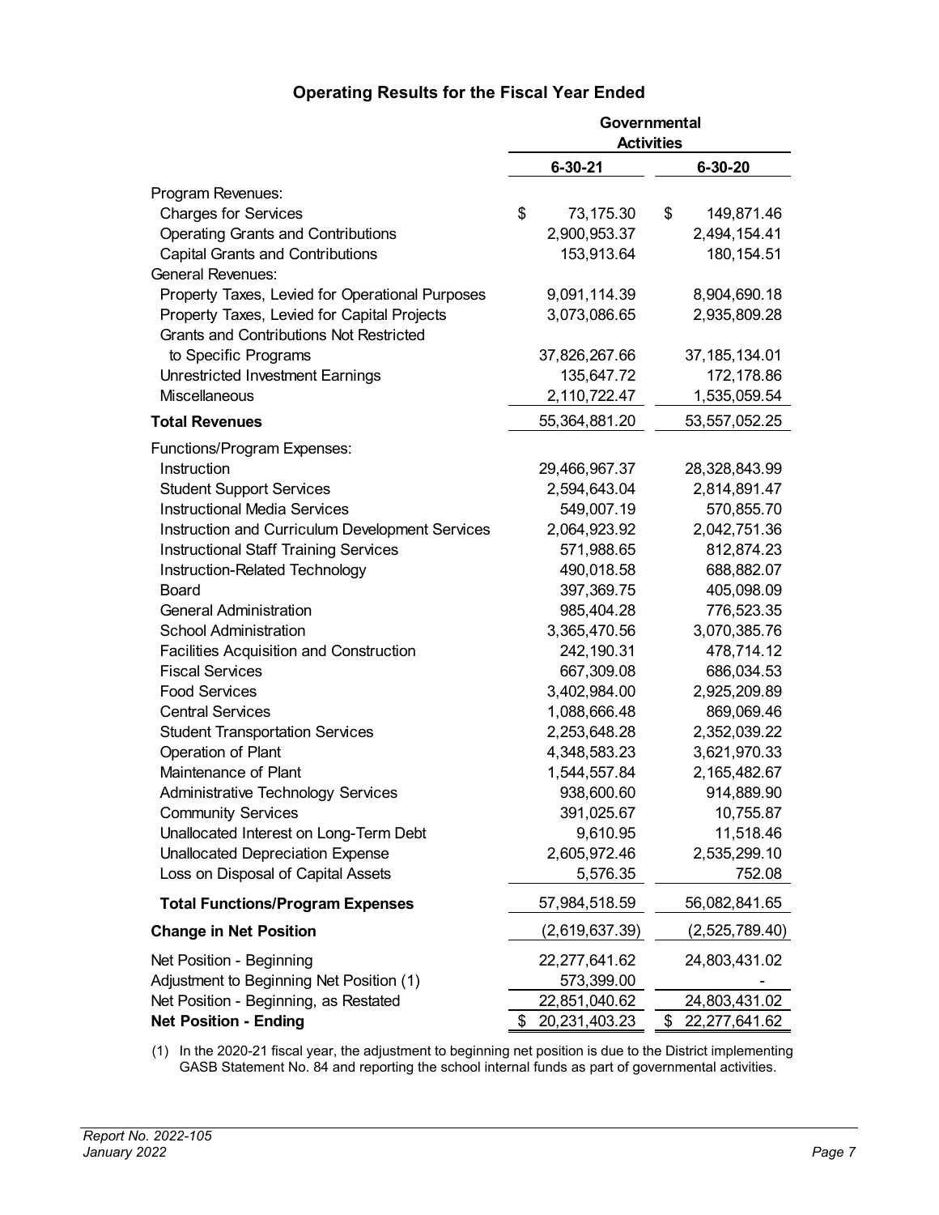## Operating Results for the Fiscal Year Ended

| | Governmental Activities | |
|---|---|---|
| | 6-30-21 | 6-30-20 |
| Program Revenues: | | |
| Charges for Services | $ 73,175.30 | $ 149,871.46 |
| Operating Grants and Contributions | 2,900,953.37 | 2,494,154.41 |
| Capital Grants and Contributions | 153,913.64 | 180,154.51 |
| General Revenues: | | |
| Property Taxes, Levied for Operational Purposes | 9,091,114.39 | 8,904,690.18 |
| Property Taxes, Levied for Capital Projects | 3,073,086.65 | 2,935,809.28 |
| Grants and Contributions Not Restricted to Specific Programs | 37,826,267.66 | 37,185,134.01 |
| Unrestricted Investment Earnings | 135,647.72 | 172,178.86 |
| Miscellaneous | 2,110,722.47 | 1,535,059.54 |
| **Total Revenues** | 55,364,881.20 | 53,557,052.25 |
| Functions/Program Expenses: | | |
| Instruction | 29,466,967.37 | 28,328,843.99 |
| Student Support Services | 2,594,643.04 | 2,814,891.47 |
| Instructional Media Services | 549,007.19 | 570,855.70 |
| Instruction and Curriculum Development Services | 2,064,923.92 | 2,042,751.36 |
| Instructional Staff Training Services | 571,988.65 | 812,874.23 |
| Instruction-Related Technology | 490,018.58 | 688,882.07 |
| Board | 397,369.75 | 405,098.09 |
| General Administration | 985,404.28 | 776,523.35 |
| School Administration | 3,365,470.56 | 3,070,385.76 |
| Facilities Acquisition and Construction | 242,190.31 | 478,714.12 |
| Fiscal Services | 667,309.08 | 686,034.53 |
| Food Services | 3,402,984.00 | 2,925,209.89 |
| Central Services | 1,088,666.48 | 869,069.46 |
| Student Transportation Services | 2,253,648.28 | 2,352,039.22 |
| Operation of Plant | 4,348,583.23 | 3,621,970.33 |
| Maintenance of Plant | 1,544,557.84 | 2,165,482.67 |
| Administrative Technology Services | 938,600.60 | 914,889.90 |
| Community Services | 391,025.67 | 10,755.87 |
| Unallocated Interest on Long-Term Debt | 9,610.95 | 11,518.46 |
| Unallocated Depreciation Expense | 2,605,972.46 | 2,535,299.10 |
| Loss on Disposal of Capital Assets | 5,576.35 | 752.08 |
| **Total Functions/Program Expenses** | 57,984,518.59 | 56,082,841.65 |
| **Change in Net Position** | (2,619,637.39) | (2,525,789.40) |
| Net Position - Beginning | 22,277,641.62 | 24,803,431.02 |
| Adjustment to Beginning Net Position (1) | 573,399.00 | - |
| Net Position - Beginning, as Restated | 22,851,040.62 | 24,803,431.02 |
| **Net Position - Ending** | $ 20,231,403.23 | $ 22,277,641.62 |

(1) In the 2020-21 fiscal year, the adjustment to beginning net position is due to the District implementing GASB Statement No. 84 and reporting the school internal funds as part of governmental activities.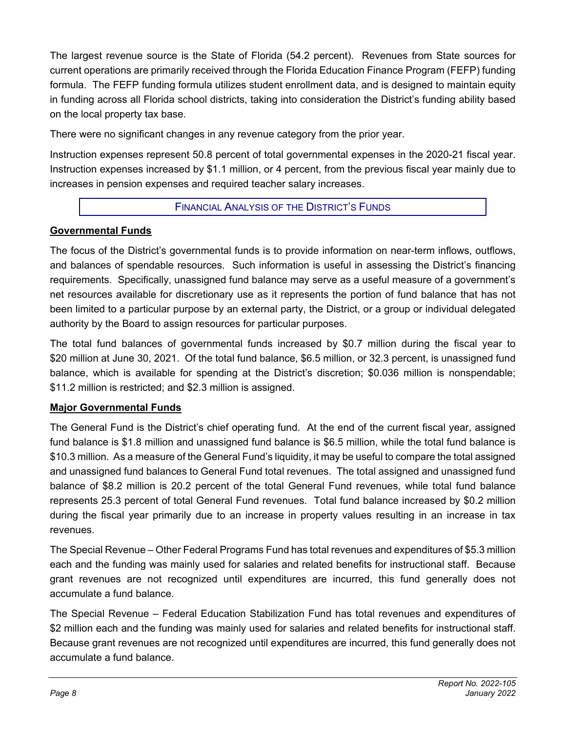The largest revenue source is the State of Florida (54.2 percent). Revenues from State sources for current operations are primarily received through the Florida Education Finance Program (FEFP) funding formula. The FEFP funding formula utilizes student enrollment data, and is designed to maintain equity in funding across all Florida school districts, taking into consideration the District's funding ability based on the local property tax base.

There were no significant changes in any revenue category from the prior year.

Instruction expenses represent 50.8 percent of total governmental expenses in the 2020-21 fiscal year. Instruction expenses increased by $1.1 million, or 4 percent, from the previous fiscal year mainly due to increases in pension expenses and required teacher salary increases.

## FINANCIAL ANALYSIS OF THE DISTRICT'S FUNDS

### Governmental Funds

The focus of the District's governmental funds is to provide information on near-term inflows, outflows, and balances of spendable resources. Such information is useful in assessing the District's financing requirements. Specifically, unassigned fund balance may serve as a useful measure of a government's net resources available for discretionary use as it represents the portion of fund balance that has not been limited to a particular purpose by an external party, the District, or a group or individual delegated authority by the Board to assign resources for particular purposes.

The total fund balances of governmental funds increased by $0.7 million during the fiscal year to $20 million at June 30, 2021. Of the total fund balance, $6.5 million, or 32.3 percent, is unassigned fund balance, which is available for spending at the District's discretion; $0.036 million is nonspendable; $11.2 million is restricted; and $2.3 million is assigned.

### Major Governmental Funds

The General Fund is the District's chief operating fund. At the end of the current fiscal year, assigned fund balance is $1.8 million and unassigned fund balance is $6.5 million, while the total fund balance is $10.3 million. As a measure of the General Fund's liquidity, it may be useful to compare the total assigned and unassigned fund balances to General Fund total revenues. The total assigned and unassigned fund balance of $8.2 million is 20.2 percent of the total General Fund revenues, while total fund balance represents 25.3 percent of total General Fund revenues. Total fund balance increased by $0.2 million during the fiscal year primarily due to an increase in property values resulting in an increase in tax revenues.

The Special Revenue – Other Federal Programs Fund has total revenues and expenditures of $5.3 million each and the funding was mainly used for salaries and related benefits for instructional staff. Because grant revenues are not recognized until expenditures are incurred, this fund generally does not accumulate a fund balance.

The Special Revenue – Federal Education Stabilization Fund has total revenues and expenditures of $2 million each and the funding was mainly used for salaries and related benefits for instructional staff. Because grant revenues are not recognized until expenditures are incurred, this fund generally does not accumulate a fund balance.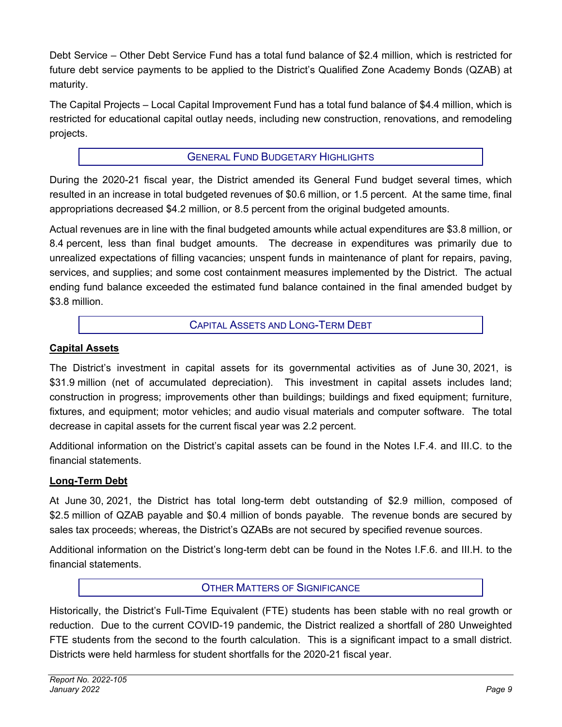Debt Service – Other Debt Service Fund has a total fund balance of $2.4 million, which is restricted for future debt service payments to be applied to the District's Qualified Zone Academy Bonds (QZAB) at maturity.

The Capital Projects – Local Capital Improvement Fund has a total fund balance of $4.4 million, which is restricted for educational capital outlay needs, including new construction, renovations, and remodeling projects.

## General Fund Budgetary Highlights

During the 2020-21 fiscal year, the District amended its General Fund budget several times, which resulted in an increase in total budgeted revenues of $0.6 million, or 1.5 percent. At the same time, final appropriations decreased $4.2 million, or 8.5 percent from the original budgeted amounts.

Actual revenues are in line with the final budgeted amounts while actual expenditures are $3.8 million, or 8.4 percent, less than final budget amounts. The decrease in expenditures was primarily due to unrealized expectations of filling vacancies; unspent funds in maintenance of plant for repairs, paving, services, and supplies; and some cost containment measures implemented by the District. The actual ending fund balance exceeded the estimated fund balance contained in the final amended budget by $3.8 million.

## Capital Assets and Long-Term Debt

### Capital Assets

The District's investment in capital assets for its governmental activities as of June 30, 2021, is $31.9 million (net of accumulated depreciation). This investment in capital assets includes land; construction in progress; improvements other than buildings; buildings and fixed equipment; furniture, fixtures, and equipment; motor vehicles; and audio visual materials and computer software. The total decrease in capital assets for the current fiscal year was 2.2 percent.

Additional information on the District's capital assets can be found in the Notes I.F.4. and III.C. to the financial statements.

### Long-Term Debt

At June 30, 2021, the District has total long-term debt outstanding of $2.9 million, composed of $2.5 million of QZAB payable and $0.4 million of bonds payable. The revenue bonds are secured by sales tax proceeds; whereas, the District's QZABs are not secured by specified revenue sources.

Additional information on the District's long-term debt can be found in the Notes I.F.6. and III.H. to the financial statements.

## Other Matters of Significance

Historically, the District's Full-Time Equivalent (FTE) students has been stable with no real growth or reduction. Due to the current COVID-19 pandemic, the District realized a shortfall of 280 Unweighted FTE students from the second to the fourth calculation. This is a significant impact to a small district. Districts were held harmless for student shortfalls for the 2020-21 fiscal year.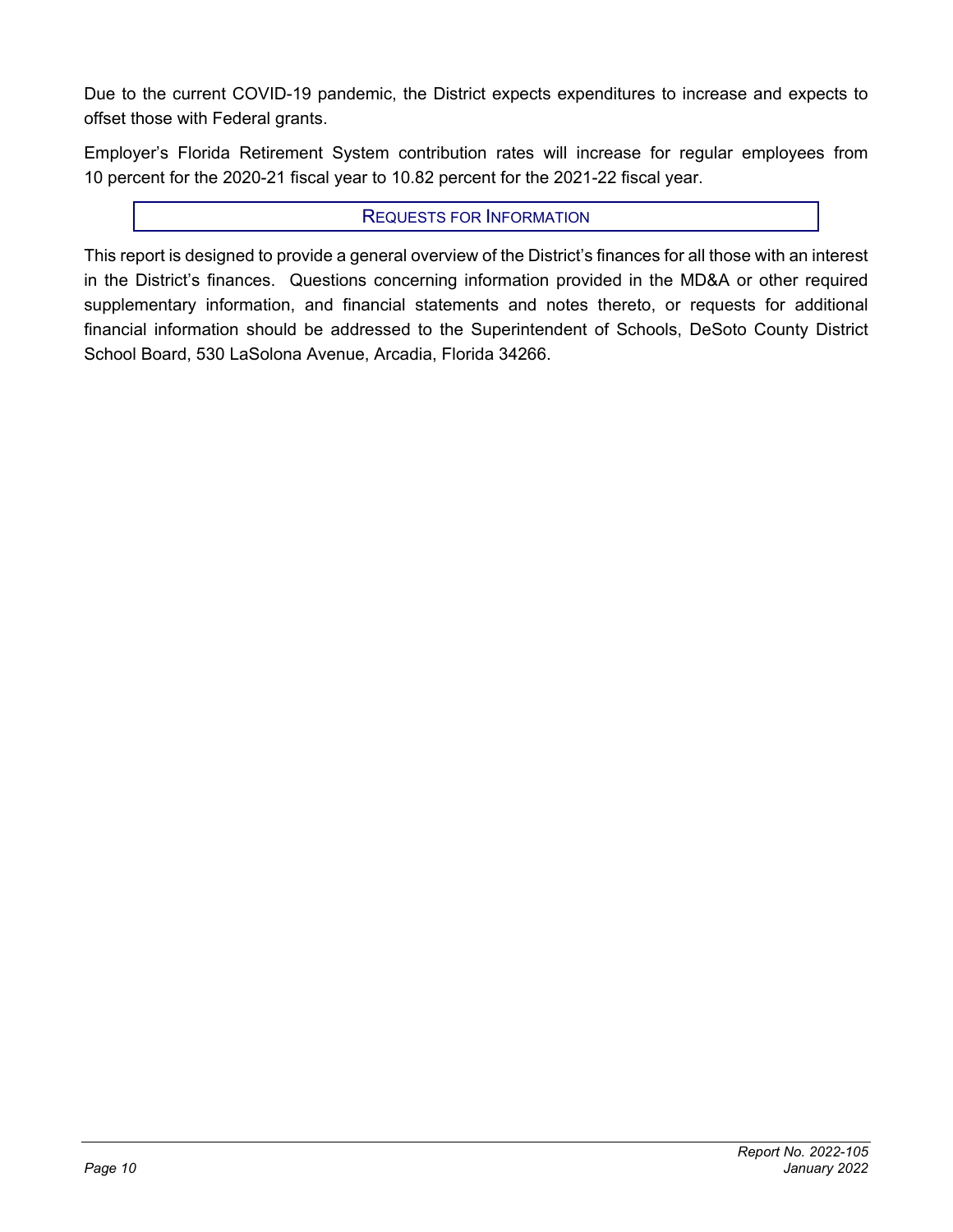Due to the current COVID-19 pandemic, the District expects expenditures to increase and expects to offset those with Federal grants.

Employer's Florida Retirement System contribution rates will increase for regular employees from 10 percent for the 2020-21 fiscal year to 10.82 percent for the 2021-22 fiscal year.

## REQUESTS FOR INFORMATION

This report is designed to provide a general overview of the District's finances for all those with an interest in the District's finances. Questions concerning information provided in the MD&A or other required supplementary information, and financial statements and notes thereto, or requests for additional financial information should be addressed to the Superintendent of Schools, DeSoto County District School Board, 530 LaSolona Avenue, Arcadia, Florida 34266.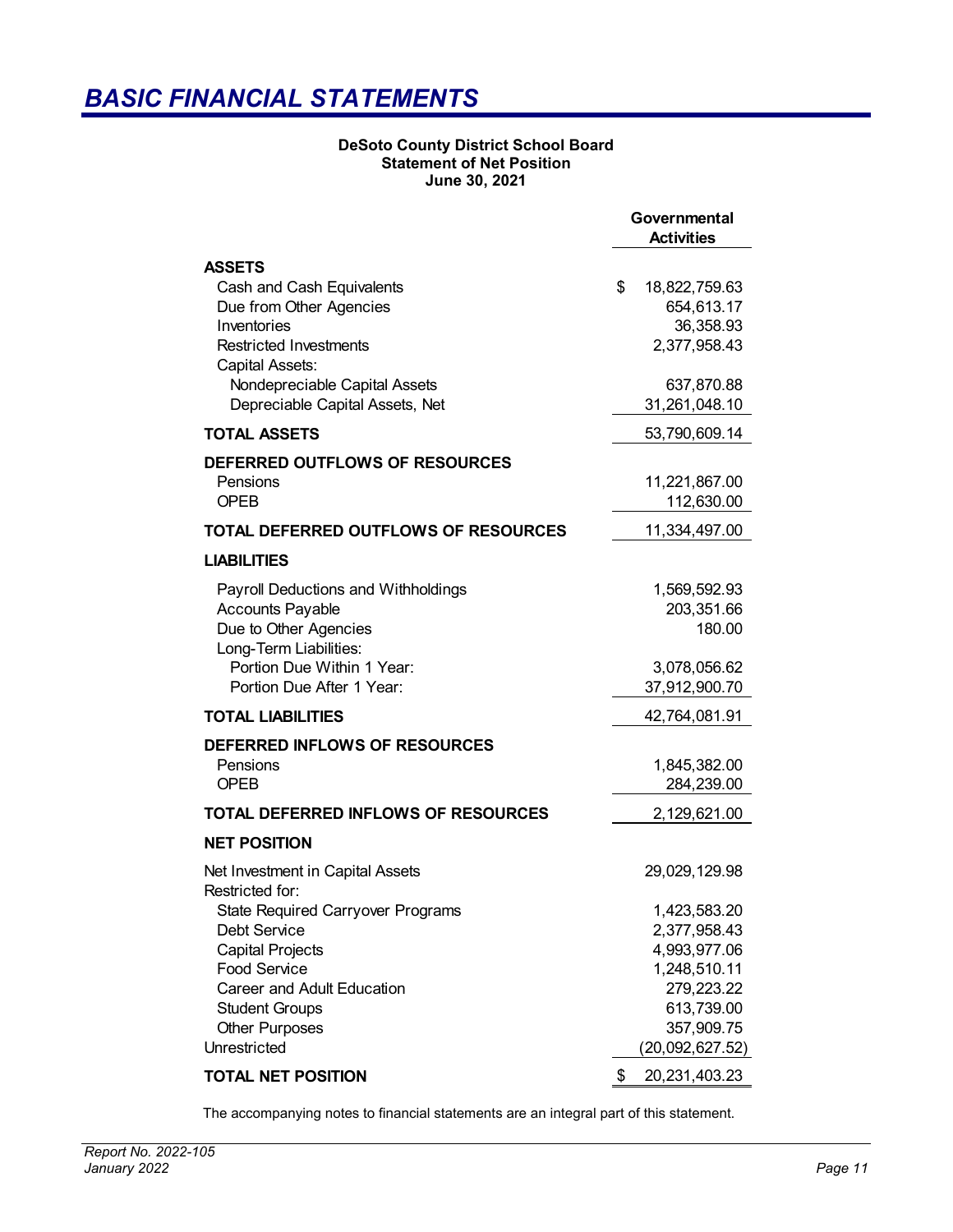# BASIC FINANCIAL STATEMENTS

**DeSoto County District School Board**
**Statement of Net Position**
**June 30, 2021**

| | Governmental Activities |
|---|---|
| **ASSETS** | |
| Cash and Cash Equivalents | $ 18,822,759.63 |
| Due from Other Agencies | 654,613.17 |
| Inventories | 36,358.93 |
| Restricted Investments | 2,377,958.43 |
| Capital Assets: | |
| Nondepreciable Capital Assets | 637,870.88 |
| Depreciable Capital Assets, Net | 31,261,048.10 |
| **TOTAL ASSETS** | 53,790,609.14 |
| **DEFERRED OUTFLOWS OF RESOURCES** | |
| Pensions | 11,221,867.00 |
| OPEB | 112,630.00 |
| **TOTAL DEFERRED OUTFLOWS OF RESOURCES** | 11,334,497.00 |
| **LIABILITIES** | |
| Payroll Deductions and Withholdings | 1,569,592.93 |
| Accounts Payable | 203,351.66 |
| Due to Other Agencies | 180.00 |
| Long-Term Liabilities: | |
| Portion Due Within 1 Year: | 3,078,056.62 |
| Portion Due After 1 Year: | 37,912,900.70 |
| **TOTAL LIABILITIES** | 42,764,081.91 |
| **DEFERRED INFLOWS OF RESOURCES** | |
| Pensions | 1,845,382.00 |
| OPEB | 284,239.00 |
| **TOTAL DEFERRED INFLOWS OF RESOURCES** | 2,129,621.00 |
| **NET POSITION** | |
| Net Investment in Capital Assets | 29,029,129.98 |
| Restricted for: | |
| State Required Carryover Programs | 1,423,583.20 |
| Debt Service | 2,377,958.43 |
| Capital Projects | 4,993,977.06 |
| Food Service | 1,248,510.11 |
| Career and Adult Education | 279,223.22 |
| Student Groups | 613,739.00 |
| Other Purposes | 357,909.75 |
| Unrestricted | (20,092,627.52) |
| **TOTAL NET POSITION** | $ 20,231,403.23 |

The accompanying notes to financial statements are an integral part of this statement.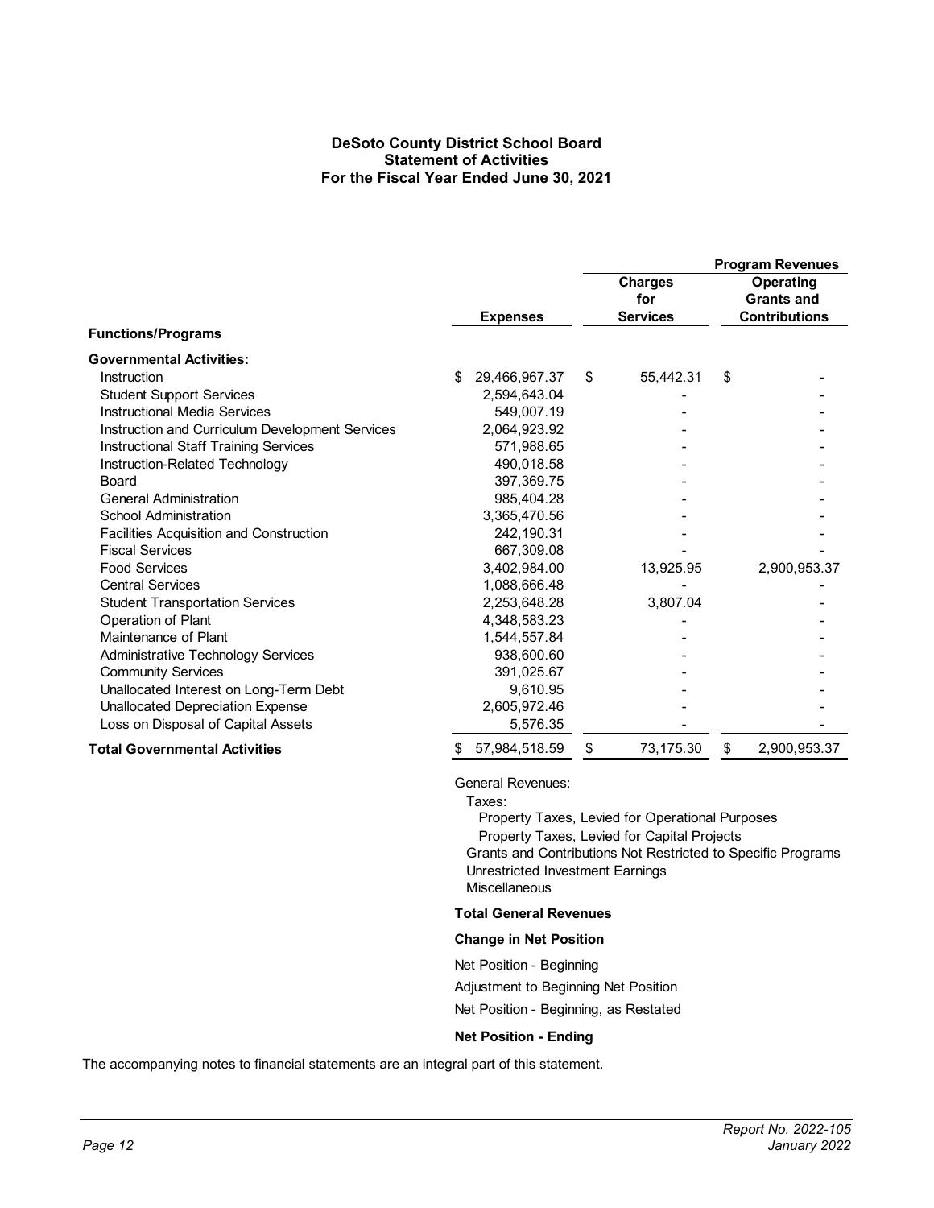**DeSoto County District School Board**
**Statement of Activities**
**For the Fiscal Year Ended June 30, 2021**

| | | Program Revenues | |
|---|---|---|---|
| | **Expenses** | **Charges for Services** | **Operating Grants and Contributions** |
| **Functions/Programs** | | | |
| **Governmental Activities:** | | | |
| Instruction | $ 29,466,967.37 | $ 55,442.31 | $ - |
| Student Support Services | 2,594,643.04 | - | - |
| Instructional Media Services | 549,007.19 | - | - |
| Instruction and Curriculum Development Services | 2,064,923.92 | - | - |
| Instructional Staff Training Services | 571,988.65 | - | - |
| Instruction-Related Technology | 490,018.58 | - | - |
| Board | 397,369.75 | - | - |
| General Administration | 985,404.28 | - | - |
| School Administration | 3,365,470.56 | - | - |
| Facilities Acquisition and Construction | 242,190.31 | - | - |
| Fiscal Services | 667,309.08 | - | - |
| Food Services | 3,402,984.00 | 13,925.95 | 2,900,953.37 |
| Central Services | 1,088,666.48 | - | - |
| Student Transportation Services | 2,253,648.28 | 3,807.04 | - |
| Operation of Plant | 4,348,583.23 | - | - |
| Maintenance of Plant | 1,544,557.84 | - | - |
| Administrative Technology Services | 938,600.60 | - | - |
| Community Services | 391,025.67 | - | - |
| Unallocated Interest on Long-Term Debt | 9,610.95 | - | - |
| Unallocated Depreciation Expense | 2,605,972.46 | - | - |
| Loss on Disposal of Capital Assets | 5,576.35 | - | - |
| **Total Governmental Activities** | $ 57,984,518.59 | $ 73,175.30 | $ 2,900,953.37 |

General Revenues:
- Taxes:
  - Property Taxes, Levied for Operational Purposes
  - Property Taxes, Levied for Capital Projects
- Grants and Contributions Not Restricted to Specific Programs
- Unrestricted Investment Earnings
- Miscellaneous

**Total General Revenues**

**Change in Net Position**

Net Position - Beginning

Adjustment to Beginning Net Position

Net Position - Beginning, as Restated

**Net Position - Ending**

The accompanying notes to financial statements are an integral part of this statement.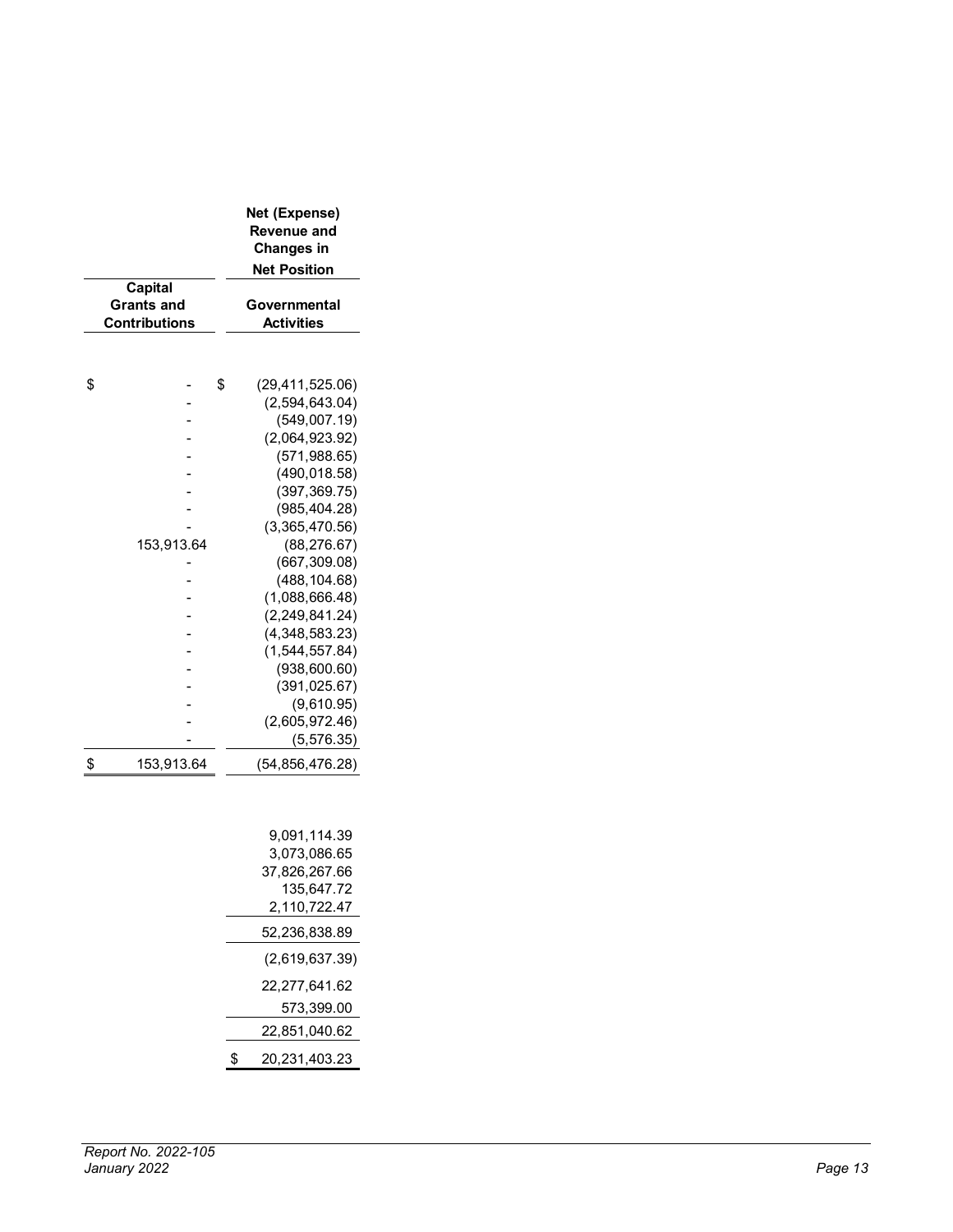| Capital Grants and Contributions | Net (Expense) Revenue and Changes in Net Position — Governmental Activities |
|---|---|
| | |
| $ - | $ (29,411,525.06) |
| - | (2,594,643.04) |
| - | (549,007.19) |
| - | (2,064,923.92) |
| - | (571,988.65) |
| - | (490,018.58) |
| - | (397,369.75) |
| - | (985,404.28) |
| - | (3,365,470.56) |
| 153,913.64 | (88,276.67) |
| - | (667,309.08) |
| - | (488,104.68) |
| - | (1,088,666.48) |
| - | (2,249,841.24) |
| - | (4,348,583.23) |
| - | (1,544,557.84) |
| - | (938,600.60) |
| - | (391,025.67) |
| - | (9,610.95) |
| - | (2,605,972.46) |
| - | (5,576.35) |
| $ 153,913.64 | (54,856,476.28) |
| | |
| | 9,091,114.39 |
| | 3,073,086.65 |
| | 37,826,267.66 |
| | 135,647.72 |
| | 2,110,722.47 |
| | 52,236,838.89 |
| | (2,619,637.39) |
| | 22,277,641.62 |
| | 573,399.00 |
| | 22,851,040.62 |
| | $ 20,231,403.23 |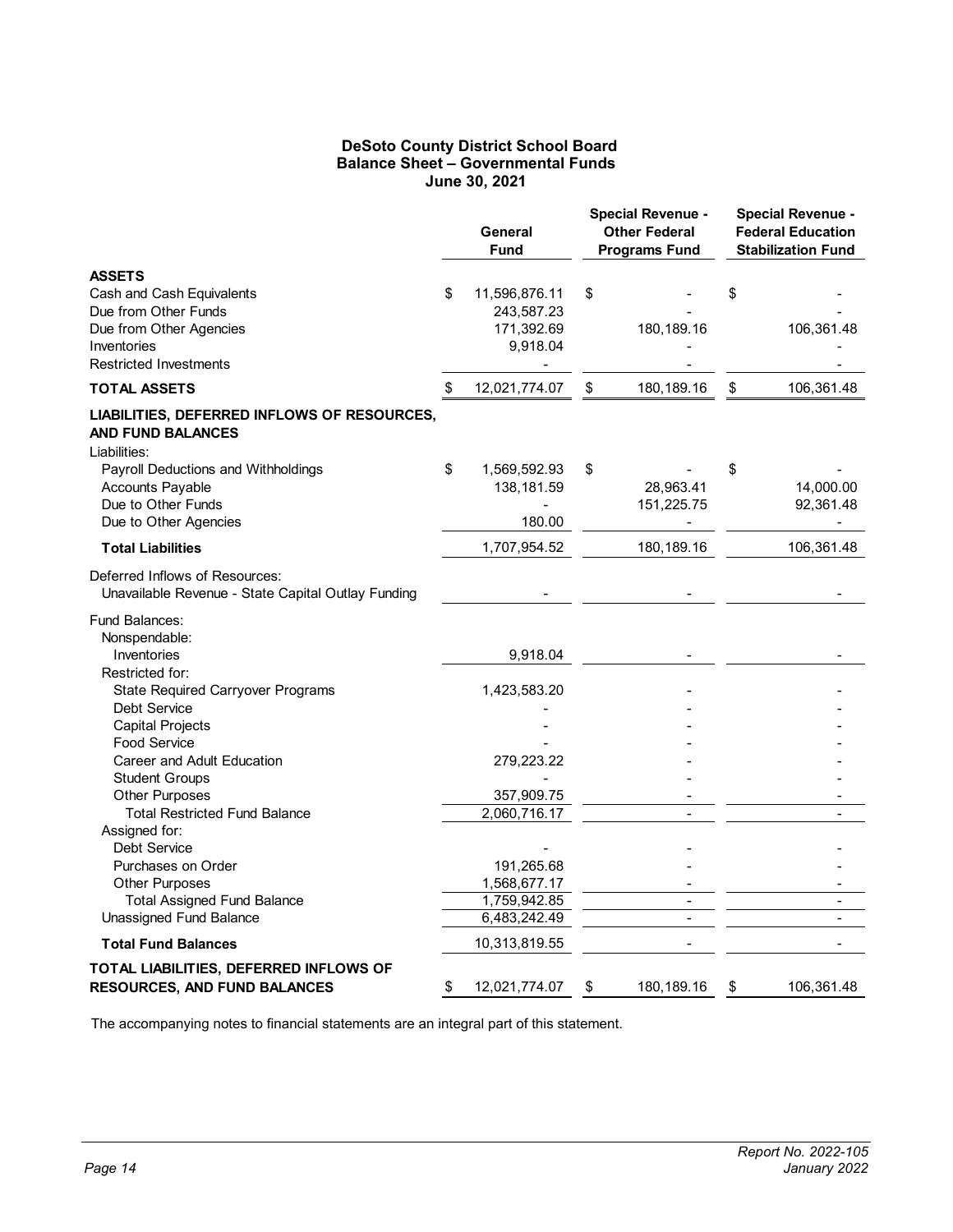# DeSoto County District School Board
## Balance Sheet – Governmental Funds
### June 30, 2021

| | General Fund | Special Revenue - Other Federal Programs Fund | Special Revenue - Federal Education Stabilization Fund |
|---|---|---|---|
| **ASSETS** | | | |
| Cash and Cash Equivalents | $ 11,596,876.11 | $ - | $ - |
| Due from Other Funds | 243,587.23 | - | - |
| Due from Other Agencies | 171,392.69 | 180,189.16 | 106,361.48 |
| Inventories | 9,918.04 | - | - |
| Restricted Investments | - | - | - |
| **TOTAL ASSETS** | $ 12,021,774.07 | $ 180,189.16 | $ 106,361.48 |
| **LIABILITIES, DEFERRED INFLOWS OF RESOURCES, AND FUND BALANCES** | | | |
| Liabilities: | | | |
| Payroll Deductions and Withholdings | $ 1,569,592.93 | $ - | $ - |
| Accounts Payable | 138,181.59 | 28,963.41 | 14,000.00 |
| Due to Other Funds | - | 151,225.75 | 92,361.48 |
| Due to Other Agencies | 180.00 | - | - |
| **Total Liabilities** | 1,707,954.52 | 180,189.16 | 106,361.48 |
| Deferred Inflows of Resources: | | | |
| Unavailable Revenue - State Capital Outlay Funding | - | - | - |
| Fund Balances: | | | |
| Nonspendable: | | | |
| Inventories | 9,918.04 | - | - |
| Restricted for: | | | |
| State Required Carryover Programs | 1,423,583.20 | - | - |
| Debt Service | - | - | - |
| Capital Projects | - | - | - |
| Food Service | - | - | - |
| Career and Adult Education | 279,223.22 | - | - |
| Student Groups | - | - | - |
| Other Purposes | 357,909.75 | - | - |
| Total Restricted Fund Balance | 2,060,716.17 | - | - |
| Assigned for: | | | |
| Debt Service | - | - | - |
| Purchases on Order | 191,265.68 | - | - |
| Other Purposes | 1,568,677.17 | - | - |
| Total Assigned Fund Balance | 1,759,942.85 | - | - |
| Unassigned Fund Balance | 6,483,242.49 | - | - |
| **Total Fund Balances** | 10,313,819.55 | - | - |
| **TOTAL LIABILITIES, DEFERRED INFLOWS OF RESOURCES, AND FUND BALANCES** | $ 12,021,774.07 | $ 180,189.16 | $ 106,361.48 |

The accompanying notes to financial statements are an integral part of this statement.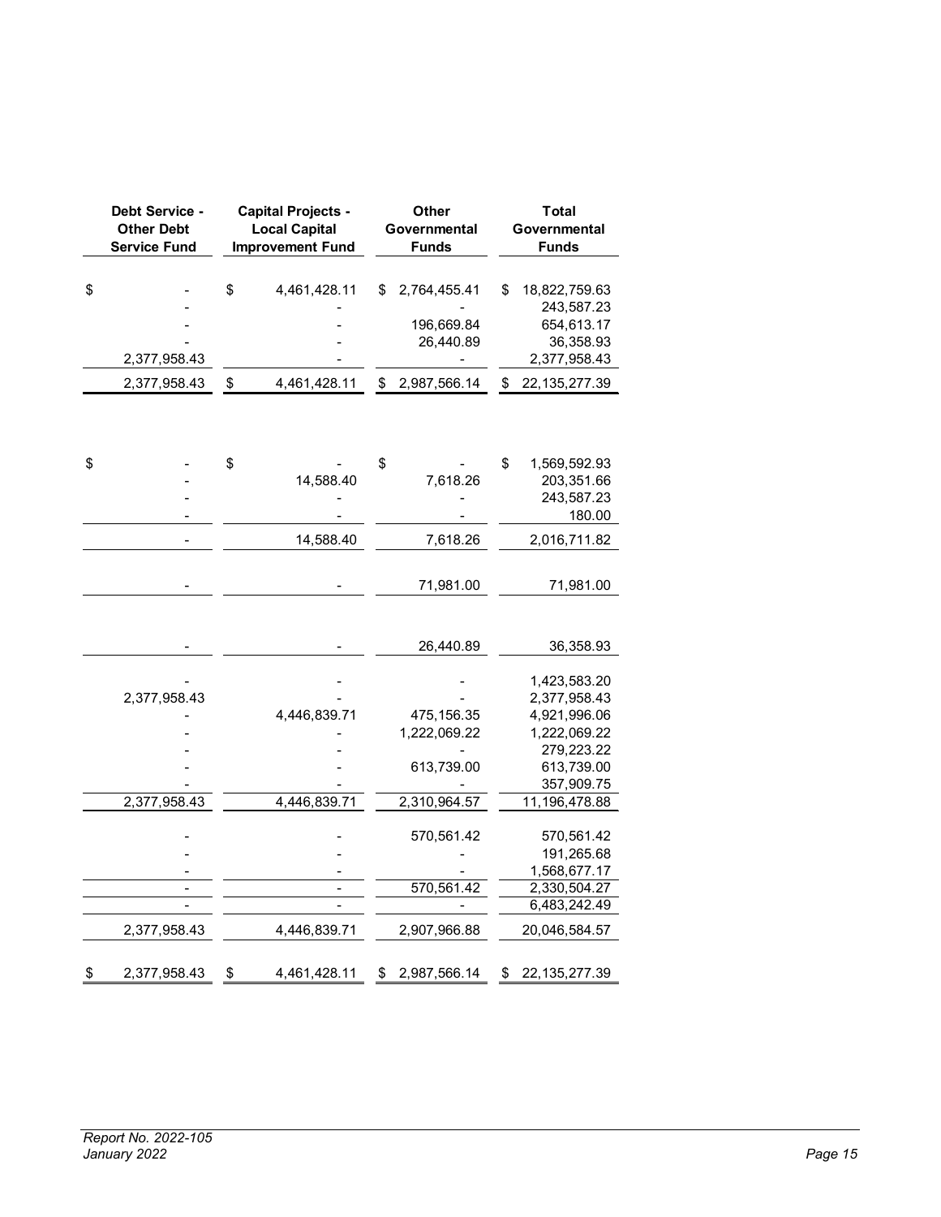| Debt Service - Other Debt Service Fund | Capital Projects - Local Capital Improvement Fund | Other Governmental Funds | Total Governmental Funds |
|---|---|---|---|
| $ - | $ 4,461,428.11 | $ 2,764,455.41 | $ 18,822,759.63 |
| - | - | - | 243,587.23 |
| - | - | 196,669.84 | 654,613.17 |
| - | - | 26,440.89 | 36,358.93 |
| 2,377,958.43 | - | - | 2,377,958.43 |
| 2,377,958.43 | $ 4,461,428.11 | $ 2,987,566.14 | $ 22,135,277.39 |
| | | | |
| $ - | $ - | $ - | $ 1,569,592.93 |
| - | 14,588.40 | 7,618.26 | 203,351.66 |
| - | - | - | 243,587.23 |
| - | - | - | 180.00 |
| - | 14,588.40 | 7,618.26 | 2,016,711.82 |
| | | | |
| - | - | 71,981.00 | 71,981.00 |
| | | | |
| - | - | 26,440.89 | 36,358.93 |
| | | | |
| - | - | - | 1,423,583.20 |
| 2,377,958.43 | - | - | 2,377,958.43 |
| - | 4,446,839.71 | 475,156.35 | 4,921,996.06 |
| - | - | 1,222,069.22 | 1,222,069.22 |
| - | - | - | 279,223.22 |
| - | - | 613,739.00 | 613,739.00 |
| - | - | - | 357,909.75 |
| 2,377,958.43 | 4,446,839.71 | 2,310,964.57 | 11,196,478.88 |
| | | | |
| - | - | 570,561.42 | 570,561.42 |
| - | - | - | 191,265.68 |
| - | - | - | 1,568,677.17 |
| - | - | 570,561.42 | 2,330,504.27 |
| - | - | - | 6,483,242.49 |
| 2,377,958.43 | 4,446,839.71 | 2,907,966.88 | 20,046,584.57 |
| | | | |
| $ 2,377,958.43 | $ 4,461,428.11 | $ 2,987,566.14 | $ 22,135,277.39 |

*Report No. 2022-105*
*January 2022*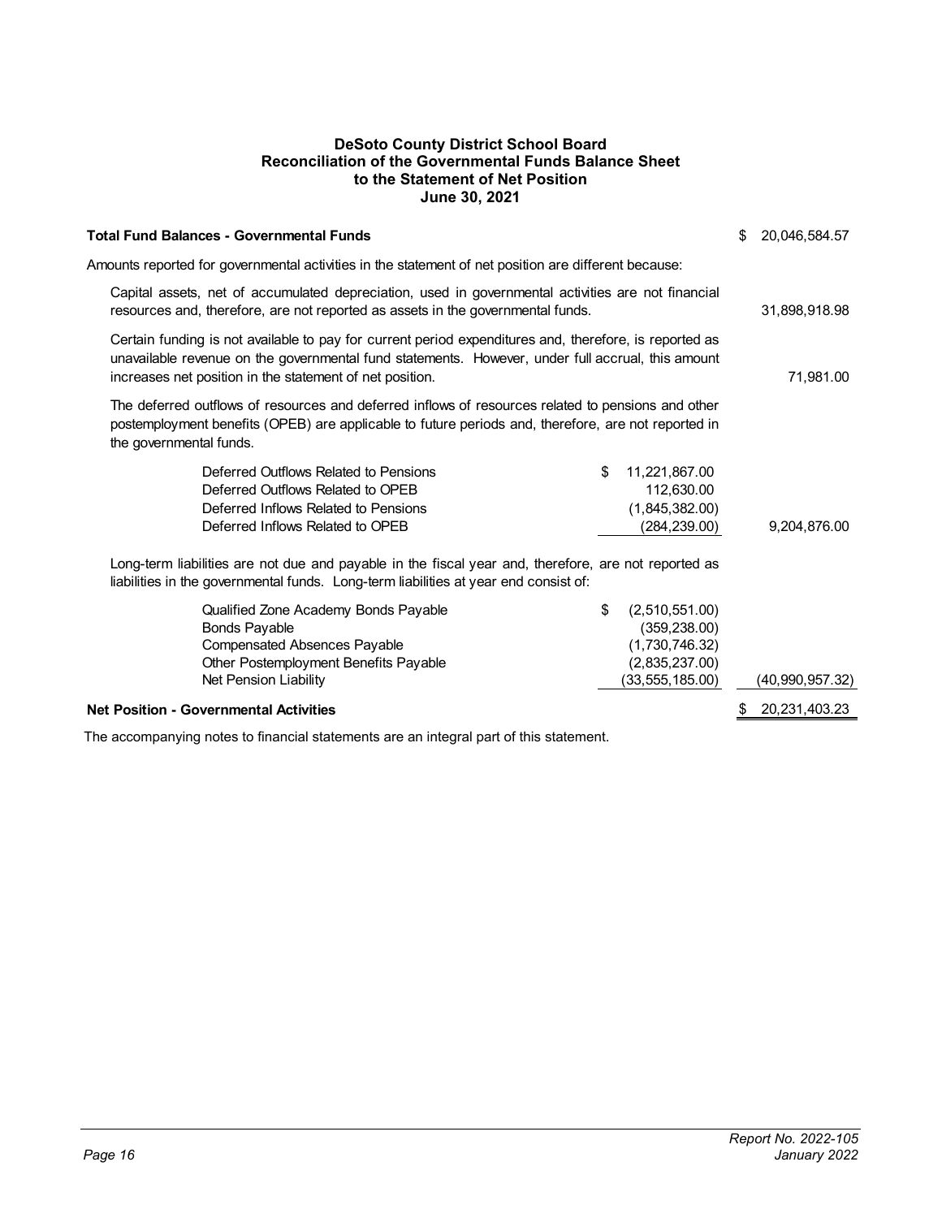# DeSoto County District School Board
## Reconciliation of the Governmental Funds Balance Sheet to the Statement of Net Position
### June 30, 2021

| | | |
|---|---|---|
| **Total Fund Balances - Governmental Funds** | | $ 20,046,584.57 |
| Amounts reported for governmental activities in the statement of net position are different because: | | |
| Capital assets, net of accumulated depreciation, used in governmental activities are not financial resources and, therefore, are not reported as assets in the governmental funds. | | 31,898,918.98 |
| Certain funding is not available to pay for current period expenditures and, therefore, is reported as unavailable revenue on the governmental fund statements. However, under full accrual, this amount increases net position in the statement of net position. | | 71,981.00 |
| The deferred outflows of resources and deferred inflows of resources related to pensions and other postemployment benefits (OPEB) are applicable to future periods and, therefore, are not reported in the governmental funds. | | |
| Deferred Outflows Related to Pensions | $ 11,221,867.00 | |
| Deferred Outflows Related to OPEB | 112,630.00 | |
| Deferred Inflows Related to Pensions | (1,845,382.00) | |
| Deferred Inflows Related to OPEB | (284,239.00) | 9,204,876.00 |
| Long-term liabilities are not due and payable in the fiscal year and, therefore, are not reported as liabilities in the governmental funds. Long-term liabilities at year end consist of: | | |
| Qualified Zone Academy Bonds Payable | $ (2,510,551.00) | |
| Bonds Payable | (359,238.00) | |
| Compensated Absences Payable | (1,730,746.32) | |
| Other Postemployment Benefits Payable | (2,835,237.00) | |
| Net Pension Liability | (33,555,185.00) | (40,990,957.32) |
| **Net Position - Governmental Activities** | | $ 20,231,403.23 |

The accompanying notes to financial statements are an integral part of this statement.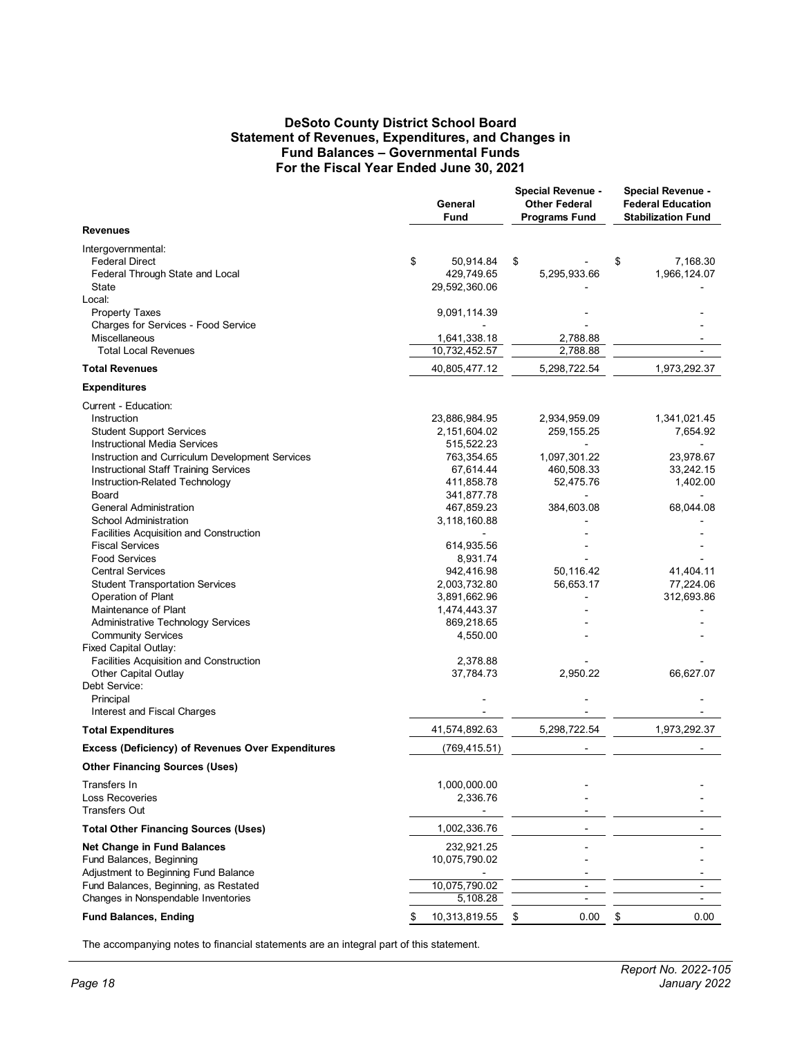## DeSoto County District School Board
## Statement of Revenues, Expenditures, and Changes in Fund Balances – Governmental Funds
## For the Fiscal Year Ended June 30, 2021

| | General Fund | Special Revenue - Other Federal Programs Fund | Special Revenue - Federal Education Stabilization Fund |
|---|---|---|---|
| **Revenues** | | | |
| Intergovernmental: | | | |
| Federal Direct | $ 50,914.84 | $ - | $ 7,168.30 |
| Federal Through State and Local | 429,749.65 | 5,295,933.66 | 1,966,124.07 |
| State | 29,592,360.06 | - | - |
| Local: | | | |
| Property Taxes | 9,091,114.39 | - | - |
| Charges for Services - Food Service | - | - | - |
| Miscellaneous | 1,641,338.18 | 2,788.88 | - |
| Total Local Revenues | 10,732,452.57 | 2,788.88 | - |
| **Total Revenues** | 40,805,477.12 | 5,298,722.54 | 1,973,292.37 |
| **Expenditures** | | | |
| Current - Education: | | | |
| Instruction | 23,886,984.95 | 2,934,959.09 | 1,341,021.45 |
| Student Support Services | 2,151,604.02 | 259,155.25 | 7,654.92 |
| Instructional Media Services | 515,522.23 | - | - |
| Instruction and Curriculum Development Services | 763,354.65 | 1,097,301.22 | 23,978.67 |
| Instructional Staff Training Services | 67,614.44 | 460,508.33 | 33,242.15 |
| Instruction-Related Technology | 411,858.78 | 52,475.76 | 1,402.00 |
| Board | 341,877.78 | - | - |
| General Administration | 467,859.23 | 384,603.08 | 68,044.08 |
| School Administration | 3,118,160.88 | - | - |
| Facilities Acquisition and Construction | - | - | - |
| Fiscal Services | 614,935.56 | - | - |
| Food Services | 8,931.74 | - | - |
| Central Services | 942,416.98 | 50,116.42 | 41,404.11 |
| Student Transportation Services | 2,003,732.80 | 56,653.17 | 77,224.06 |
| Operation of Plant | 3,891,662.96 | - | 312,693.86 |
| Maintenance of Plant | 1,474,443.37 | - | - |
| Administrative Technology Services | 869,218.65 | - | - |
| Community Services | 4,550.00 | - | - |
| Fixed Capital Outlay: | | | |
| Facilities Acquisition and Construction | 2,378.88 | - | - |
| Other Capital Outlay | 37,784.73 | 2,950.22 | 66,627.07 |
| Debt Service: | | | |
| Principal | - | - | - |
| Interest and Fiscal Charges | - | - | - |
| **Total Expenditures** | 41,574,892.63 | 5,298,722.54 | 1,973,292.37 |
| **Excess (Deficiency) of Revenues Over Expenditures** | (769,415.51) | - | - |
| **Other Financing Sources (Uses)** | | | |
| Transfers In | 1,000,000.00 | - | - |
| Loss Recoveries | 2,336.76 | - | - |
| Transfers Out | - | - | - |
| **Total Other Financing Sources (Uses)** | 1,002,336.76 | - | - |
| **Net Change in Fund Balances** | 232,921.25 | - | - |
| Fund Balances, Beginning | 10,075,790.02 | - | - |
| Adjustment to Beginning Fund Balance | - | - | - |
| Fund Balances, Beginning, as Restated | 10,075,790.02 | - | - |
| Changes in Nonspendable Inventories | 5,108.28 | - | - |
| **Fund Balances, Ending** | $ 10,313,819.55 | $ 0.00 | $ 0.00 |

The accompanying notes to financial statements are an integral part of this statement.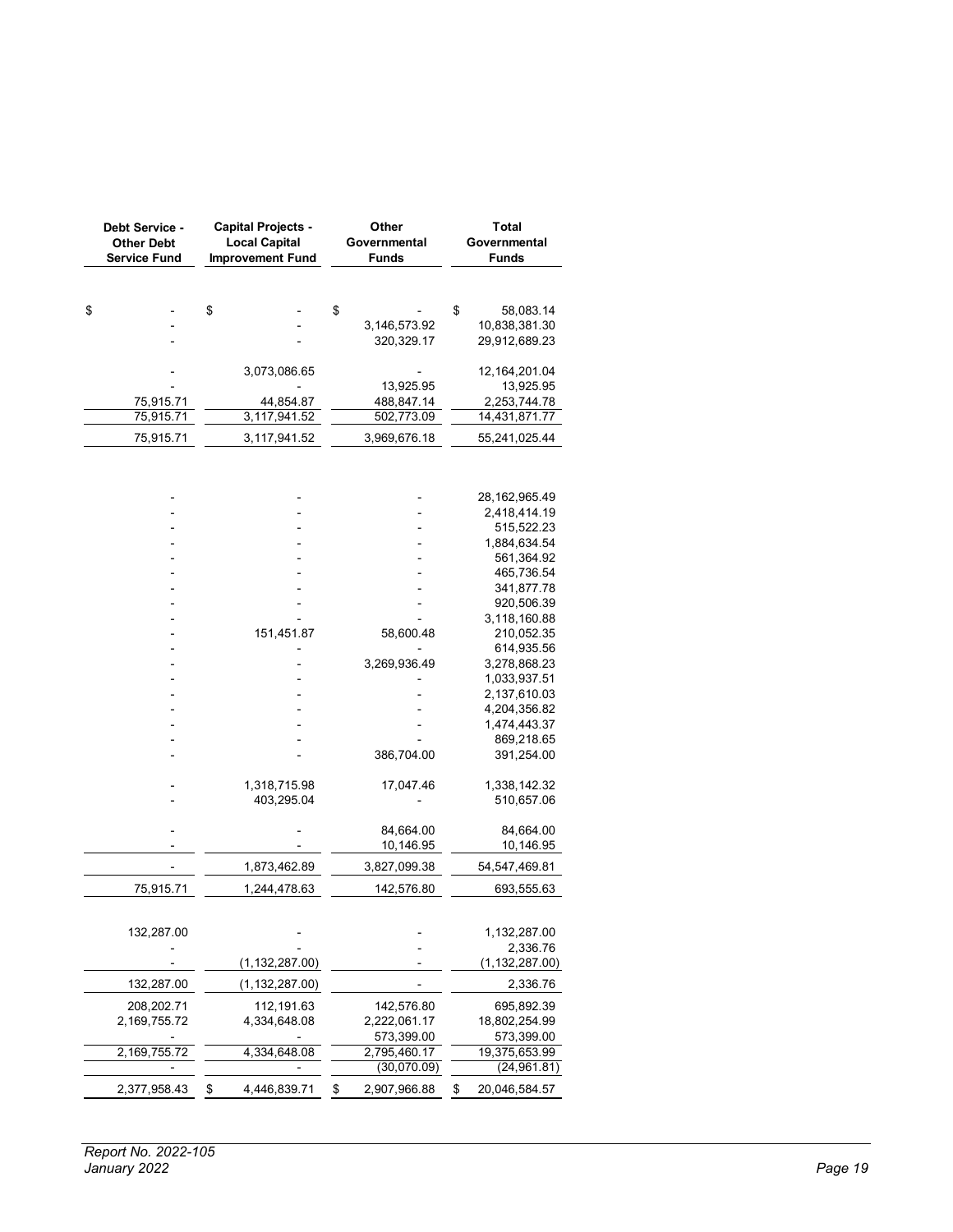| Debt Service - Other Debt Service Fund | Capital Projects - Local Capital Improvement Fund | Other Governmental Funds | Total Governmental Funds |
|---|---|---|---|
| | | | |
| $ - | $ - | $ - | $ 58,083.14 |
| - | - | 3,146,573.92 | 10,838,381.30 |
| - | - | 320,329.17 | 29,912,689.23 |
| | | | |
| - | 3,073,086.65 | - | 12,164,201.04 |
| - | - | 13,925.95 | 13,925.95 |
| 75,915.71 | 44,854.87 | 488,847.14 | 2,253,744.78 |
| 75,915.71 | 3,117,941.52 | 502,773.09 | 14,431,871.77 |
| 75,915.71 | 3,117,941.52 | 3,969,676.18 | 55,241,025.44 |
| | | | |
| - | - | - | 28,162,965.49 |
| - | - | - | 2,418,414.19 |
| - | - | - | 515,522.23 |
| - | - | - | 1,884,634.54 |
| - | - | - | 561,364.92 |
| - | - | - | 465,736.54 |
| - | - | - | 341,877.78 |
| - | - | - | 920,506.39 |
| - | - | - | 3,118,160.88 |
| - | 151,451.87 | 58,600.48 | 210,052.35 |
| - | - | - | 614,935.56 |
| - | - | 3,269,936.49 | 3,278,868.23 |
| - | - | - | 1,033,937.51 |
| - | - | - | 2,137,610.03 |
| - | - | - | 4,204,356.82 |
| - | - | - | 1,474,443.37 |
| - | - | - | 869,218.65 |
| - | - | 386,704.00 | 391,254.00 |
| | | | |
| - | 1,318,715.98 | 17,047.46 | 1,338,142.32 |
| - | 403,295.04 | - | 510,657.06 |
| | | | |
| - | - | 84,664.00 | 84,664.00 |
| - | - | 10,146.95 | 10,146.95 |
| - | 1,873,462.89 | 3,827,099.38 | 54,547,469.81 |
| 75,915.71 | 1,244,478.63 | 142,576.80 | 693,555.63 |
| | | | |
| 132,287.00 | - | - | 1,132,287.00 |
| - | - | - | 2,336.76 |
| - | (1,132,287.00) | - | (1,132,287.00) |
| 132,287.00 | (1,132,287.00) | - | 2,336.76 |
| 208,202.71 | 112,191.63 | 142,576.80 | 695,892.39 |
| 2,169,755.72 | 4,334,648.08 | 2,222,061.17 | 18,802,254.99 |
| - | - | 573,399.00 | 573,399.00 |
| 2,169,755.72 | 4,334,648.08 | 2,795,460.17 | 19,375,653.99 |
| - | - | (30,070.09) | (24,961.81) |
| 2,377,958.43 | $ 4,446,839.71 | $ 2,907,966.88 | $ 20,046,584.57 |

*Report No. 2022-105*
*January 2022*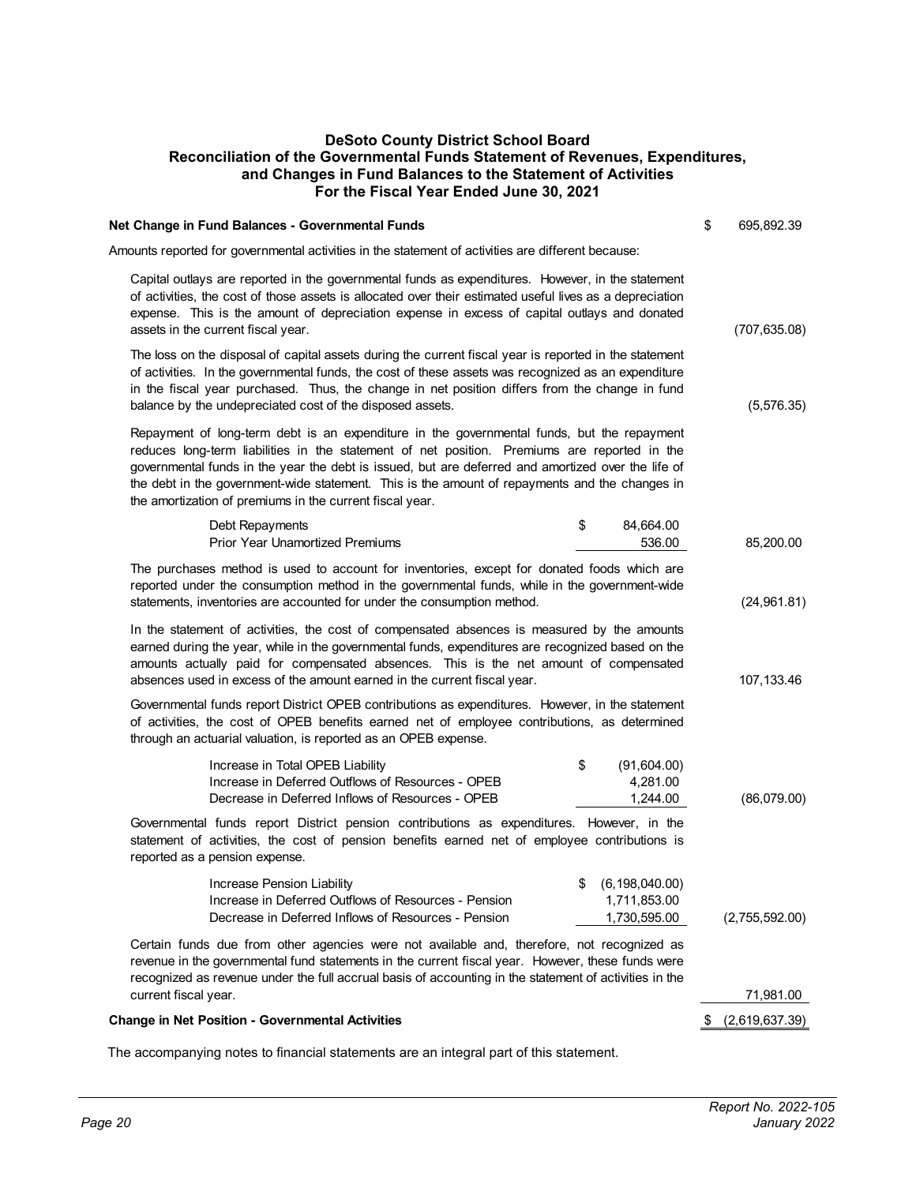# DeSoto County District School Board
## Reconciliation of the Governmental Funds Statement of Revenues, Expenditures, and Changes in Fund Balances to the Statement of Activities
### For the Fiscal Year Ended June 30, 2021

| | | |
|---|---|---|
| **Net Change in Fund Balances - Governmental Funds** | | $ 695,892.39 |
| Amounts reported for governmental activities in the statement of activities are different because: | | |
| Capital outlays are reported in the governmental funds as expenditures. However, in the statement of activities, the cost of those assets is allocated over their estimated useful lives as a depreciation expense. This is the amount of depreciation expense in excess of capital outlays and donated assets in the current fiscal year. | | (707,635.08) |
| The loss on the disposal of capital assets during the current fiscal year is reported in the statement of activities. In the governmental funds, the cost of these assets was recognized as an expenditure in the fiscal year purchased. Thus, the change in net position differs from the change in fund balance by the undepreciated cost of the disposed assets. | | (5,576.35) |
| Repayment of long-term debt is an expenditure in the governmental funds, but the repayment reduces long-term liabilities in the statement of net position. Premiums are reported in the governmental funds in the year the debt is issued, but are deferred and amortized over the life of the debt in the government-wide statement. This is the amount of repayments and the changes in the amortization of premiums in the current fiscal year. | | |
| Debt Repayments | $ 84,664.00 | |
| Prior Year Unamortized Premiums | 536.00 | 85,200.00 |
| The purchases method is used to account for inventories, except for donated foods which are reported under the consumption method in the governmental funds, while in the government-wide statements, inventories are accounted for under the consumption method. | | (24,961.81) |
| In the statement of activities, the cost of compensated absences is measured by the amounts earned during the year, while in the governmental funds, expenditures are recognized based on the amounts actually paid for compensated absences. This is the net amount of compensated absences used in excess of the amount earned in the current fiscal year. | | 107,133.46 |
| Governmental funds report District OPEB contributions as expenditures. However, in the statement of activities, the cost of OPEB benefits earned net of employee contributions, as determined through an actuarial valuation, is reported as an OPEB expense. | | |
| Increase in Total OPEB Liability | $ (91,604.00) | |
| Increase in Deferred Outflows of Resources - OPEB | 4,281.00 | |
| Decrease in Deferred Inflows of Resources - OPEB | 1,244.00 | (86,079.00) |
| Governmental funds report District pension contributions as expenditures. However, in the statement of activities, the cost of pension benefits earned net of employee contributions is reported as a pension expense. | | |
| Increase Pension Liability | $ (6,198,040.00) | |
| Increase in Deferred Outflows of Resources - Pension | 1,711,853.00 | |
| Decrease in Deferred Inflows of Resources - Pension | 1,730,595.00 | (2,755,592.00) |
| Certain funds due from other agencies were not available and, therefore, not recognized as revenue in the governmental fund statements in the current fiscal year. However, these funds were recognized as revenue under the full accrual basis of accounting in the statement of activities in the current fiscal year. | | 71,981.00 |
| **Change in Net Position - Governmental Activities** | | $ (2,619,637.39) |

The accompanying notes to financial statements are an integral part of this statement.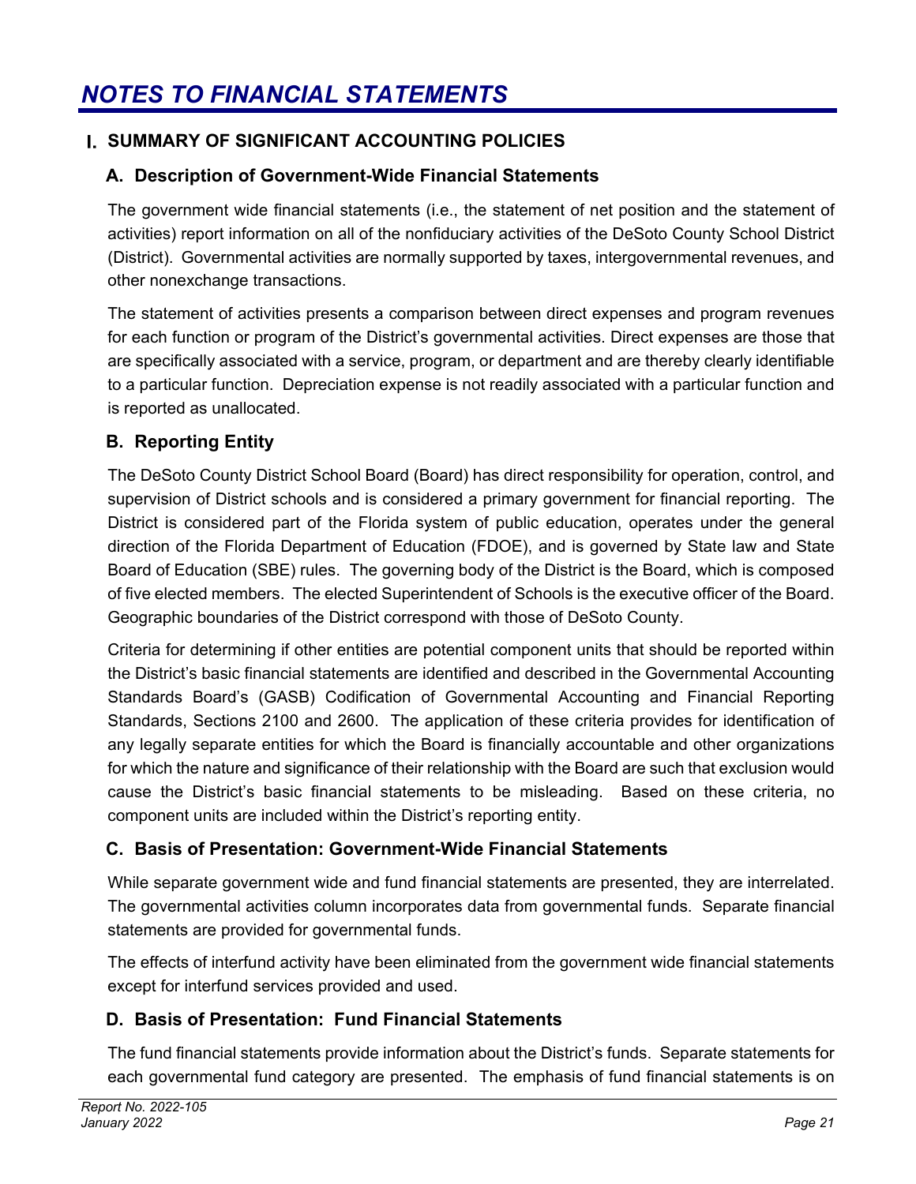# NOTES TO FINANCIAL STATEMENTS

## I. SUMMARY OF SIGNIFICANT ACCOUNTING POLICIES

### A. Description of Government-Wide Financial Statements

The government wide financial statements (i.e., the statement of net position and the statement of activities) report information on all of the nonfiduciary activities of the DeSoto County School District (District). Governmental activities are normally supported by taxes, intergovernmental revenues, and other nonexchange transactions.

The statement of activities presents a comparison between direct expenses and program revenues for each function or program of the District's governmental activities. Direct expenses are those that are specifically associated with a service, program, or department and are thereby clearly identifiable to a particular function. Depreciation expense is not readily associated with a particular function and is reported as unallocated.

### B. Reporting Entity

The DeSoto County District School Board (Board) has direct responsibility for operation, control, and supervision of District schools and is considered a primary government for financial reporting. The District is considered part of the Florida system of public education, operates under the general direction of the Florida Department of Education (FDOE), and is governed by State law and State Board of Education (SBE) rules. The governing body of the District is the Board, which is composed of five elected members. The elected Superintendent of Schools is the executive officer of the Board. Geographic boundaries of the District correspond with those of DeSoto County.

Criteria for determining if other entities are potential component units that should be reported within the District's basic financial statements are identified and described in the Governmental Accounting Standards Board's (GASB) Codification of Governmental Accounting and Financial Reporting Standards, Sections 2100 and 2600. The application of these criteria provides for identification of any legally separate entities for which the Board is financially accountable and other organizations for which the nature and significance of their relationship with the Board are such that exclusion would cause the District's basic financial statements to be misleading. Based on these criteria, no component units are included within the District's reporting entity.

### C. Basis of Presentation: Government-Wide Financial Statements

While separate government wide and fund financial statements are presented, they are interrelated. The governmental activities column incorporates data from governmental funds. Separate financial statements are provided for governmental funds.

The effects of interfund activity have been eliminated from the government wide financial statements except for interfund services provided and used.

### D. Basis of Presentation: Fund Financial Statements

The fund financial statements provide information about the District's funds. Separate statements for each governmental fund category are presented. The emphasis of fund financial statements is on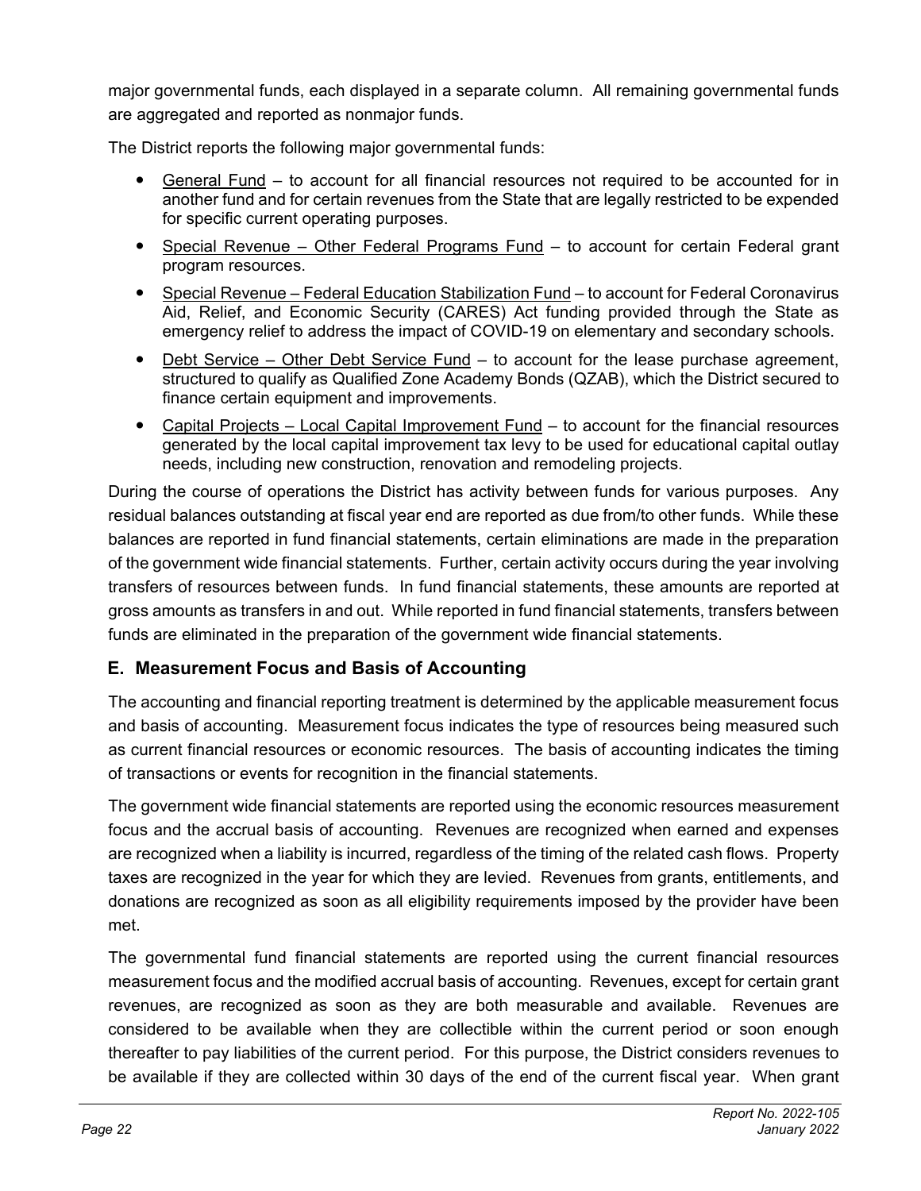major governmental funds, each displayed in a separate column. All remaining governmental funds are aggregated and reported as nonmajor funds.

The District reports the following major governmental funds:

- General Fund – to account for all financial resources not required to be accounted for in another fund and for certain revenues from the State that are legally restricted to be expended for specific current operating purposes.
- Special Revenue – Other Federal Programs Fund – to account for certain Federal grant program resources.
- Special Revenue – Federal Education Stabilization Fund – to account for Federal Coronavirus Aid, Relief, and Economic Security (CARES) Act funding provided through the State as emergency relief to address the impact of COVID-19 on elementary and secondary schools.
- Debt Service – Other Debt Service Fund – to account for the lease purchase agreement, structured to qualify as Qualified Zone Academy Bonds (QZAB), which the District secured to finance certain equipment and improvements.
- Capital Projects – Local Capital Improvement Fund – to account for the financial resources generated by the local capital improvement tax levy to be used for educational capital outlay needs, including new construction, renovation and remodeling projects.

During the course of operations the District has activity between funds for various purposes. Any residual balances outstanding at fiscal year end are reported as due from/to other funds. While these balances are reported in fund financial statements, certain eliminations are made in the preparation of the government wide financial statements. Further, certain activity occurs during the year involving transfers of resources between funds. In fund financial statements, these amounts are reported at gross amounts as transfers in and out. While reported in fund financial statements, transfers between funds are eliminated in the preparation of the government wide financial statements.

## E. Measurement Focus and Basis of Accounting

The accounting and financial reporting treatment is determined by the applicable measurement focus and basis of accounting. Measurement focus indicates the type of resources being measured such as current financial resources or economic resources. The basis of accounting indicates the timing of transactions or events for recognition in the financial statements.

The government wide financial statements are reported using the economic resources measurement focus and the accrual basis of accounting. Revenues are recognized when earned and expenses are recognized when a liability is incurred, regardless of the timing of the related cash flows. Property taxes are recognized in the year for which they are levied. Revenues from grants, entitlements, and donations are recognized as soon as all eligibility requirements imposed by the provider have been met.

The governmental fund financial statements are reported using the current financial resources measurement focus and the modified accrual basis of accounting. Revenues, except for certain grant revenues, are recognized as soon as they are both measurable and available. Revenues are considered to be available when they are collectible within the current period or soon enough thereafter to pay liabilities of the current period. For this purpose, the District considers revenues to be available if they are collected within 30 days of the end of the current fiscal year. When grant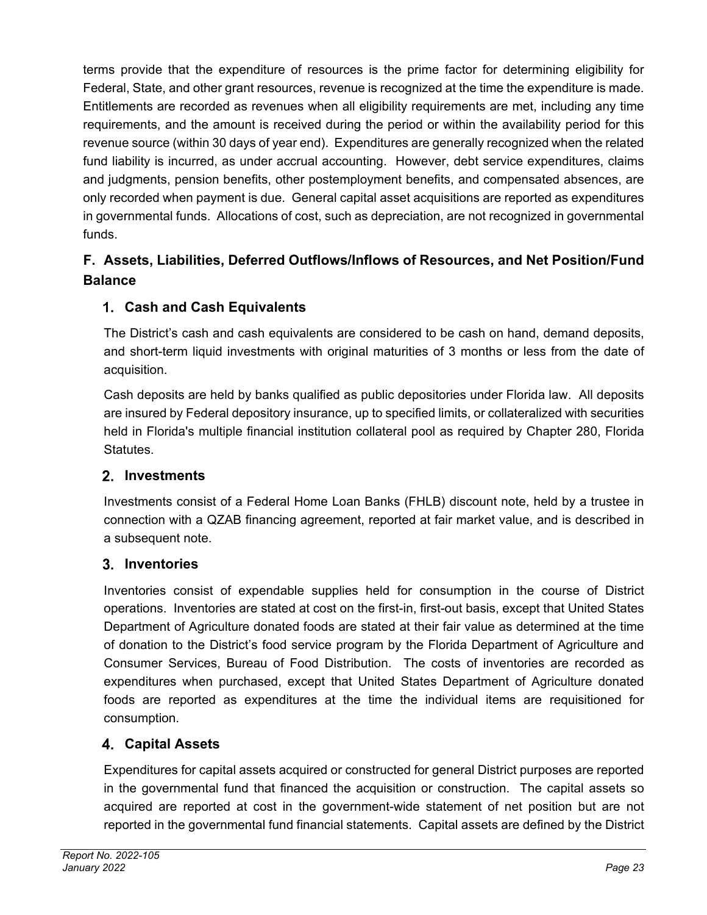terms provide that the expenditure of resources is the prime factor for determining eligibility for Federal, State, and other grant resources, revenue is recognized at the time the expenditure is made. Entitlements are recorded as revenues when all eligibility requirements are met, including any time requirements, and the amount is received during the period or within the availability period for this revenue source (within 30 days of year end). Expenditures are generally recognized when the related fund liability is incurred, as under accrual accounting. However, debt service expenditures, claims and judgments, pension benefits, other postemployment benefits, and compensated absences, are only recorded when payment is due. General capital asset acquisitions are reported as expenditures in governmental funds. Allocations of cost, such as depreciation, are not recognized in governmental funds.

## F. Assets, Liabilities, Deferred Outflows/Inflows of Resources, and Net Position/Fund Balance

### 1. Cash and Cash Equivalents

The District's cash and cash equivalents are considered to be cash on hand, demand deposits, and short-term liquid investments with original maturities of 3 months or less from the date of acquisition.

Cash deposits are held by banks qualified as public depositories under Florida law. All deposits are insured by Federal depository insurance, up to specified limits, or collateralized with securities held in Florida's multiple financial institution collateral pool as required by Chapter 280, Florida Statutes.

### 2. Investments

Investments consist of a Federal Home Loan Banks (FHLB) discount note, held by a trustee in connection with a QZAB financing agreement, reported at fair market value, and is described in a subsequent note.

### 3. Inventories

Inventories consist of expendable supplies held for consumption in the course of District operations. Inventories are stated at cost on the first-in, first-out basis, except that United States Department of Agriculture donated foods are stated at their fair value as determined at the time of donation to the District's food service program by the Florida Department of Agriculture and Consumer Services, Bureau of Food Distribution. The costs of inventories are recorded as expenditures when purchased, except that United States Department of Agriculture donated foods are reported as expenditures at the time the individual items are requisitioned for consumption.

### 4. Capital Assets

Expenditures for capital assets acquired or constructed for general District purposes are reported in the governmental fund that financed the acquisition or construction. The capital assets so acquired are reported at cost in the government-wide statement of net position but are not reported in the governmental fund financial statements. Capital assets are defined by the District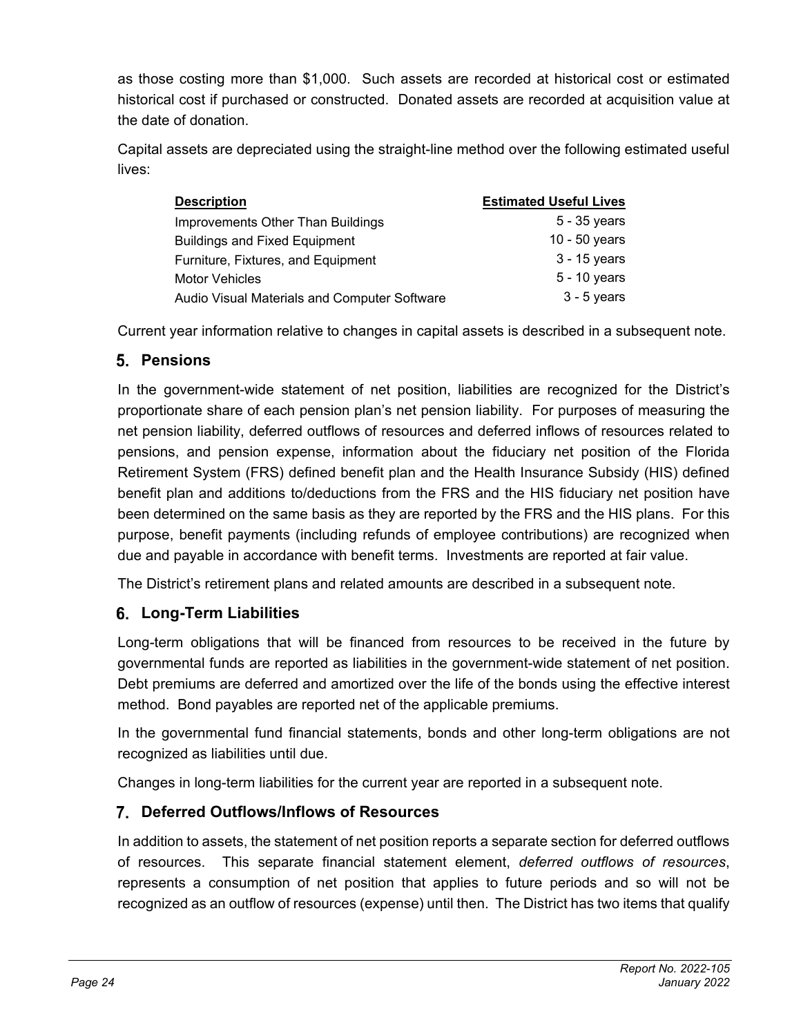as those costing more than $1,000. Such assets are recorded at historical cost or estimated historical cost if purchased or constructed. Donated assets are recorded at acquisition value at the date of donation.

Capital assets are depreciated using the straight-line method over the following estimated useful lives:

| Description | Estimated Useful Lives |
| --- | --- |
| Improvements Other Than Buildings | 5 - 35 years |
| Buildings and Fixed Equipment | 10 - 50 years |
| Furniture, Fixtures, and Equipment | 3 - 15 years |
| Motor Vehicles | 5 - 10 years |
| Audio Visual Materials and Computer Software | 3 - 5 years |

Current year information relative to changes in capital assets is described in a subsequent note.

## 5. Pensions

In the government-wide statement of net position, liabilities are recognized for the District's proportionate share of each pension plan's net pension liability. For purposes of measuring the net pension liability, deferred outflows of resources and deferred inflows of resources related to pensions, and pension expense, information about the fiduciary net position of the Florida Retirement System (FRS) defined benefit plan and the Health Insurance Subsidy (HIS) defined benefit plan and additions to/deductions from the FRS and the HIS fiduciary net position have been determined on the same basis as they are reported by the FRS and the HIS plans. For this purpose, benefit payments (including refunds of employee contributions) are recognized when due and payable in accordance with benefit terms. Investments are reported at fair value.

The District's retirement plans and related amounts are described in a subsequent note.

## 6. Long-Term Liabilities

Long-term obligations that will be financed from resources to be received in the future by governmental funds are reported as liabilities in the government-wide statement of net position. Debt premiums are deferred and amortized over the life of the bonds using the effective interest method. Bond payables are reported net of the applicable premiums.

In the governmental fund financial statements, bonds and other long-term obligations are not recognized as liabilities until due.

Changes in long-term liabilities for the current year are reported in a subsequent note.

## 7. Deferred Outflows/Inflows of Resources

In addition to assets, the statement of net position reports a separate section for deferred outflows of resources. This separate financial statement element, *deferred outflows of resources*, represents a consumption of net position that applies to future periods and so will not be recognized as an outflow of resources (expense) until then. The District has two items that qualify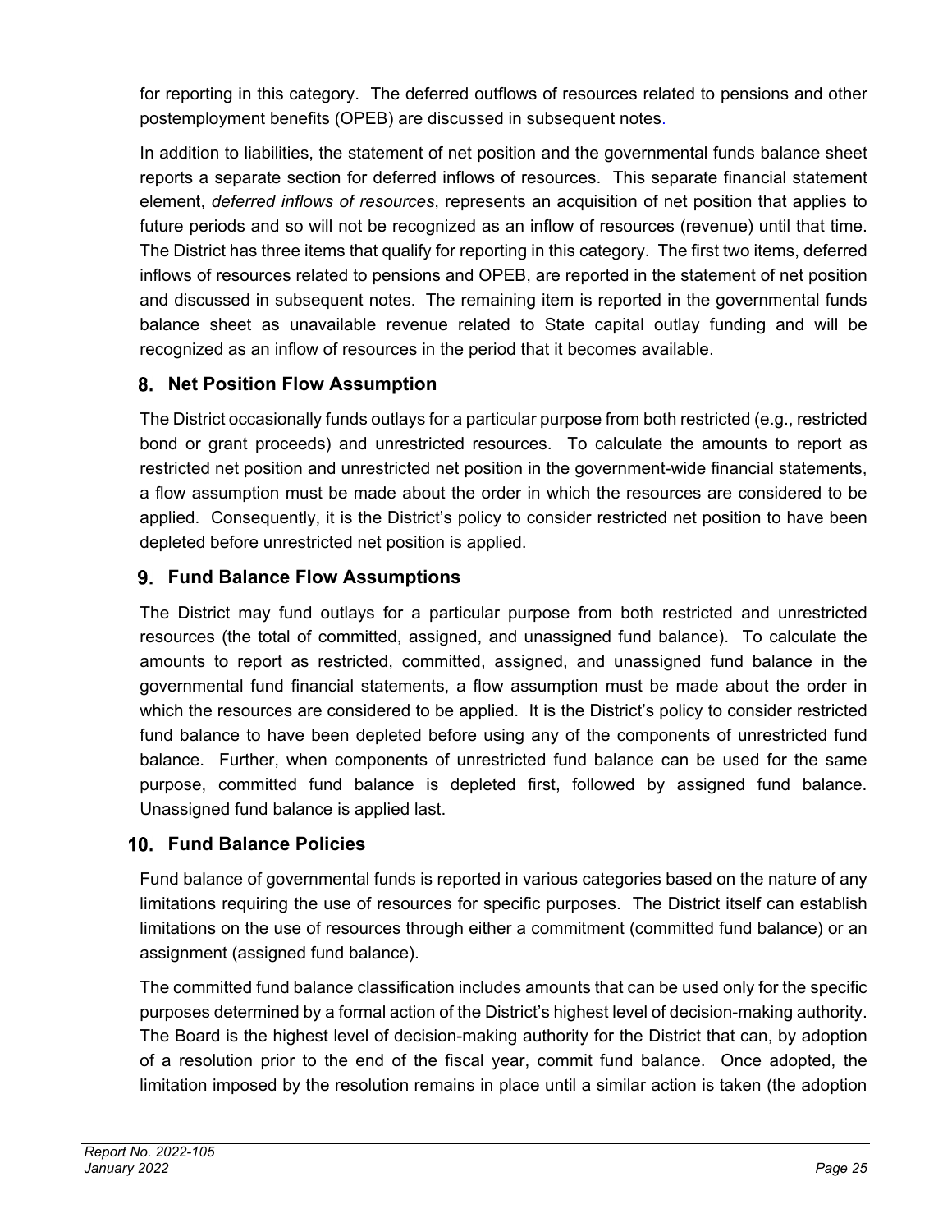for reporting in this category. The deferred outflows of resources related to pensions and other postemployment benefits (OPEB) are discussed in subsequent notes.

In addition to liabilities, the statement of net position and the governmental funds balance sheet reports a separate section for deferred inflows of resources. This separate financial statement element, *deferred inflows of resources*, represents an acquisition of net position that applies to future periods and so will not be recognized as an inflow of resources (revenue) until that time. The District has three items that qualify for reporting in this category. The first two items, deferred inflows of resources related to pensions and OPEB, are reported in the statement of net position and discussed in subsequent notes. The remaining item is reported in the governmental funds balance sheet as unavailable revenue related to State capital outlay funding and will be recognized as an inflow of resources in the period that it becomes available.

## 8. Net Position Flow Assumption

The District occasionally funds outlays for a particular purpose from both restricted (e.g., restricted bond or grant proceeds) and unrestricted resources. To calculate the amounts to report as restricted net position and unrestricted net position in the government-wide financial statements, a flow assumption must be made about the order in which the resources are considered to be applied. Consequently, it is the District's policy to consider restricted net position to have been depleted before unrestricted net position is applied.

## 9. Fund Balance Flow Assumptions

The District may fund outlays for a particular purpose from both restricted and unrestricted resources (the total of committed, assigned, and unassigned fund balance). To calculate the amounts to report as restricted, committed, assigned, and unassigned fund balance in the governmental fund financial statements, a flow assumption must be made about the order in which the resources are considered to be applied. It is the District's policy to consider restricted fund balance to have been depleted before using any of the components of unrestricted fund balance. Further, when components of unrestricted fund balance can be used for the same purpose, committed fund balance is depleted first, followed by assigned fund balance. Unassigned fund balance is applied last.

## 10. Fund Balance Policies

Fund balance of governmental funds is reported in various categories based on the nature of any limitations requiring the use of resources for specific purposes. The District itself can establish limitations on the use of resources through either a commitment (committed fund balance) or an assignment (assigned fund balance).

The committed fund balance classification includes amounts that can be used only for the specific purposes determined by a formal action of the District's highest level of decision-making authority. The Board is the highest level of decision-making authority for the District that can, by adoption of a resolution prior to the end of the fiscal year, commit fund balance. Once adopted, the limitation imposed by the resolution remains in place until a similar action is taken (the adoption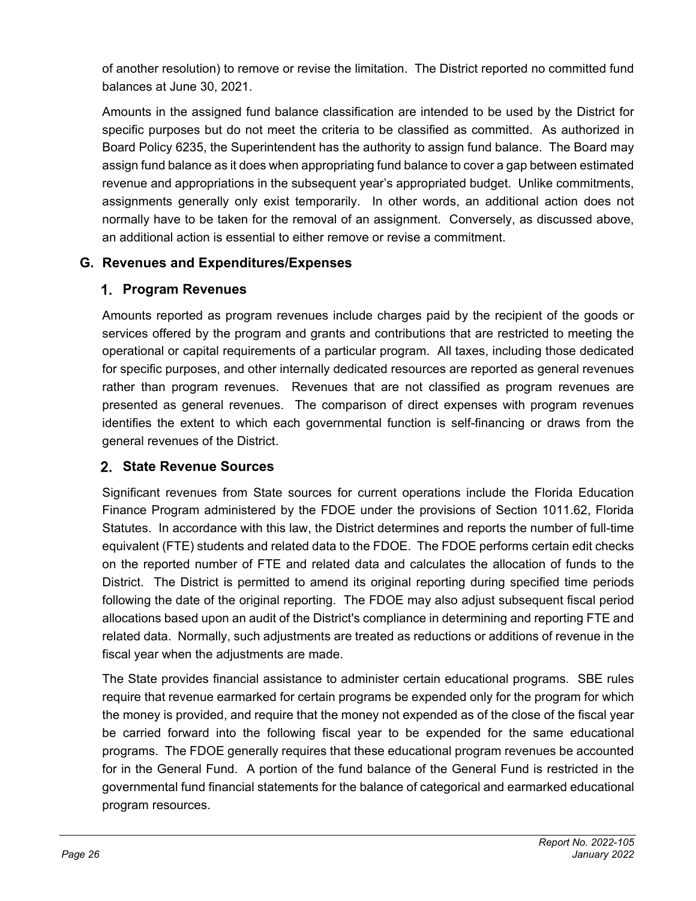of another resolution) to remove or revise the limitation. The District reported no committed fund balances at June 30, 2021.

Amounts in the assigned fund balance classification are intended to be used by the District for specific purposes but do not meet the criteria to be classified as committed. As authorized in Board Policy 6235, the Superintendent has the authority to assign fund balance. The Board may assign fund balance as it does when appropriating fund balance to cover a gap between estimated revenue and appropriations in the subsequent year's appropriated budget. Unlike commitments, assignments generally only exist temporarily. In other words, an additional action does not normally have to be taken for the removal of an assignment. Conversely, as discussed above, an additional action is essential to either remove or revise a commitment.

## G. Revenues and Expenditures/Expenses

### 1. Program Revenues

Amounts reported as program revenues include charges paid by the recipient of the goods or services offered by the program and grants and contributions that are restricted to meeting the operational or capital requirements of a particular program. All taxes, including those dedicated for specific purposes, and other internally dedicated resources are reported as general revenues rather than program revenues. Revenues that are not classified as program revenues are presented as general revenues. The comparison of direct expenses with program revenues identifies the extent to which each governmental function is self-financing or draws from the general revenues of the District.

### 2. State Revenue Sources

Significant revenues from State sources for current operations include the Florida Education Finance Program administered by the FDOE under the provisions of Section 1011.62, Florida Statutes. In accordance with this law, the District determines and reports the number of full-time equivalent (FTE) students and related data to the FDOE. The FDOE performs certain edit checks on the reported number of FTE and related data and calculates the allocation of funds to the District. The District is permitted to amend its original reporting during specified time periods following the date of the original reporting. The FDOE may also adjust subsequent fiscal period allocations based upon an audit of the District's compliance in determining and reporting FTE and related data. Normally, such adjustments are treated as reductions or additions of revenue in the fiscal year when the adjustments are made.

The State provides financial assistance to administer certain educational programs. SBE rules require that revenue earmarked for certain programs be expended only for the program for which the money is provided, and require that the money not expended as of the close of the fiscal year be carried forward into the following fiscal year to be expended for the same educational programs. The FDOE generally requires that these educational program revenues be accounted for in the General Fund. A portion of the fund balance of the General Fund is restricted in the governmental fund financial statements for the balance of categorical and earmarked educational program resources.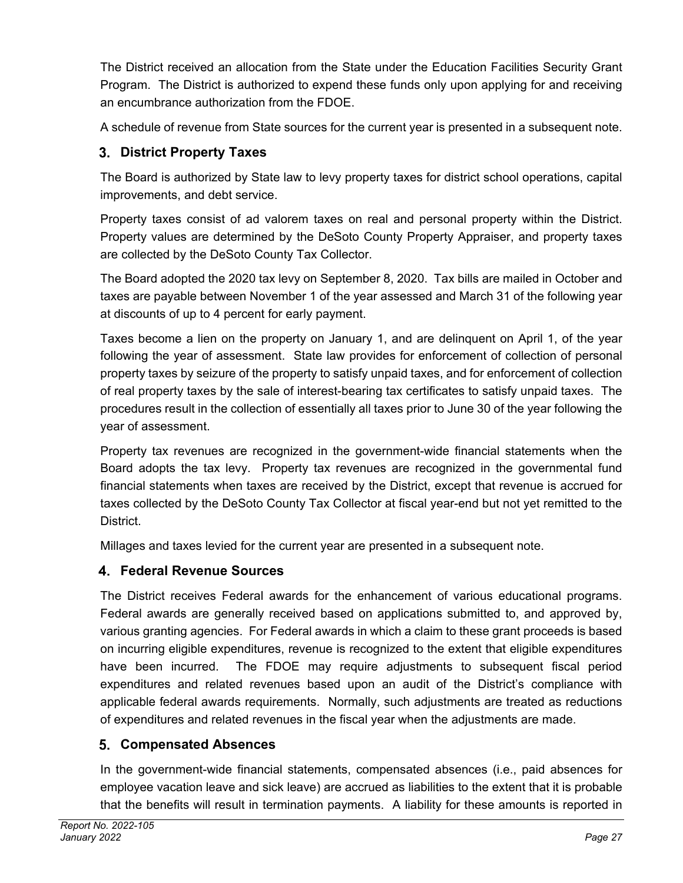The District received an allocation from the State under the Education Facilities Security Grant Program. The District is authorized to expend these funds only upon applying for and receiving an encumbrance authorization from the FDOE.

A schedule of revenue from State sources for the current year is presented in a subsequent note.

### 3. District Property Taxes

The Board is authorized by State law to levy property taxes for district school operations, capital improvements, and debt service.

Property taxes consist of ad valorem taxes on real and personal property within the District. Property values are determined by the DeSoto County Property Appraiser, and property taxes are collected by the DeSoto County Tax Collector.

The Board adopted the 2020 tax levy on September 8, 2020. Tax bills are mailed in October and taxes are payable between November 1 of the year assessed and March 31 of the following year at discounts of up to 4 percent for early payment.

Taxes become a lien on the property on January 1, and are delinquent on April 1, of the year following the year of assessment. State law provides for enforcement of collection of personal property taxes by seizure of the property to satisfy unpaid taxes, and for enforcement of collection of real property taxes by the sale of interest-bearing tax certificates to satisfy unpaid taxes. The procedures result in the collection of essentially all taxes prior to June 30 of the year following the year of assessment.

Property tax revenues are recognized in the government-wide financial statements when the Board adopts the tax levy. Property tax revenues are recognized in the governmental fund financial statements when taxes are received by the District, except that revenue is accrued for taxes collected by the DeSoto County Tax Collector at fiscal year-end but not yet remitted to the District.

Millages and taxes levied for the current year are presented in a subsequent note.

### 4. Federal Revenue Sources

The District receives Federal awards for the enhancement of various educational programs. Federal awards are generally received based on applications submitted to, and approved by, various granting agencies. For Federal awards in which a claim to these grant proceeds is based on incurring eligible expenditures, revenue is recognized to the extent that eligible expenditures have been incurred. The FDOE may require adjustments to subsequent fiscal period expenditures and related revenues based upon an audit of the District's compliance with applicable federal awards requirements. Normally, such adjustments are treated as reductions of expenditures and related revenues in the fiscal year when the adjustments are made.

### 5. Compensated Absences

In the government-wide financial statements, compensated absences (i.e., paid absences for employee vacation leave and sick leave) are accrued as liabilities to the extent that it is probable that the benefits will result in termination payments. A liability for these amounts is reported in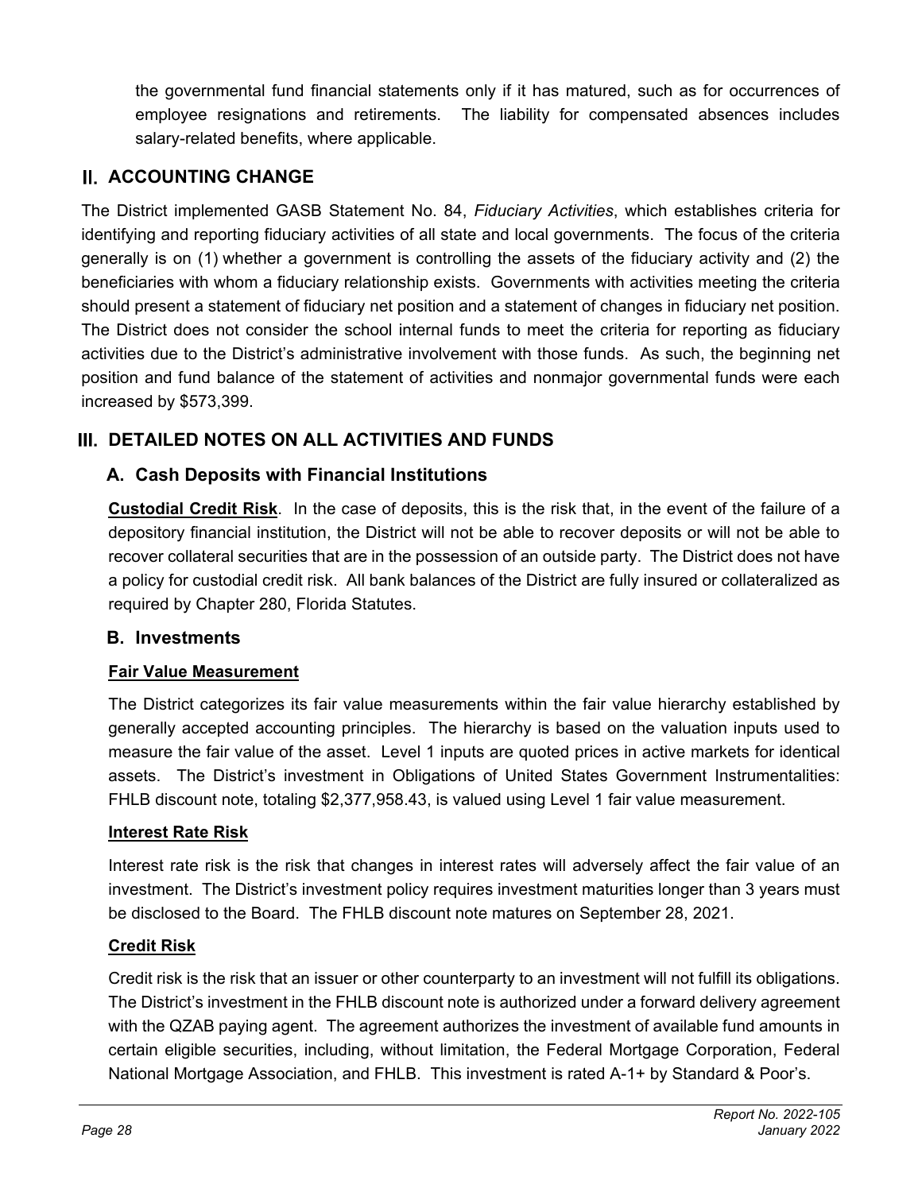the governmental fund financial statements only if it has matured, such as for occurrences of employee resignations and retirements. The liability for compensated absences includes salary-related benefits, where applicable.

## II. ACCOUNTING CHANGE

The District implemented GASB Statement No. 84, *Fiduciary Activities*, which establishes criteria for identifying and reporting fiduciary activities of all state and local governments. The focus of the criteria generally is on (1) whether a government is controlling the assets of the fiduciary activity and (2) the beneficiaries with whom a fiduciary relationship exists. Governments with activities meeting the criteria should present a statement of fiduciary net position and a statement of changes in fiduciary net position. The District does not consider the school internal funds to meet the criteria for reporting as fiduciary activities due to the District's administrative involvement with those funds. As such, the beginning net position and fund balance of the statement of activities and nonmajor governmental funds were each increased by $573,399.

## III. DETAILED NOTES ON ALL ACTIVITIES AND FUNDS

### A. Cash Deposits with Financial Institutions

**Custodial Credit Risk**. In the case of deposits, this is the risk that, in the event of the failure of a depository financial institution, the District will not be able to recover deposits or will not be able to recover collateral securities that are in the possession of an outside party. The District does not have a policy for custodial credit risk. All bank balances of the District are fully insured or collateralized as required by Chapter 280, Florida Statutes.

### B. Investments

**Fair Value Measurement**

The District categorizes its fair value measurements within the fair value hierarchy established by generally accepted accounting principles. The hierarchy is based on the valuation inputs used to measure the fair value of the asset. Level 1 inputs are quoted prices in active markets for identical assets. The District's investment in Obligations of United States Government Instrumentalities: FHLB discount note, totaling $2,377,958.43, is valued using Level 1 fair value measurement.

**Interest Rate Risk**

Interest rate risk is the risk that changes in interest rates will adversely affect the fair value of an investment. The District's investment policy requires investment maturities longer than 3 years must be disclosed to the Board. The FHLB discount note matures on September 28, 2021.

**Credit Risk**

Credit risk is the risk that an issuer or other counterparty to an investment will not fulfill its obligations. The District's investment in the FHLB discount note is authorized under a forward delivery agreement with the QZAB paying agent. The agreement authorizes the investment of available fund amounts in certain eligible securities, including, without limitation, the Federal Mortgage Corporation, Federal National Mortgage Association, and FHLB. This investment is rated A-1+ by Standard & Poor's.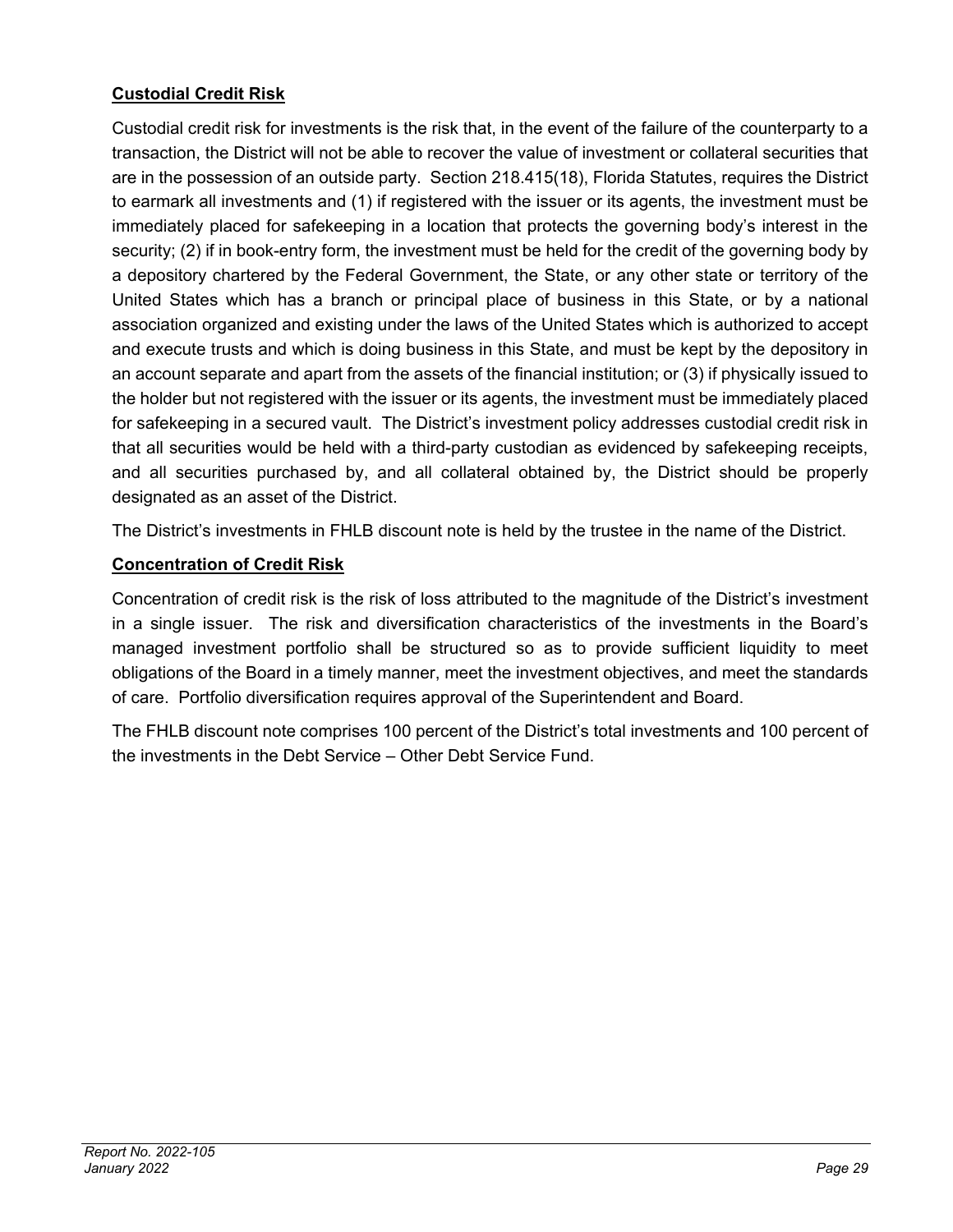**Custodial Credit Risk**

Custodial credit risk for investments is the risk that, in the event of the failure of the counterparty to a transaction, the District will not be able to recover the value of investment or collateral securities that are in the possession of an outside party. Section 218.415(18), Florida Statutes, requires the District to earmark all investments and (1) if registered with the issuer or its agents, the investment must be immediately placed for safekeeping in a location that protects the governing body's interest in the security; (2) if in book-entry form, the investment must be held for the credit of the governing body by a depository chartered by the Federal Government, the State, or any other state or territory of the United States which has a branch or principal place of business in this State, or by a national association organized and existing under the laws of the United States which is authorized to accept and execute trusts and which is doing business in this State, and must be kept by the depository in an account separate and apart from the assets of the financial institution; or (3) if physically issued to the holder but not registered with the issuer or its agents, the investment must be immediately placed for safekeeping in a secured vault. The District's investment policy addresses custodial credit risk in that all securities would be held with a third-party custodian as evidenced by safekeeping receipts, and all securities purchased by, and all collateral obtained by, the District should be properly designated as an asset of the District.

The District's investments in FHLB discount note is held by the trustee in the name of the District.

**Concentration of Credit Risk**

Concentration of credit risk is the risk of loss attributed to the magnitude of the District's investment in a single issuer. The risk and diversification characteristics of the investments in the Board's managed investment portfolio shall be structured so as to provide sufficient liquidity to meet obligations of the Board in a timely manner, meet the investment objectives, and meet the standards of care. Portfolio diversification requires approval of the Superintendent and Board.

The FHLB discount note comprises 100 percent of the District's total investments and 100 percent of the investments in the Debt Service – Other Debt Service Fund.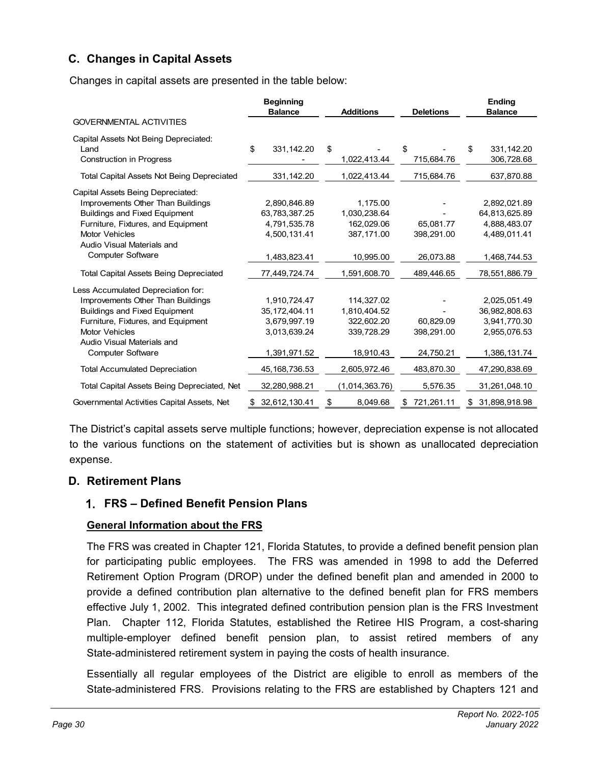## C. Changes in Capital Assets

Changes in capital assets are presented in the table below:

| | Beginning Balance | Additions | Deletions | Ending Balance |
|---|---|---|---|---|
| GOVERNMENTAL ACTIVITIES | | | | |
| Capital Assets Not Being Depreciated: | | | | |
| Land | $ 331,142.20 | $ - | $ - | $ 331,142.20 |
| Construction in Progress | - | 1,022,413.44 | 715,684.76 | 306,728.68 |
| Total Capital Assets Not Being Depreciated | 331,142.20 | 1,022,413.44 | 715,684.76 | 637,870.88 |
| Capital Assets Being Depreciated: | | | | |
| Improvements Other Than Buildings | 2,890,846.89 | 1,175.00 | - | 2,892,021.89 |
| Buildings and Fixed Equipment | 63,783,387.25 | 1,030,238.64 | - | 64,813,625.89 |
| Furniture, Fixtures, and Equipment | 4,791,535.78 | 162,029.06 | 65,081.77 | 4,888,483.07 |
| Motor Vehicles | 4,500,131.41 | 387,171.00 | 398,291.00 | 4,489,011.41 |
| Audio Visual Materials and Computer Software | 1,483,823.41 | 10,995.00 | 26,073.88 | 1,468,744.53 |
| Total Capital Assets Being Depreciated | 77,449,724.74 | 1,591,608.70 | 489,446.65 | 78,551,886.79 |
| Less Accumulated Depreciation for: | | | | |
| Improvements Other Than Buildings | 1,910,724.47 | 114,327.02 | - | 2,025,051.49 |
| Buildings and Fixed Equipment | 35,172,404.11 | 1,810,404.52 | - | 36,982,808.63 |
| Furniture, Fixtures, and Equipment | 3,679,997.19 | 322,602.20 | 60,829.09 | 3,941,770.30 |
| Motor Vehicles | 3,013,639.24 | 339,728.29 | 398,291.00 | 2,955,076.53 |
| Audio Visual Materials and Computer Software | 1,391,971.52 | 18,910.43 | 24,750.21 | 1,386,131.74 |
| Total Accumulated Depreciation | 45,168,736.53 | 2,605,972.46 | 483,870.30 | 47,290,838.69 |
| Total Capital Assets Being Depreciated, Net | 32,280,988.21 | (1,014,363.76) | 5,576.35 | 31,261,048.10 |
| Governmental Activities Capital Assets, Net | $ 32,612,130.41 | $ 8,049.68 | $ 721,261.11 | $ 31,898,918.98 |

The District's capital assets serve multiple functions; however, depreciation expense is not allocated to the various functions on the statement of activities but is shown as unallocated depreciation expense.

## D. Retirement Plans

### 1. FRS – Defined Benefit Pension Plans

**General Information about the FRS**

The FRS was created in Chapter 121, Florida Statutes, to provide a defined benefit pension plan for participating public employees. The FRS was amended in 1998 to add the Deferred Retirement Option Program (DROP) under the defined benefit plan and amended in 2000 to provide a defined contribution plan alternative to the defined benefit plan for FRS members effective July 1, 2002. This integrated defined contribution pension plan is the FRS Investment Plan. Chapter 112, Florida Statutes, established the Retiree HIS Program, a cost-sharing multiple-employer defined benefit pension plan, to assist retired members of any State-administered retirement system in paying the costs of health insurance.

Essentially all regular employees of the District are eligible to enroll as members of the State-administered FRS. Provisions relating to the FRS are established by Chapters 121 and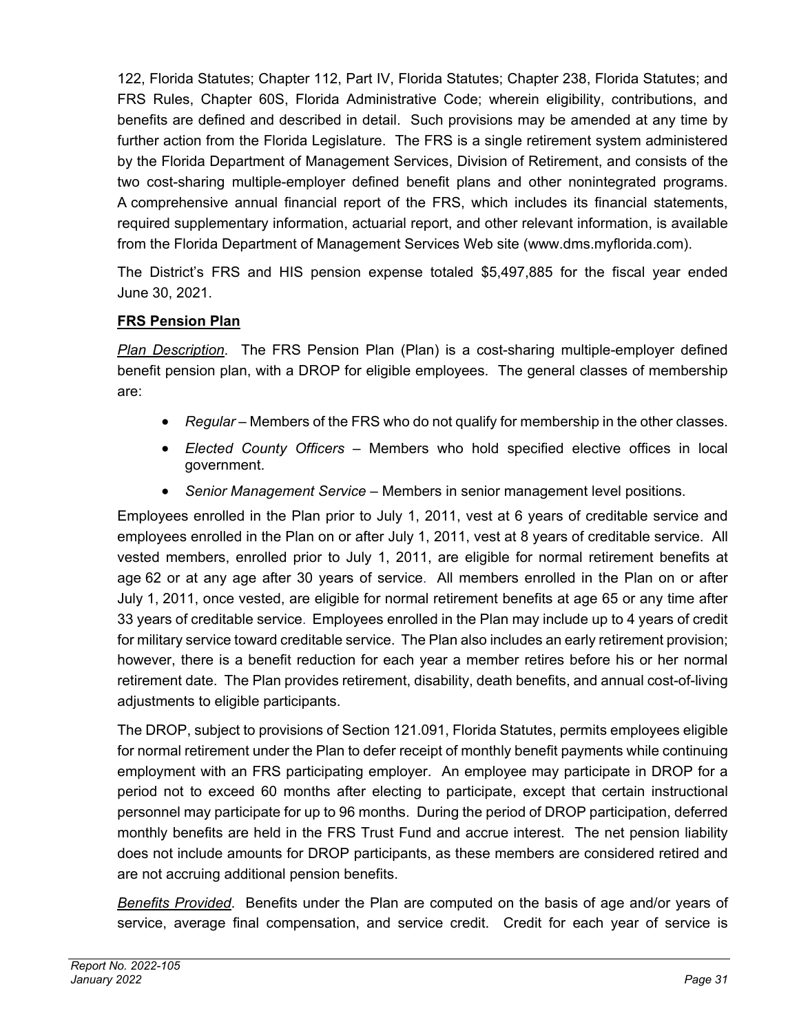122, Florida Statutes; Chapter 112, Part IV, Florida Statutes; Chapter 238, Florida Statutes; and FRS Rules, Chapter 60S, Florida Administrative Code; wherein eligibility, contributions, and benefits are defined and described in detail. Such provisions may be amended at any time by further action from the Florida Legislature. The FRS is a single retirement system administered by the Florida Department of Management Services, Division of Retirement, and consists of the two cost-sharing multiple-employer defined benefit plans and other nonintegrated programs. A comprehensive annual financial report of the FRS, which includes its financial statements, required supplementary information, actuarial report, and other relevant information, is available from the Florida Department of Management Services Web site (www.dms.myflorida.com).

The District's FRS and HIS pension expense totaled $5,497,885 for the fiscal year ended June 30, 2021.

**FRS Pension Plan**

*Plan Description*. The FRS Pension Plan (Plan) is a cost-sharing multiple-employer defined benefit pension plan, with a DROP for eligible employees. The general classes of membership are:

- *Regular* – Members of the FRS who do not qualify for membership in the other classes.
- *Elected County Officers* – Members who hold specified elective offices in local government.
- *Senior Management Service* – Members in senior management level positions.

Employees enrolled in the Plan prior to July 1, 2011, vest at 6 years of creditable service and employees enrolled in the Plan on or after July 1, 2011, vest at 8 years of creditable service. All vested members, enrolled prior to July 1, 2011, are eligible for normal retirement benefits at age 62 or at any age after 30 years of service. All members enrolled in the Plan on or after July 1, 2011, once vested, are eligible for normal retirement benefits at age 65 or any time after 33 years of creditable service. Employees enrolled in the Plan may include up to 4 years of credit for military service toward creditable service. The Plan also includes an early retirement provision; however, there is a benefit reduction for each year a member retires before his or her normal retirement date. The Plan provides retirement, disability, death benefits, and annual cost-of-living adjustments to eligible participants.

The DROP, subject to provisions of Section 121.091, Florida Statutes, permits employees eligible for normal retirement under the Plan to defer receipt of monthly benefit payments while continuing employment with an FRS participating employer. An employee may participate in DROP for a period not to exceed 60 months after electing to participate, except that certain instructional personnel may participate for up to 96 months. During the period of DROP participation, deferred monthly benefits are held in the FRS Trust Fund and accrue interest. The net pension liability does not include amounts for DROP participants, as these members are considered retired and are not accruing additional pension benefits.

*Benefits Provided*. Benefits under the Plan are computed on the basis of age and/or years of service, average final compensation, and service credit. Credit for each year of service is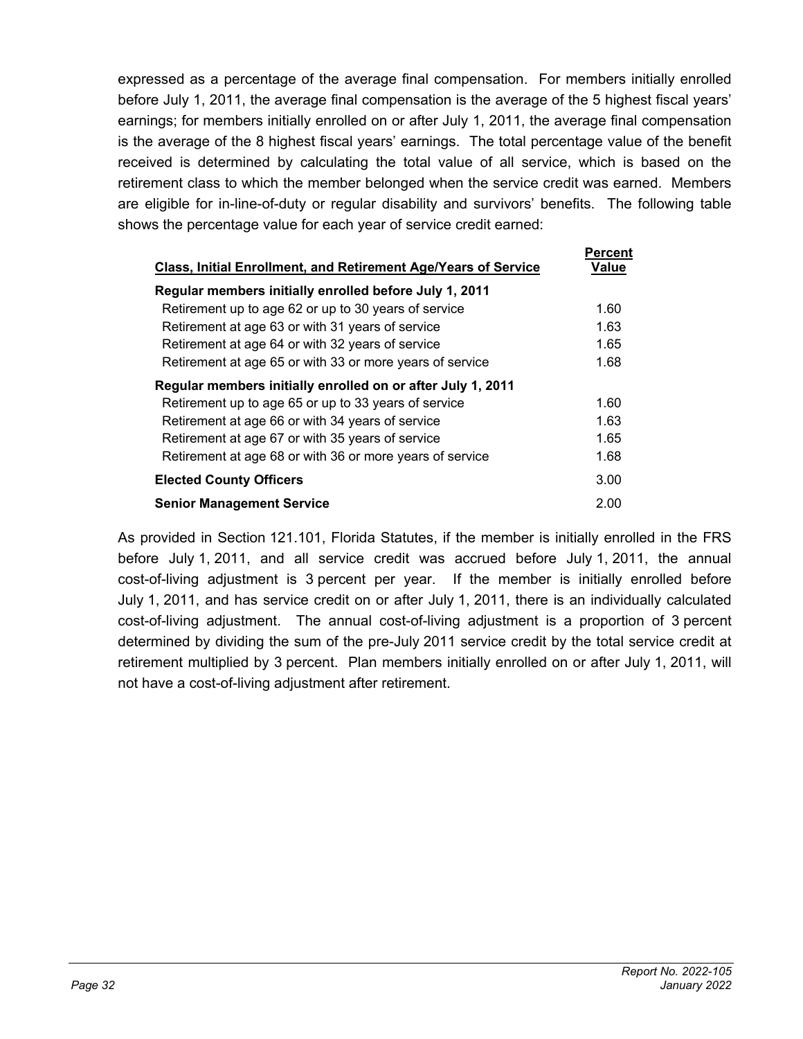expressed as a percentage of the average final compensation. For members initially enrolled before July 1, 2011, the average final compensation is the average of the 5 highest fiscal years' earnings; for members initially enrolled on or after July 1, 2011, the average final compensation is the average of the 8 highest fiscal years' earnings. The total percentage value of the benefit received is determined by calculating the total value of all service, which is based on the retirement class to which the member belonged when the service credit was earned. Members are eligible for in-line-of-duty or regular disability and survivors' benefits. The following table shows the percentage value for each year of service credit earned:

| Class, Initial Enrollment, and Retirement Age/Years of Service | Percent Value |
|---|---|
| **Regular members initially enrolled before July 1, 2011** | |
| Retirement up to age 62 or up to 30 years of service | 1.60 |
| Retirement at age 63 or with 31 years of service | 1.63 |
| Retirement at age 64 or with 32 years of service | 1.65 |
| Retirement at age 65 or with 33 or more years of service | 1.68 |
| **Regular members initially enrolled on or after July 1, 2011** | |
| Retirement up to age 65 or up to 33 years of service | 1.60 |
| Retirement at age 66 or with 34 years of service | 1.63 |
| Retirement at age 67 or with 35 years of service | 1.65 |
| Retirement at age 68 or with 36 or more years of service | 1.68 |
| **Elected County Officers** | 3.00 |
| **Senior Management Service** | 2.00 |

As provided in Section 121.101, Florida Statutes, if the member is initially enrolled in the FRS before July 1, 2011, and all service credit was accrued before July 1, 2011, the annual cost-of-living adjustment is 3 percent per year. If the member is initially enrolled before July 1, 2011, and has service credit on or after July 1, 2011, there is an individually calculated cost-of-living adjustment. The annual cost-of-living adjustment is a proportion of 3 percent determined by dividing the sum of the pre-July 2011 service credit by the total service credit at retirement multiplied by 3 percent. Plan members initially enrolled on or after July 1, 2011, will not have a cost-of-living adjustment after retirement.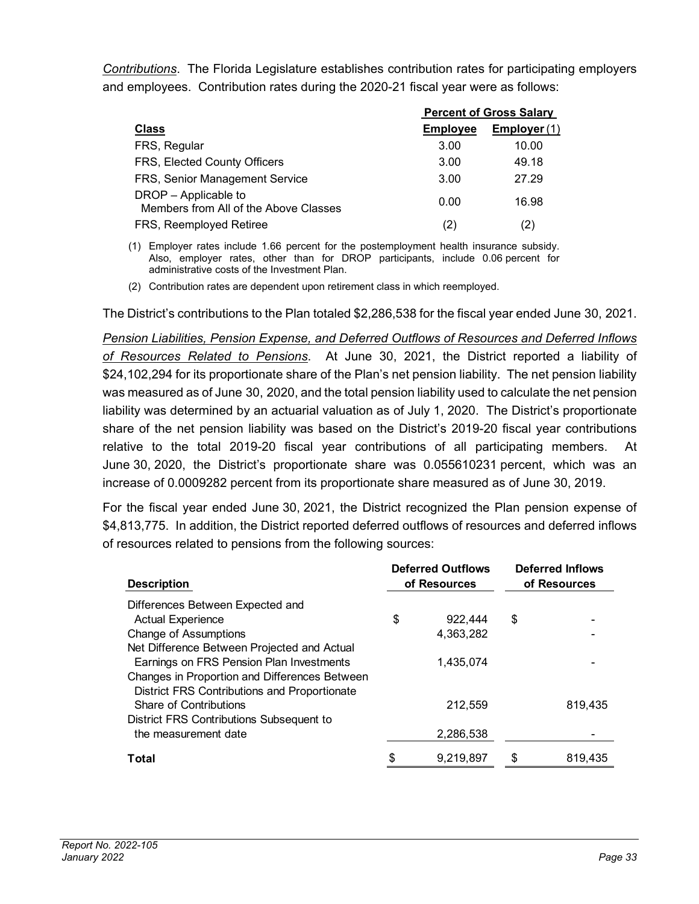*Contributions*. The Florida Legislature establishes contribution rates for participating employers and employees. Contribution rates during the 2020-21 fiscal year were as follows:

| Class | Percent of Gross Salary | |
|---|---|---|
| | Employee | Employer (1) |
| FRS, Regular | 3.00 | 10.00 |
| FRS, Elected County Officers | 3.00 | 49.18 |
| FRS, Senior Management Service | 3.00 | 27.29 |
| DROP – Applicable to Members from All of the Above Classes | 0.00 | 16.98 |
| FRS, Reemployed Retiree | (2) | (2) |

(1) Employer rates include 1.66 percent for the postemployment health insurance subsidy. Also, employer rates, other than for DROP participants, include 0.06 percent for administrative costs of the Investment Plan.

(2) Contribution rates are dependent upon retirement class in which reemployed.

The District's contributions to the Plan totaled $2,286,538 for the fiscal year ended June 30, 2021.

*Pension Liabilities, Pension Expense, and Deferred Outflows of Resources and Deferred Inflows of Resources Related to Pensions*. At June 30, 2021, the District reported a liability of $24,102,294 for its proportionate share of the Plan's net pension liability. The net pension liability was measured as of June 30, 2020, and the total pension liability used to calculate the net pension liability was determined by an actuarial valuation as of July 1, 2020. The District's proportionate share of the net pension liability was based on the District's 2019-20 fiscal year contributions relative to the total 2019-20 fiscal year contributions of all participating members. At June 30, 2020, the District's proportionate share was 0.055610231 percent, which was an increase of 0.0009282 percent from its proportionate share measured as of June 30, 2019.

For the fiscal year ended June 30, 2021, the District recognized the Plan pension expense of $4,813,775. In addition, the District reported deferred outflows of resources and deferred inflows of resources related to pensions from the following sources:

| Description | Deferred Outflows of Resources | Deferred Inflows of Resources |
|---|---|---|
| Differences Between Expected and Actual Experience | $ 922,444 | $ - |
| Change of Assumptions | 4,363,282 | - |
| Net Difference Between Projected and Actual Earnings on FRS Pension Plan Investments | 1,435,074 | - |
| Changes in Proportion and Differences Between District FRS Contributions and Proportionate Share of Contributions | 212,559 | 819,435 |
| District FRS Contributions Subsequent to the measurement date | 2,286,538 | - |
| **Total** | $ 9,219,897 | $ 819,435 |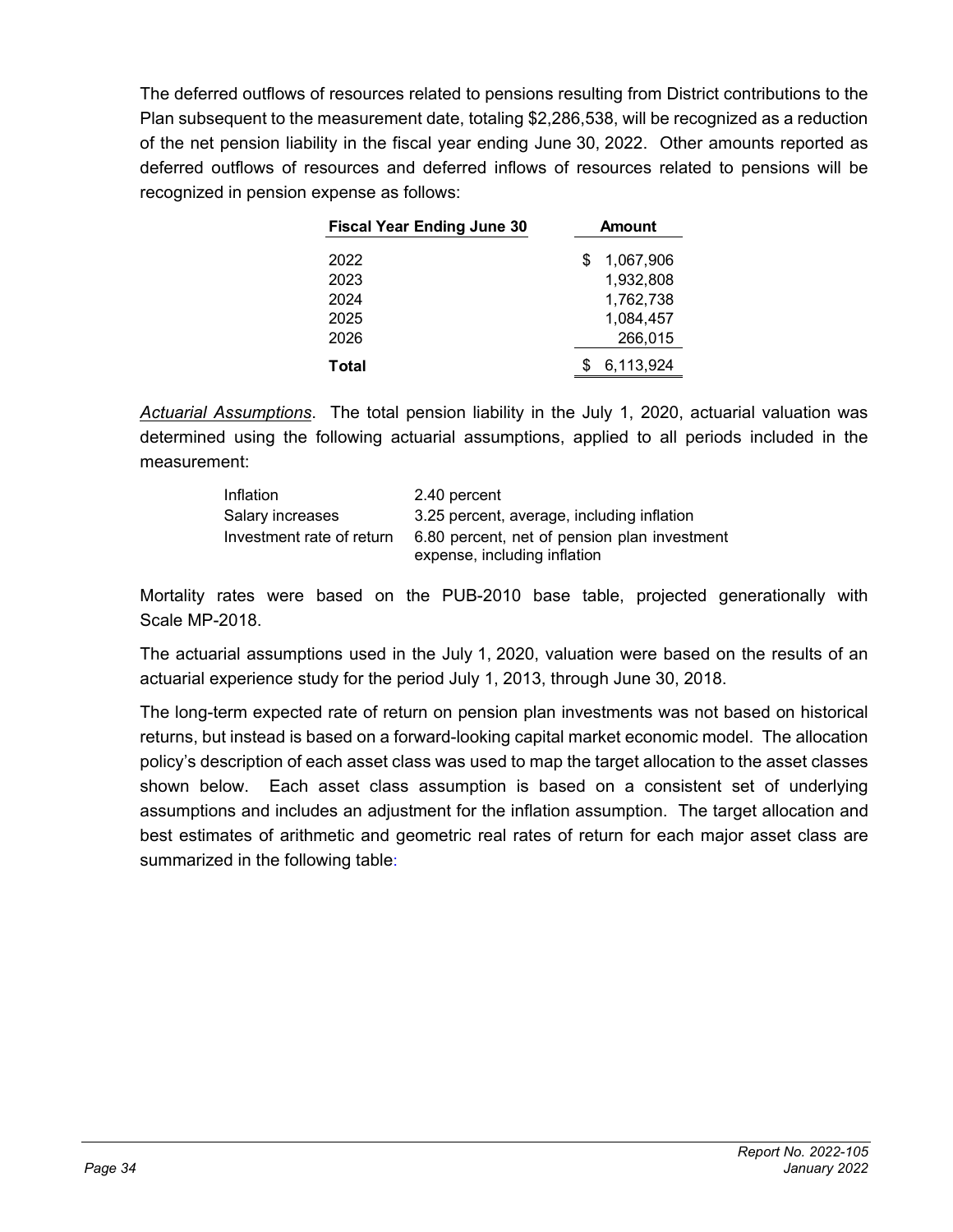The deferred outflows of resources related to pensions resulting from District contributions to the Plan subsequent to the measurement date, totaling $2,286,538, will be recognized as a reduction of the net pension liability in the fiscal year ending June 30, 2022. Other amounts reported as deferred outflows of resources and deferred inflows of resources related to pensions will be recognized in pension expense as follows:

| Fiscal Year Ending June 30 | Amount |
|---|---|
| 2022 | $ 1,067,906 |
| 2023 | 1,932,808 |
| 2024 | 1,762,738 |
| 2025 | 1,084,457 |
| 2026 | 266,015 |
| **Total** | $ 6,113,924 |

*Actuarial Assumptions*. The total pension liability in the July 1, 2020, actuarial valuation was determined using the following actuarial assumptions, applied to all periods included in the measurement:

| | |
|---|---|
| Inflation | 2.40 percent |
| Salary increases | 3.25 percent, average, including inflation |
| Investment rate of return | 6.80 percent, net of pension plan investment expense, including inflation |

Mortality rates were based on the PUB-2010 base table, projected generationally with Scale MP-2018.

The actuarial assumptions used in the July 1, 2020, valuation were based on the results of an actuarial experience study for the period July 1, 2013, through June 30, 2018.

The long-term expected rate of return on pension plan investments was not based on historical returns, but instead is based on a forward-looking capital market economic model. The allocation policy's description of each asset class was used to map the target allocation to the asset classes shown below. Each asset class assumption is based on a consistent set of underlying assumptions and includes an adjustment for the inflation assumption. The target allocation and best estimates of arithmetic and geometric real rates of return for each major asset class are summarized in the following table: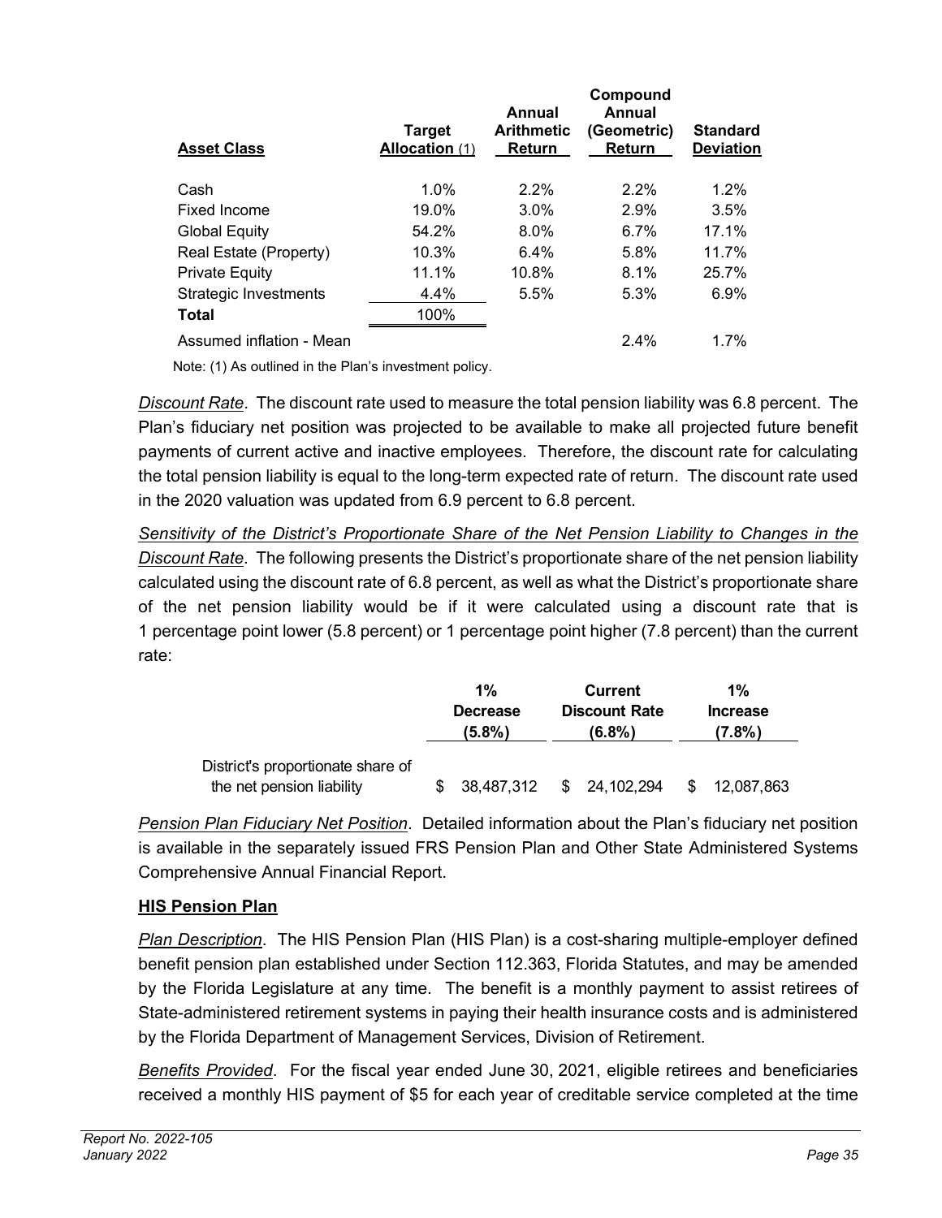| Asset Class | Target Allocation (1) | Annual Arithmetic Return | Compound Annual (Geometric) Return | Standard Deviation |
|---|---|---|---|---|
| Cash | 1.0% | 2.2% | 2.2% | 1.2% |
| Fixed Income | 19.0% | 3.0% | 2.9% | 3.5% |
| Global Equity | 54.2% | 8.0% | 6.7% | 17.1% |
| Real Estate (Property) | 10.3% | 6.4% | 5.8% | 11.7% |
| Private Equity | 11.1% | 10.8% | 8.1% | 25.7% |
| Strategic Investments | 4.4% | 5.5% | 5.3% | 6.9% |
| **Total** | 100% | | | |
| Assumed inflation - Mean | | | 2.4% | 1.7% |

Note: (1) As outlined in the Plan's investment policy.

*Discount Rate*. The discount rate used to measure the total pension liability was 6.8 percent. The Plan's fiduciary net position was projected to be available to make all projected future benefit payments of current active and inactive employees. Therefore, the discount rate for calculating the total pension liability is equal to the long-term expected rate of return. The discount rate used in the 2020 valuation was updated from 6.9 percent to 6.8 percent.

*Sensitivity of the District's Proportionate Share of the Net Pension Liability to Changes in the Discount Rate*. The following presents the District's proportionate share of the net pension liability calculated using the discount rate of 6.8 percent, as well as what the District's proportionate share of the net pension liability would be if it were calculated using a discount rate that is 1 percentage point lower (5.8 percent) or 1 percentage point higher (7.8 percent) than the current rate:

| | 1% Decrease (5.8%) | Current Discount Rate (6.8%) | 1% Increase (7.8%) |
|---|---|---|---|
| District's proportionate share of the net pension liability | $ 38,487,312 | $ 24,102,294 | $ 12,087,863 |

*Pension Plan Fiduciary Net Position*. Detailed information about the Plan's fiduciary net position is available in the separately issued FRS Pension Plan and Other State Administered Systems Comprehensive Annual Financial Report.

**HIS Pension Plan**

*Plan Description*. The HIS Pension Plan (HIS Plan) is a cost-sharing multiple-employer defined benefit pension plan established under Section 112.363, Florida Statutes, and may be amended by the Florida Legislature at any time. The benefit is a monthly payment to assist retirees of State-administered retirement systems in paying their health insurance costs and is administered by the Florida Department of Management Services, Division of Retirement.

*Benefits Provided*. For the fiscal year ended June 30, 2021, eligible retirees and beneficiaries received a monthly HIS payment of $5 for each year of creditable service completed at the time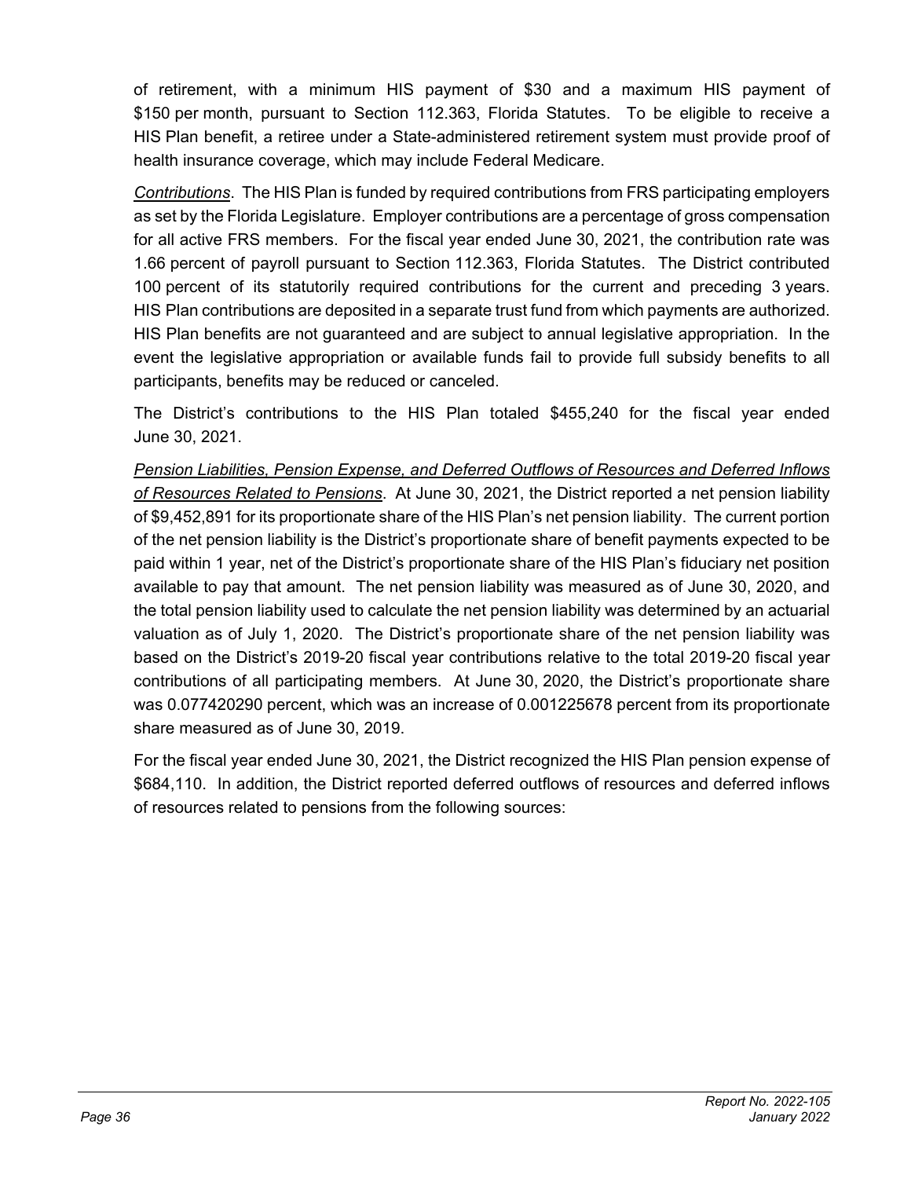of retirement, with a minimum HIS payment of $30 and a maximum HIS payment of $150 per month, pursuant to Section 112.363, Florida Statutes. To be eligible to receive a HIS Plan benefit, a retiree under a State-administered retirement system must provide proof of health insurance coverage, which may include Federal Medicare.

*Contributions*. The HIS Plan is funded by required contributions from FRS participating employers as set by the Florida Legislature. Employer contributions are a percentage of gross compensation for all active FRS members. For the fiscal year ended June 30, 2021, the contribution rate was 1.66 percent of payroll pursuant to Section 112.363, Florida Statutes. The District contributed 100 percent of its statutorily required contributions for the current and preceding 3 years. HIS Plan contributions are deposited in a separate trust fund from which payments are authorized. HIS Plan benefits are not guaranteed and are subject to annual legislative appropriation. In the event the legislative appropriation or available funds fail to provide full subsidy benefits to all participants, benefits may be reduced or canceled.

The District's contributions to the HIS Plan totaled $455,240 for the fiscal year ended June 30, 2021.

*Pension Liabilities, Pension Expense, and Deferred Outflows of Resources and Deferred Inflows of Resources Related to Pensions*. At June 30, 2021, the District reported a net pension liability of $9,452,891 for its proportionate share of the HIS Plan's net pension liability. The current portion of the net pension liability is the District's proportionate share of benefit payments expected to be paid within 1 year, net of the District's proportionate share of the HIS Plan's fiduciary net position available to pay that amount. The net pension liability was measured as of June 30, 2020, and the total pension liability used to calculate the net pension liability was determined by an actuarial valuation as of July 1, 2020. The District's proportionate share of the net pension liability was based on the District's 2019-20 fiscal year contributions relative to the total 2019-20 fiscal year contributions of all participating members. At June 30, 2020, the District's proportionate share was 0.077420290 percent, which was an increase of 0.001225678 percent from its proportionate share measured as of June 30, 2019.

For the fiscal year ended June 30, 2021, the District recognized the HIS Plan pension expense of $684,110. In addition, the District reported deferred outflows of resources and deferred inflows of resources related to pensions from the following sources: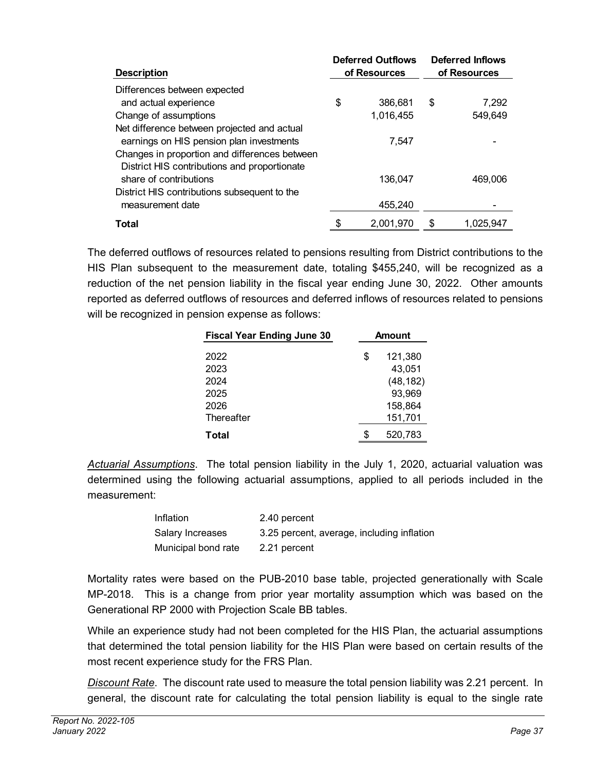| Description | Deferred Outflows of Resources | Deferred Inflows of Resources |
|---|---|---|
| Differences between expected and actual experience | $ 386,681 | $ 7,292 |
| Change of assumptions | 1,016,455 | 549,649 |
| Net difference between projected and actual earnings on HIS pension plan investments | 7,547 | - |
| Changes in proportion and differences between District HIS contributions and proportionate share of contributions | 136,047 | 469,006 |
| District HIS contributions subsequent to the measurement date | 455,240 | - |
| **Total** | $ 2,001,970 | $ 1,025,947 |

The deferred outflows of resources related to pensions resulting from District contributions to the HIS Plan subsequent to the measurement date, totaling $455,240, will be recognized as a reduction of the net pension liability in the fiscal year ending June 30, 2022. Other amounts reported as deferred outflows of resources and deferred inflows of resources related to pensions will be recognized in pension expense as follows:

| Fiscal Year Ending June 30 | Amount |
|---|---|
| 2022 | $ 121,380 |
| 2023 | 43,051 |
| 2024 | (48,182) |
| 2025 | 93,969 |
| 2026 | 158,864 |
| Thereafter | 151,701 |
| **Total** | $ 520,783 |

*Actuarial Assumptions*. The total pension liability in the July 1, 2020, actuarial valuation was determined using the following actuarial assumptions, applied to all periods included in the measurement:

| | |
|---|---|
| Inflation | 2.40 percent |
| Salary Increases | 3.25 percent, average, including inflation |
| Municipal bond rate | 2.21 percent |

Mortality rates were based on the PUB-2010 base table, projected generationally with Scale MP-2018. This is a change from prior year mortality assumption which was based on the Generational RP 2000 with Projection Scale BB tables.

While an experience study had not been completed for the HIS Plan, the actuarial assumptions that determined the total pension liability for the HIS Plan were based on certain results of the most recent experience study for the FRS Plan.

*Discount Rate*. The discount rate used to measure the total pension liability was 2.21 percent. In general, the discount rate for calculating the total pension liability is equal to the single rate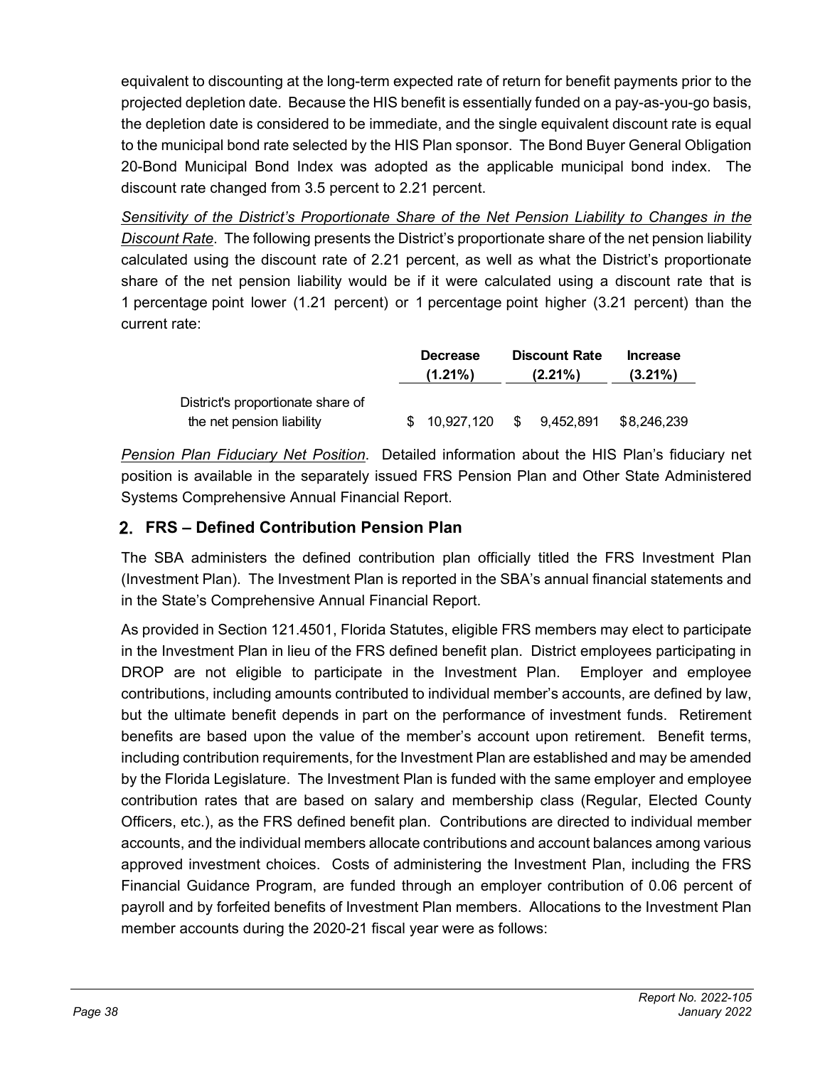equivalent to discounting at the long-term expected rate of return for benefit payments prior to the projected depletion date. Because the HIS benefit is essentially funded on a pay-as-you-go basis, the depletion date is considered to be immediate, and the single equivalent discount rate is equal to the municipal bond rate selected by the HIS Plan sponsor. The Bond Buyer General Obligation 20-Bond Municipal Bond Index was adopted as the applicable municipal bond index. The discount rate changed from 3.5 percent to 2.21 percent.

*Sensitivity of the District's Proportionate Share of the Net Pension Liability to Changes in the Discount Rate*. The following presents the District's proportionate share of the net pension liability calculated using the discount rate of 2.21 percent, as well as what the District's proportionate share of the net pension liability would be if it were calculated using a discount rate that is 1 percentage point lower (1.21 percent) or 1 percentage point higher (3.21 percent) than the current rate:

| | Decrease (1.21%) | Discount Rate (2.21%) | Increase (3.21%) |
|---|---|---|---|
| District's proportionate share of the net pension liability | $ 10,927,120 | $ 9,452,891 | $8,246,239 |

*Pension Plan Fiduciary Net Position*. Detailed information about the HIS Plan's fiduciary net position is available in the separately issued FRS Pension Plan and Other State Administered Systems Comprehensive Annual Financial Report.

## 2. FRS – Defined Contribution Pension Plan

The SBA administers the defined contribution plan officially titled the FRS Investment Plan (Investment Plan). The Investment Plan is reported in the SBA's annual financial statements and in the State's Comprehensive Annual Financial Report.

As provided in Section 121.4501, Florida Statutes, eligible FRS members may elect to participate in the Investment Plan in lieu of the FRS defined benefit plan. District employees participating in DROP are not eligible to participate in the Investment Plan. Employer and employee contributions, including amounts contributed to individual member's accounts, are defined by law, but the ultimate benefit depends in part on the performance of investment funds. Retirement benefits are based upon the value of the member's account upon retirement. Benefit terms, including contribution requirements, for the Investment Plan are established and may be amended by the Florida Legislature. The Investment Plan is funded with the same employer and employee contribution rates that are based on salary and membership class (Regular, Elected County Officers, etc.), as the FRS defined benefit plan. Contributions are directed to individual member accounts, and the individual members allocate contributions and account balances among various approved investment choices. Costs of administering the Investment Plan, including the FRS Financial Guidance Program, are funded through an employer contribution of 0.06 percent of payroll and by forfeited benefits of Investment Plan members. Allocations to the Investment Plan member accounts during the 2020-21 fiscal year were as follows: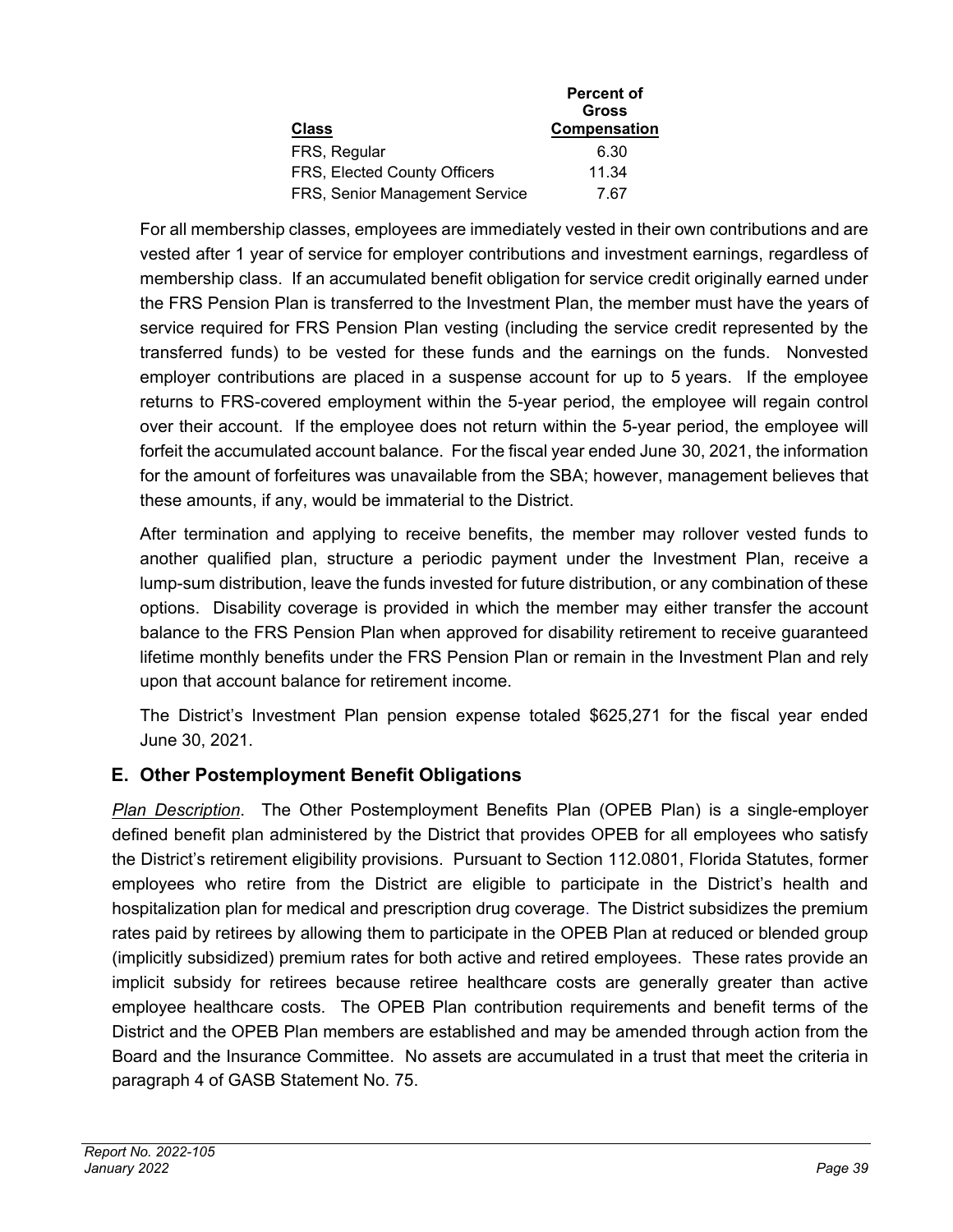| Class | Percent of Gross Compensation |
|---|---|
| FRS, Regular | 6.30 |
| FRS, Elected County Officers | 11.34 |
| FRS, Senior Management Service | 7.67 |

For all membership classes, employees are immediately vested in their own contributions and are vested after 1 year of service for employer contributions and investment earnings, regardless of membership class. If an accumulated benefit obligation for service credit originally earned under the FRS Pension Plan is transferred to the Investment Plan, the member must have the years of service required for FRS Pension Plan vesting (including the service credit represented by the transferred funds) to be vested for these funds and the earnings on the funds. Nonvested employer contributions are placed in a suspense account for up to 5 years. If the employee returns to FRS-covered employment within the 5-year period, the employee will regain control over their account. If the employee does not return within the 5-year period, the employee will forfeit the accumulated account balance. For the fiscal year ended June 30, 2021, the information for the amount of forfeitures was unavailable from the SBA; however, management believes that these amounts, if any, would be immaterial to the District.

After termination and applying to receive benefits, the member may rollover vested funds to another qualified plan, structure a periodic payment under the Investment Plan, receive a lump-sum distribution, leave the funds invested for future distribution, or any combination of these options. Disability coverage is provided in which the member may either transfer the account balance to the FRS Pension Plan when approved for disability retirement to receive guaranteed lifetime monthly benefits under the FRS Pension Plan or remain in the Investment Plan and rely upon that account balance for retirement income.

The District's Investment Plan pension expense totaled $625,271 for the fiscal year ended June 30, 2021.

## E. Other Postemployment Benefit Obligations

*Plan Description*. The Other Postemployment Benefits Plan (OPEB Plan) is a single-employer defined benefit plan administered by the District that provides OPEB for all employees who satisfy the District's retirement eligibility provisions. Pursuant to Section 112.0801, Florida Statutes, former employees who retire from the District are eligible to participate in the District's health and hospitalization plan for medical and prescription drug coverage. The District subsidizes the premium rates paid by retirees by allowing them to participate in the OPEB Plan at reduced or blended group (implicitly subsidized) premium rates for both active and retired employees. These rates provide an implicit subsidy for retirees because retiree healthcare costs are generally greater than active employee healthcare costs. The OPEB Plan contribution requirements and benefit terms of the District and the OPEB Plan members are established and may be amended through action from the Board and the Insurance Committee. No assets are accumulated in a trust that meet the criteria in paragraph 4 of GASB Statement No. 75.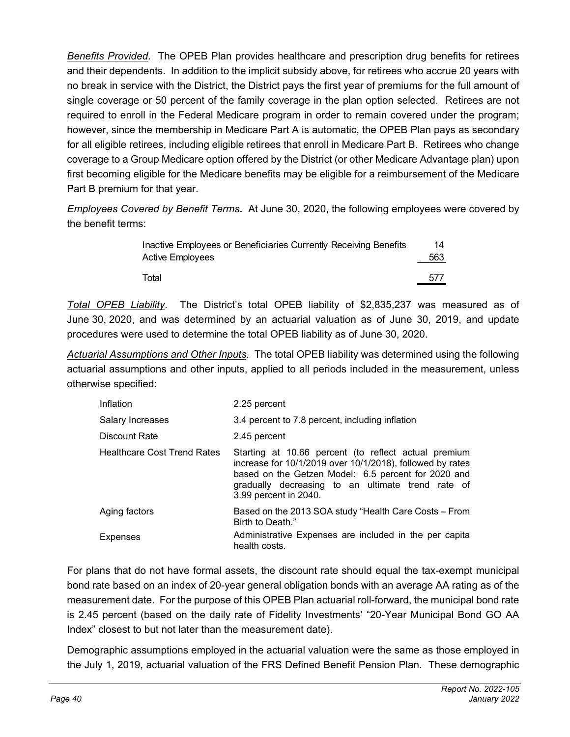*Benefits Provided.* The OPEB Plan provides healthcare and prescription drug benefits for retirees and their dependents. In addition to the implicit subsidy above, for retirees who accrue 20 years with no break in service with the District, the District pays the first year of premiums for the full amount of single coverage or 50 percent of the family coverage in the plan option selected. Retirees are not required to enroll in the Federal Medicare program in order to remain covered under the program; however, since the membership in Medicare Part A is automatic, the OPEB Plan pays as secondary for all eligible retirees, including eligible retirees that enroll in Medicare Part B. Retirees who change coverage to a Group Medicare option offered by the District (or other Medicare Advantage plan) upon first becoming eligible for the Medicare benefits may be eligible for a reimbursement of the Medicare Part B premium for that year.

***Employees Covered by Benefit Terms*.** At June 30, 2020, the following employees were covered by the benefit terms:

| | |
|---|---|
| Inactive Employees or Beneficiaries Currently Receiving Benefits | 14 |
| Active Employees | 563 |
| Total | 577 |

*Total OPEB Liability*. The District's total OPEB liability of $2,835,237 was measured as of June 30, 2020, and was determined by an actuarial valuation as of June 30, 2019, and update procedures were used to determine the total OPEB liability as of June 30, 2020.

*Actuarial Assumptions and Other Inputs*. The total OPEB liability was determined using the following actuarial assumptions and other inputs, applied to all periods included in the measurement, unless otherwise specified:

| | |
|---|---|
| Inflation | 2.25 percent |
| Salary Increases | 3.4 percent to 7.8 percent, including inflation |
| Discount Rate | 2.45 percent |
| Healthcare Cost Trend Rates | Starting at 10.66 percent (to reflect actual premium increase for 10/1/2019 over 10/1/2018), followed by rates based on the Getzen Model: 6.5 percent for 2020 and gradually decreasing to an ultimate trend rate of 3.99 percent in 2040. |
| Aging factors | Based on the 2013 SOA study "Health Care Costs – From Birth to Death." |
| Expenses | Administrative Expenses are included in the per capita health costs. |

For plans that do not have formal assets, the discount rate should equal the tax-exempt municipal bond rate based on an index of 20-year general obligation bonds with an average AA rating as of the measurement date. For the purpose of this OPEB Plan actuarial roll-forward, the municipal bond rate is 2.45 percent (based on the daily rate of Fidelity Investments' "20-Year Municipal Bond GO AA Index" closest to but not later than the measurement date).

Demographic assumptions employed in the actuarial valuation were the same as those employed in the July 1, 2019, actuarial valuation of the FRS Defined Benefit Pension Plan. These demographic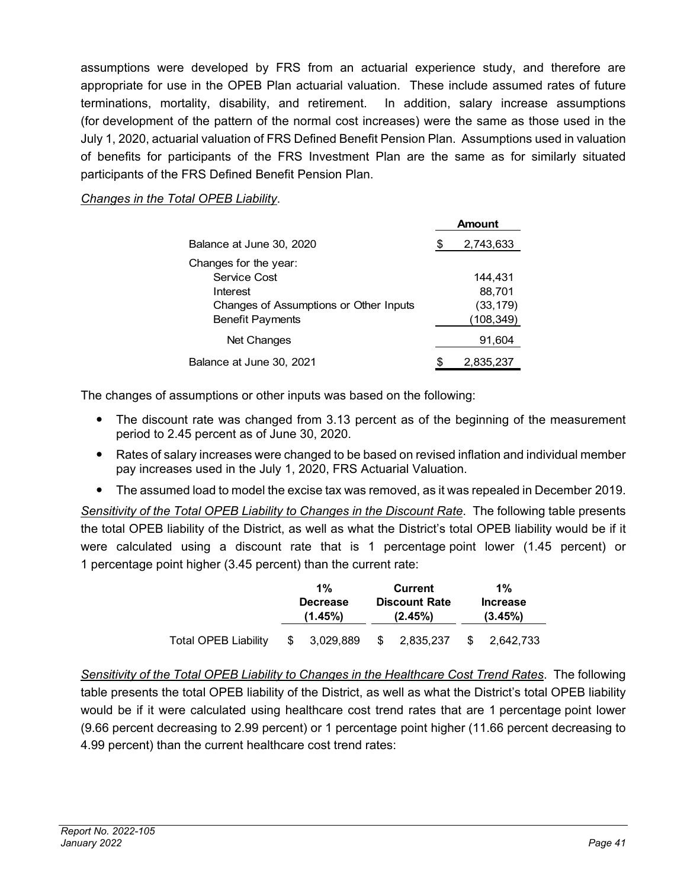assumptions were developed by FRS from an actuarial experience study, and therefore are appropriate for use in the OPEB Plan actuarial valuation. These include assumed rates of future terminations, mortality, disability, and retirement. In addition, salary increase assumptions (for development of the pattern of the normal cost increases) were the same as those used in the July 1, 2020, actuarial valuation of FRS Defined Benefit Pension Plan. Assumptions used in valuation of benefits for participants of the FRS Investment Plan are the same as for similarly situated participants of the FRS Defined Benefit Pension Plan.

*Changes in the Total OPEB Liability*.

| | Amount |
|---|---|
| Balance at June 30, 2020 | $ 2,743,633 |
| Changes for the year: | |
| Service Cost | 144,431 |
| Interest | 88,701 |
| Changes of Assumptions or Other Inputs | (33,179) |
| Benefit Payments | (108,349) |
| Net Changes | 91,604 |
| Balance at June 30, 2021 | $ 2,835,237 |

The changes of assumptions or other inputs was based on the following:

- The discount rate was changed from 3.13 percent as of the beginning of the measurement period to 2.45 percent as of June 30, 2020.
- Rates of salary increases were changed to be based on revised inflation and individual member pay increases used in the July 1, 2020, FRS Actuarial Valuation.
- The assumed load to model the excise tax was removed, as it was repealed in December 2019.

*Sensitivity of the Total OPEB Liability to Changes in the Discount Rate*. The following table presents the total OPEB liability of the District, as well as what the District's total OPEB liability would be if it were calculated using a discount rate that is 1 percentage point lower (1.45 percent) or 1 percentage point higher (3.45 percent) than the current rate:

| | 1% Decrease (1.45%) | Current Discount Rate (2.45%) | 1% Increase (3.45%) |
|---|---|---|---|
| Total OPEB Liability | $ 3,029,889 | $ 2,835,237 | $ 2,642,733 |

*Sensitivity of the Total OPEB Liability to Changes in the Healthcare Cost Trend Rates*. The following table presents the total OPEB liability of the District, as well as what the District's total OPEB liability would be if it were calculated using healthcare cost trend rates that are 1 percentage point lower (9.66 percent decreasing to 2.99 percent) or 1 percentage point higher (11.66 percent decreasing to 4.99 percent) than the current healthcare cost trend rates: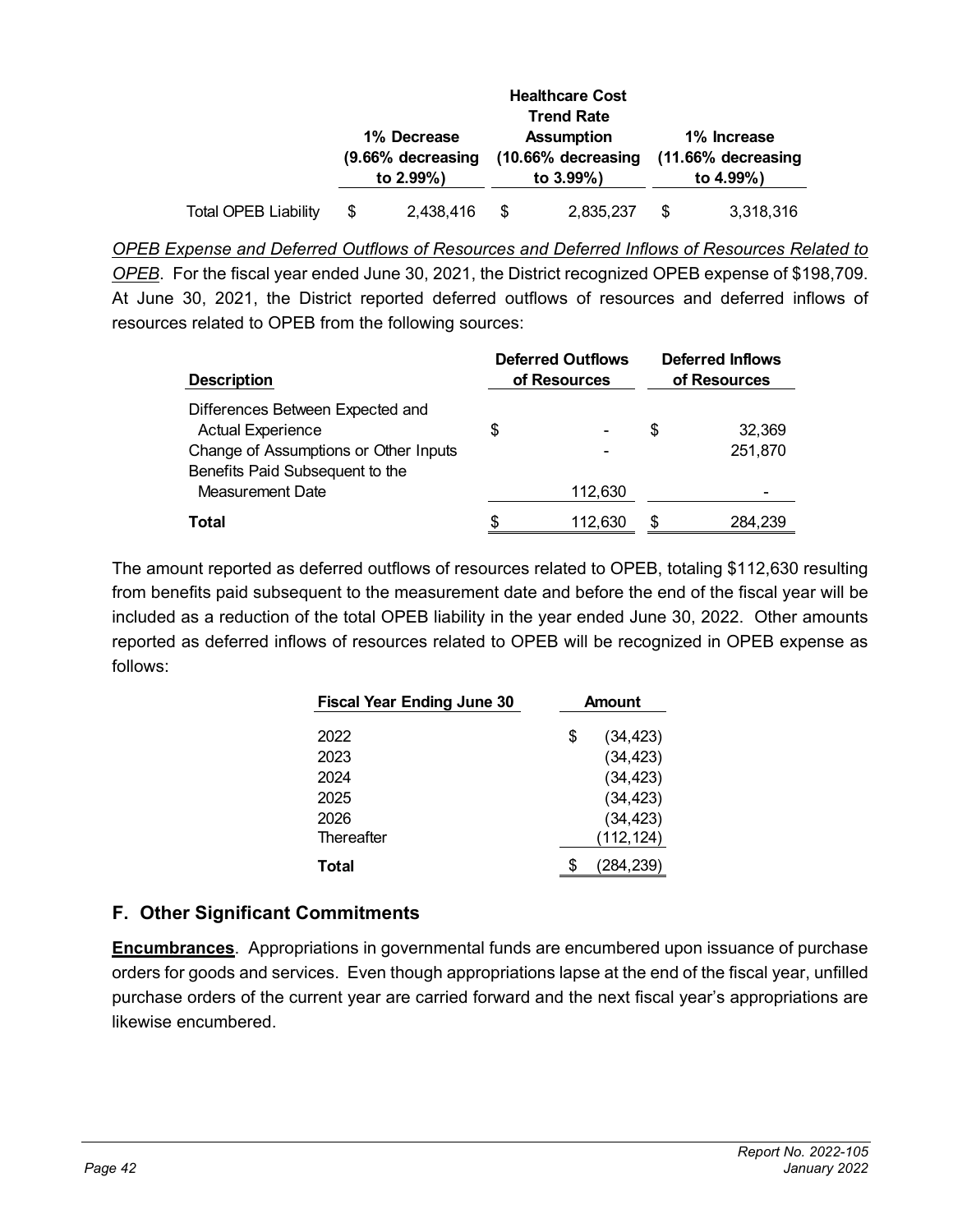| | 1% Decrease (9.66% decreasing to 2.99%) | Healthcare Cost Trend Rate Assumption (10.66% decreasing to 3.99%) | 1% Increase (11.66% decreasing to 4.99%) |
|---|---|---|---|
| Total OPEB Liability | $ 2,438,416 | $ 2,835,237 | $ 3,318,316 |

*<u>OPEB Expense and Deferred Outflows of Resources and Deferred Inflows of Resources Related to OPEB</u>*. For the fiscal year ended June 30, 2021, the District recognized OPEB expense of $198,709. At June 30, 2021, the District reported deferred outflows of resources and deferred inflows of resources related to OPEB from the following sources:

| Description | Deferred Outflows of Resources | Deferred Inflows of Resources |
|---|---|---|
| Differences Between Expected and Actual Experience | $ - | $ 32,369 |
| Change of Assumptions or Other Inputs | - | 251,870 |
| Benefits Paid Subsequent to the Measurement Date | 112,630 | - |
| **Total** | $ 112,630 | $ 284,239 |

The amount reported as deferred outflows of resources related to OPEB, totaling $112,630 resulting from benefits paid subsequent to the measurement date and before the end of the fiscal year will be included as a reduction of the total OPEB liability in the year ended June 30, 2022. Other amounts reported as deferred inflows of resources related to OPEB will be recognized in OPEB expense as follows:

| Fiscal Year Ending June 30 | Amount |
|---|---|
| 2022 | $ (34,423) |
| 2023 | (34,423) |
| 2024 | (34,423) |
| 2025 | (34,423) |
| 2026 | (34,423) |
| Thereafter | (112,124) |
| **Total** | $ (284,239) |

## F. Other Significant Commitments

**<u>Encumbrances</u>**. Appropriations in governmental funds are encumbered upon issuance of purchase orders for goods and services. Even though appropriations lapse at the end of the fiscal year, unfilled purchase orders of the current year are carried forward and the next fiscal year's appropriations are likewise encumbered.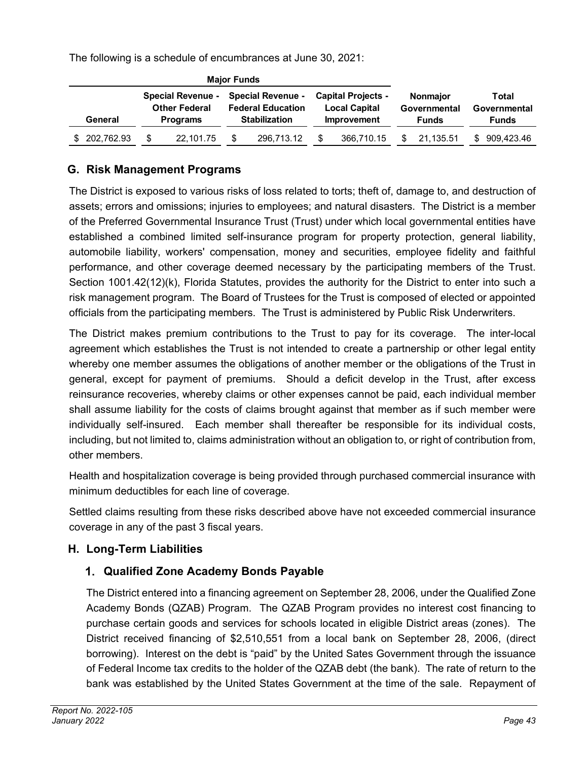The following is a schedule of encumbrances at June 30, 2021:

| Major Funds | | | | | |
|---|---|---|---|---|---|
| **General** | **Special Revenue - Other Federal Programs** | **Special Revenue - Federal Education Stabilization** | **Capital Projects - Local Capital Improvement** | **Nonmajor Governmental Funds** | **Total Governmental Funds** |
| $ 202,762.93 | $ 22,101.75 | $ 296,713.12 | $ 366,710.15 | $ 21,135.51 | $ 909,423.46 |

## G. Risk Management Programs

The District is exposed to various risks of loss related to torts; theft of, damage to, and destruction of assets; errors and omissions; injuries to employees; and natural disasters. The District is a member of the Preferred Governmental Insurance Trust (Trust) under which local governmental entities have established a combined limited self-insurance program for property protection, general liability, automobile liability, workers' compensation, money and securities, employee fidelity and faithful performance, and other coverage deemed necessary by the participating members of the Trust. Section 1001.42(12)(k), Florida Statutes, provides the authority for the District to enter into such a risk management program. The Board of Trustees for the Trust is composed of elected or appointed officials from the participating members. The Trust is administered by Public Risk Underwriters.

The District makes premium contributions to the Trust to pay for its coverage. The inter-local agreement which establishes the Trust is not intended to create a partnership or other legal entity whereby one member assumes the obligations of another member or the obligations of the Trust in general, except for payment of premiums. Should a deficit develop in the Trust, after excess reinsurance recoveries, whereby claims or other expenses cannot be paid, each individual member shall assume liability for the costs of claims brought against that member as if such member were individually self-insured. Each member shall thereafter be responsible for its individual costs, including, but not limited to, claims administration without an obligation to, or right of contribution from, other members.

Health and hospitalization coverage is being provided through purchased commercial insurance with minimum deductibles for each line of coverage.

Settled claims resulting from these risks described above have not exceeded commercial insurance coverage in any of the past 3 fiscal years.

## H. Long-Term Liabilities

### 1. Qualified Zone Academy Bonds Payable

The District entered into a financing agreement on September 28, 2006, under the Qualified Zone Academy Bonds (QZAB) Program. The QZAB Program provides no interest cost financing to purchase certain goods and services for schools located in eligible District areas (zones). The District received financing of $2,510,551 from a local bank on September 28, 2006, (direct borrowing). Interest on the debt is "paid" by the United Sates Government through the issuance of Federal Income tax credits to the holder of the QZAB debt (the bank). The rate of return to the bank was established by the United States Government at the time of the sale. Repayment of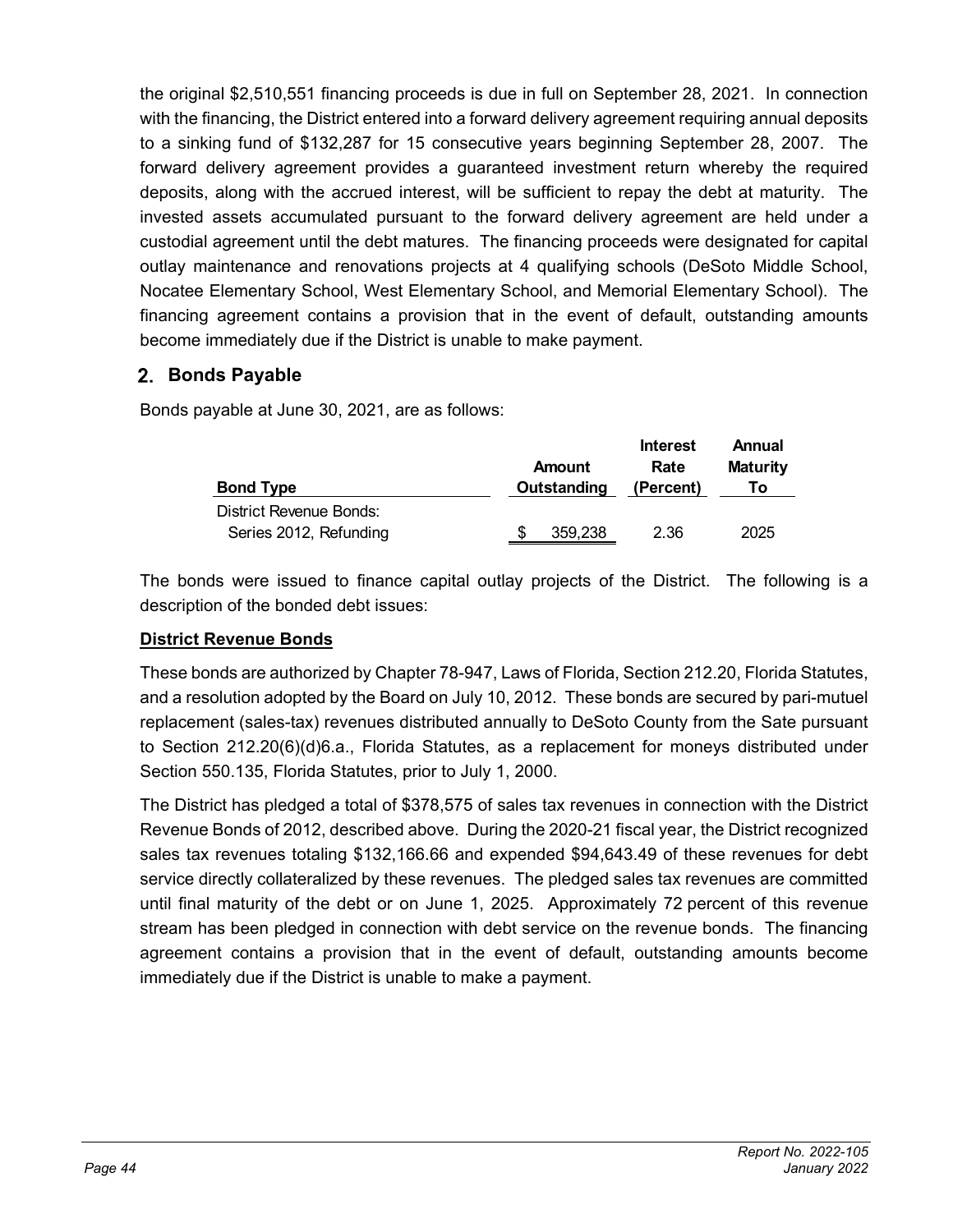the original $2,510,551 financing proceeds is due in full on September 28, 2021. In connection with the financing, the District entered into a forward delivery agreement requiring annual deposits to a sinking fund of $132,287 for 15 consecutive years beginning September 28, 2007. The forward delivery agreement provides a guaranteed investment return whereby the required deposits, along with the accrued interest, will be sufficient to repay the debt at maturity. The invested assets accumulated pursuant to the forward delivery agreement are held under a custodial agreement until the debt matures. The financing proceeds were designated for capital outlay maintenance and renovations projects at 4 qualifying schools (DeSoto Middle School, Nocatee Elementary School, West Elementary School, and Memorial Elementary School). The financing agreement contains a provision that in the event of default, outstanding amounts become immediately due if the District is unable to make payment.

## 2. Bonds Payable

Bonds payable at June 30, 2021, are as follows:

| Bond Type | Amount Outstanding | Interest Rate (Percent) | Annual Maturity To |
|---|---|---|---|
| District Revenue Bonds: | | | |
| Series 2012, Refunding | $ 359,238 | 2.36 | 2025 |

The bonds were issued to finance capital outlay projects of the District. The following is a description of the bonded debt issues:

**District Revenue Bonds**

These bonds are authorized by Chapter 78-947, Laws of Florida, Section 212.20, Florida Statutes, and a resolution adopted by the Board on July 10, 2012. These bonds are secured by pari-mutuel replacement (sales-tax) revenues distributed annually to DeSoto County from the Sate pursuant to Section 212.20(6)(d)6.a., Florida Statutes, as a replacement for moneys distributed under Section 550.135, Florida Statutes, prior to July 1, 2000.

The District has pledged a total of $378,575 of sales tax revenues in connection with the District Revenue Bonds of 2012, described above. During the 2020-21 fiscal year, the District recognized sales tax revenues totaling $132,166.66 and expended $94,643.49 of these revenues for debt service directly collateralized by these revenues. The pledged sales tax revenues are committed until final maturity of the debt or on June 1, 2025. Approximately 72 percent of this revenue stream has been pledged in connection with debt service on the revenue bonds. The financing agreement contains a provision that in the event of default, outstanding amounts become immediately due if the District is unable to make a payment.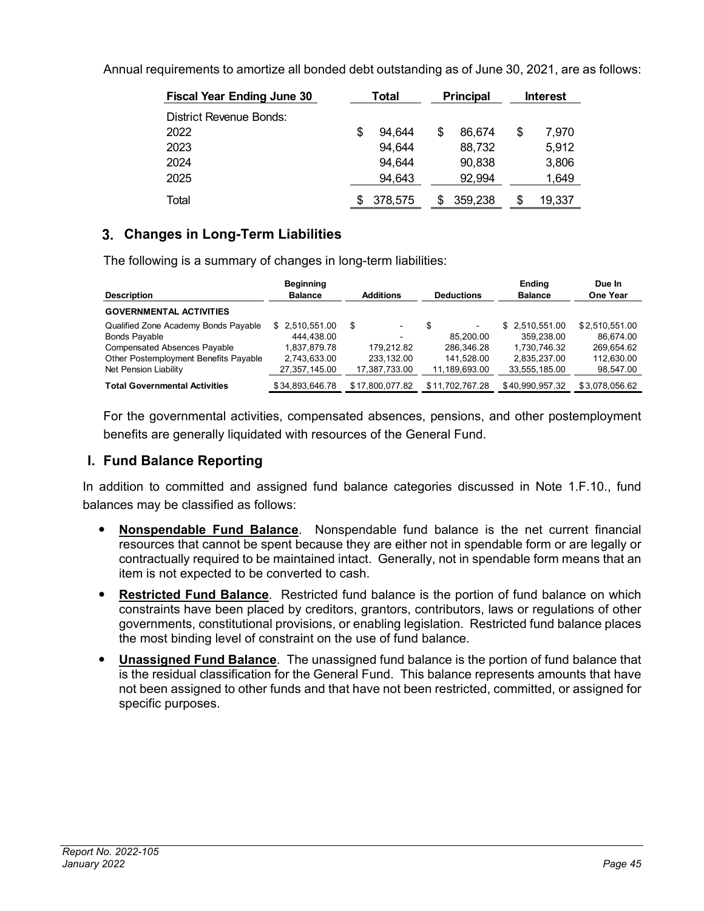Annual requirements to amortize all bonded debt outstanding as of June 30, 2021, are as follows:

| Fiscal Year Ending June 30 | Total | Principal | Interest |
|---|---|---|---|
| District Revenue Bonds: | | | |
| 2022 | $ 94,644 | $ 86,674 | $ 7,970 |
| 2023 | 94,644 | 88,732 | 5,912 |
| 2024 | 94,644 | 90,838 | 3,806 |
| 2025 | 94,643 | 92,994 | 1,649 |
| Total | $ 378,575 | $ 359,238 | $ 19,337 |

## 3. Changes in Long-Term Liabilities

The following is a summary of changes in long-term liabilities:

| Description | Beginning Balance | Additions | Deductions | Ending Balance | Due In One Year |
|---|---|---|---|---|---|
| **GOVERNMENTAL ACTIVITIES** | | | | | |
| Qualified Zone Academy Bonds Payable | $ 2,510,551.00 | $ - | $ - | $ 2,510,551.00 | $ 2,510,551.00 |
| Bonds Payable | 444,438.00 | - | 85,200.00 | 359,238.00 | 86,674.00 |
| Compensated Absences Payable | 1,837,879.78 | 179,212.82 | 286,346.28 | 1,730,746.32 | 269,654.62 |
| Other Postemployment Benefits Payable | 2,743,633.00 | 233,132.00 | 141,528.00 | 2,835,237.00 | 112,630.00 |
| Net Pension Liability | 27,357,145.00 | 17,387,733.00 | 11,189,693.00 | 33,555,185.00 | 98,547.00 |
| **Total Governmental Activities** | $ 34,893,646.78 | $ 17,800,077.82 | $ 11,702,767.28 | $ 40,990,957.32 | $ 3,078,056.62 |

For the governmental activities, compensated absences, pensions, and other postemployment benefits are generally liquidated with resources of the General Fund.

## I. Fund Balance Reporting

In addition to committed and assigned fund balance categories discussed in Note 1.F.10., fund balances may be classified as follows:

- **Nonspendable Fund Balance**. Nonspendable fund balance is the net current financial resources that cannot be spent because they are either not in spendable form or are legally or contractually required to be maintained intact. Generally, not in spendable form means that an item is not expected to be converted to cash.
- **Restricted Fund Balance**. Restricted fund balance is the portion of fund balance on which constraints have been placed by creditors, grantors, contributors, laws or regulations of other governments, constitutional provisions, or enabling legislation. Restricted fund balance places the most binding level of constraint on the use of fund balance.
- **Unassigned Fund Balance**. The unassigned fund balance is the portion of fund balance that is the residual classification for the General Fund. This balance represents amounts that have not been assigned to other funds and that have not been restricted, committed, or assigned for specific purposes.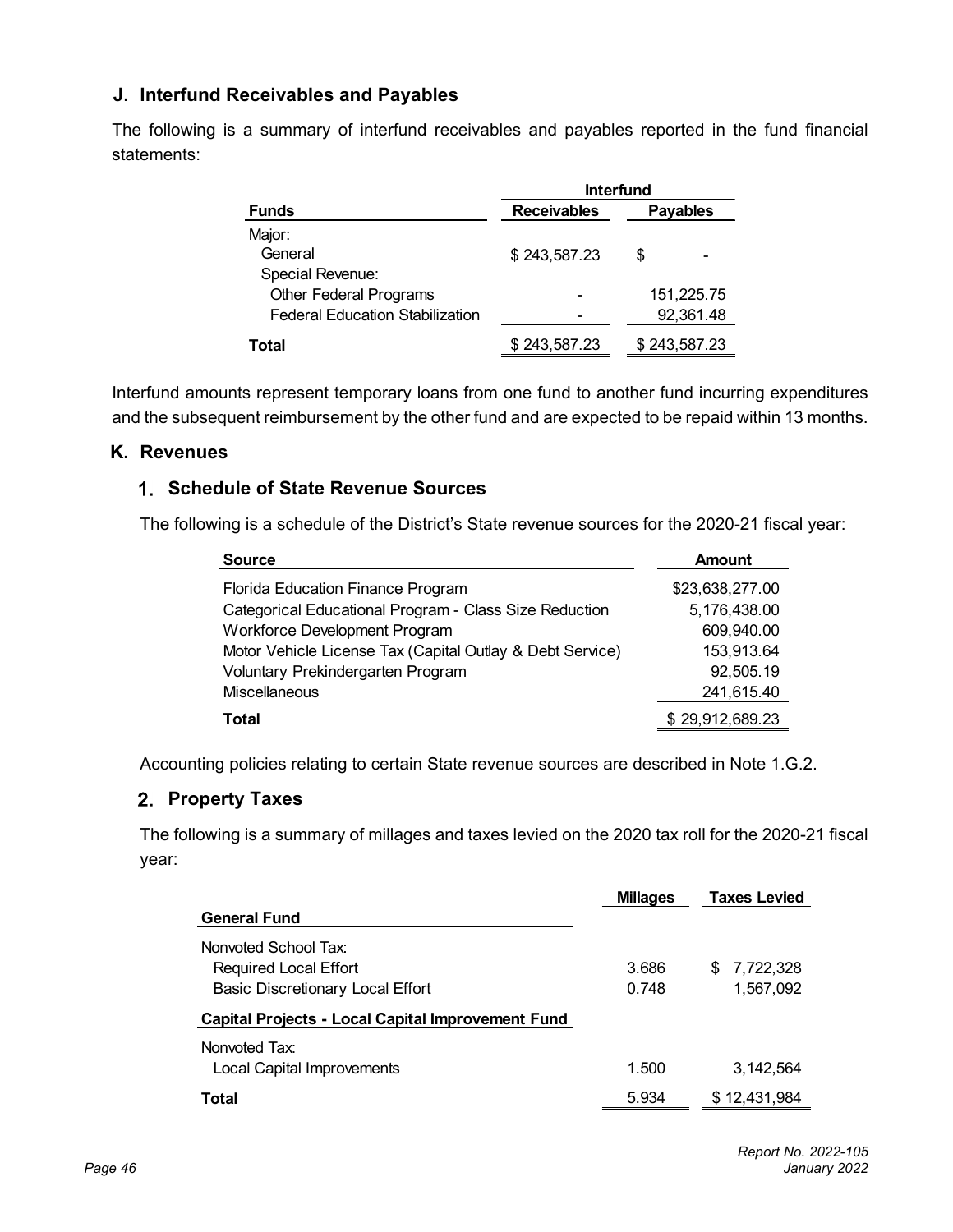## J. Interfund Receivables and Payables

The following is a summary of interfund receivables and payables reported in the fund financial statements:

| Funds | Interfund Receivables | Interfund Payables |
|---|---|---|
| Major: | | |
| General | $ 243,587.23 | $ - |
| Special Revenue: | | |
| Other Federal Programs | - | 151,225.75 |
| Federal Education Stabilization | - | 92,361.48 |
| **Total** | $ 243,587.23 | $ 243,587.23 |

Interfund amounts represent temporary loans from one fund to another fund incurring expenditures and the subsequent reimbursement by the other fund and are expected to be repaid within 13 months.

## K. Revenues

### 1. Schedule of State Revenue Sources

The following is a schedule of the District's State revenue sources for the 2020-21 fiscal year:

| Source | Amount |
|---|---|
| Florida Education Finance Program | $23,638,277.00 |
| Categorical Educational Program - Class Size Reduction | 5,176,438.00 |
| Workforce Development Program | 609,940.00 |
| Motor Vehicle License Tax (Capital Outlay & Debt Service) | 153,913.64 |
| Voluntary Prekindergarten Program | 92,505.19 |
| Miscellaneous | 241,615.40 |
| **Total** | $ 29,912,689.23 |

Accounting policies relating to certain State revenue sources are described in Note 1.G.2.

### 2. Property Taxes

The following is a summary of millages and taxes levied on the 2020 tax roll for the 2020-21 fiscal year:

| | Millages | Taxes Levied |
|---|---|---|
| **General Fund** | | |
| Nonvoted School Tax: | | |
| Required Local Effort | 3.686 | $ 7,722,328 |
| Basic Discretionary Local Effort | 0.748 | 1,567,092 |
| **Capital Projects - Local Capital Improvement Fund** | | |
| Nonvoted Tax: | | |
| Local Capital Improvements | 1.500 | 3,142,564 |
| **Total** | 5.934 | $ 12,431,984 |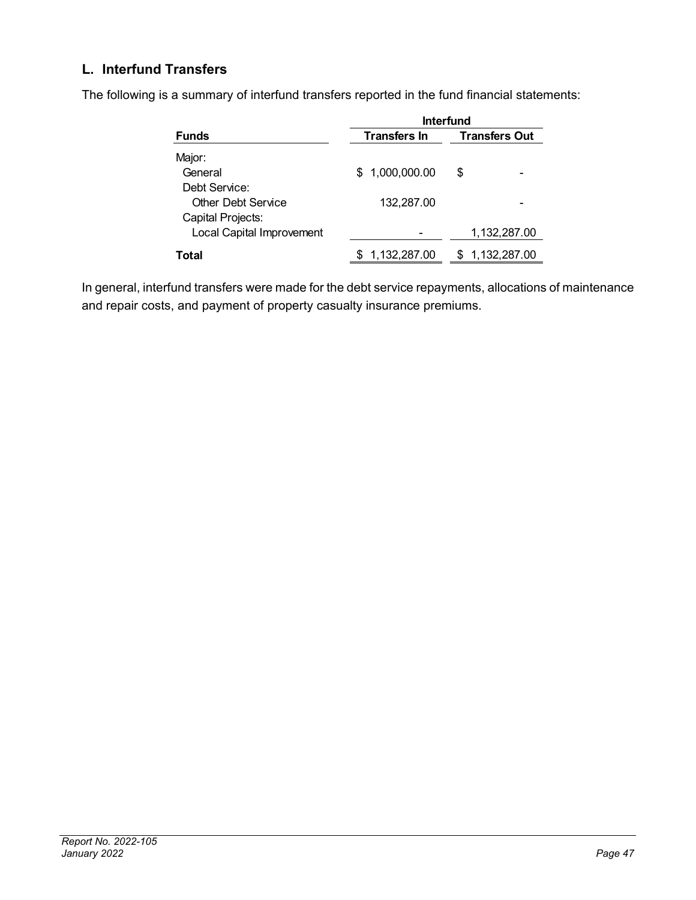## L. Interfund Transfers

The following is a summary of interfund transfers reported in the fund financial statements:

| Funds | Interfund Transfers In | Interfund Transfers Out |
|---|---|---|
| Major: | | |
| General | $ 1,000,000.00 | $ - |
| Debt Service: | | |
| Other Debt Service | 132,287.00 | - |
| Capital Projects: | | |
| Local Capital Improvement | - | 1,132,287.00 |
| **Total** | $ 1,132,287.00 | $ 1,132,287.00 |

In general, interfund transfers were made for the debt service repayments, allocations of maintenance and repair costs, and payment of property casualty insurance premiums.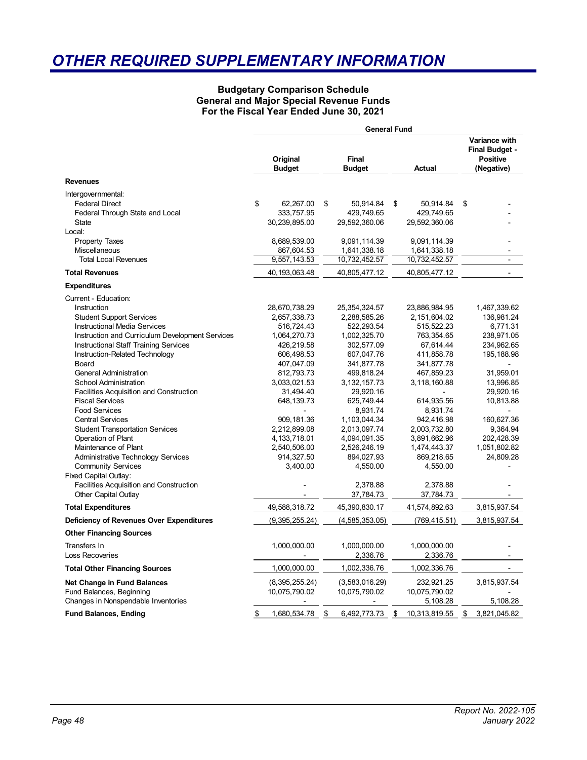# OTHER REQUIRED SUPPLEMENTARY INFORMATION

**Budgetary Comparison Schedule**
**General and Major Special Revenue Funds**
**For the Fiscal Year Ended June 30, 2021**

| | General Fund | | | |
|---|---|---|---|---|
| | **Original Budget** | **Final Budget** | **Actual** | **Variance with Final Budget - Positive (Negative)** |
| **Revenues** | | | | |
| Intergovernmental: | | | | |
| Federal Direct | $ 62,267.00 | $ 50,914.84 | $ 50,914.84 | $ - |
| Federal Through State and Local | 333,757.95 | 429,749.65 | 429,749.65 | - |
| State | 30,239,895.00 | 29,592,360.06 | 29,592,360.06 | - |
| Local: | | | | |
| Property Taxes | 8,689,539.00 | 9,091,114.39 | 9,091,114.39 | - |
| Miscellaneous | 867,604.53 | 1,641,338.18 | 1,641,338.18 | - |
| Total Local Revenues | 9,557,143.53 | 10,732,452.57 | 10,732,452.57 | - |
| **Total Revenues** | 40,193,063.48 | 40,805,477.12 | 40,805,477.12 | - |
| **Expenditures** | | | | |
| Current - Education: | | | | |
| Instruction | 28,670,738.29 | 25,354,324.57 | 23,886,984.95 | 1,467,339.62 |
| Student Support Services | 2,657,338.73 | 2,288,585.26 | 2,151,604.02 | 136,981.24 |
| Instructional Media Services | 516,724.43 | 522,293.54 | 515,522.23 | 6,771.31 |
| Instruction and Curriculum Development Services | 1,064,270.73 | 1,002,325.70 | 763,354.65 | 238,971.05 |
| Instructional Staff Training Services | 426,219.58 | 302,577.09 | 67,614.44 | 234,962.65 |
| Instruction-Related Technology | 606,498.53 | 607,047.76 | 411,858.78 | 195,188.98 |
| Board | 407,047.09 | 341,877.78 | 341,877.78 | - |
| General Administration | 812,793.73 | 499,818.24 | 467,859.23 | 31,959.01 |
| School Administration | 3,033,021.53 | 3,132,157.73 | 3,118,160.88 | 13,996.85 |
| Facilities Acquisition and Construction | 31,494.40 | 29,920.16 | - | 29,920.16 |
| Fiscal Services | 648,139.73 | 625,749.44 | 614,935.56 | 10,813.88 |
| Food Services | - | 8,931.74 | 8,931.74 | - |
| Central Services | 909,181.36 | 1,103,044.34 | 942,416.98 | 160,627.36 |
| Student Transportation Services | 2,212,899.08 | 2,013,097.74 | 2,003,732.80 | 9,364.94 |
| Operation of Plant | 4,133,718.01 | 4,094,091.35 | 3,891,662.96 | 202,428.39 |
| Maintenance of Plant | 2,540,506.00 | 2,526,246.19 | 1,474,443.37 | 1,051,802.82 |
| Administrative Technology Services | 914,327.50 | 894,027.93 | 869,218.65 | 24,809.28 |
| Community Services | 3,400.00 | 4,550.00 | 4,550.00 | - |
| Fixed Capital Outlay: | | | | |
| Facilities Acquisition and Construction | - | 2,378.88 | 2,378.88 | - |
| Other Capital Outlay | - | 37,784.73 | 37,784.73 | - |
| **Total Expenditures** | 49,588,318.72 | 45,390,830.17 | 41,574,892.63 | 3,815,937.54 |
| **Deficiency of Revenues Over Expenditures** | (9,395,255.24) | (4,585,353.05) | (769,415.51) | 3,815,937.54 |
| **Other Financing Sources** | | | | |
| Transfers In | 1,000,000.00 | 1,000,000.00 | 1,000,000.00 | - |
| Loss Recoveries | - | 2,336.76 | 2,336.76 | - |
| **Total Other Financing Sources** | 1,000,000.00 | 1,002,336.76 | 1,002,336.76 | - |
| **Net Change in Fund Balances** | (8,395,255.24) | (3,583,016.29) | 232,921.25 | 3,815,937.54 |
| Fund Balances, Beginning | 10,075,790.02 | 10,075,790.02 | 10,075,790.02 | - |
| Changes in Nonspendable Inventories | - | - | 5,108.28 | 5,108.28 |
| **Fund Balances, Ending** | $ 1,680,534.78 | $ 6,492,773.73 | $ 10,313,819.55 | $ 3,821,045.82 |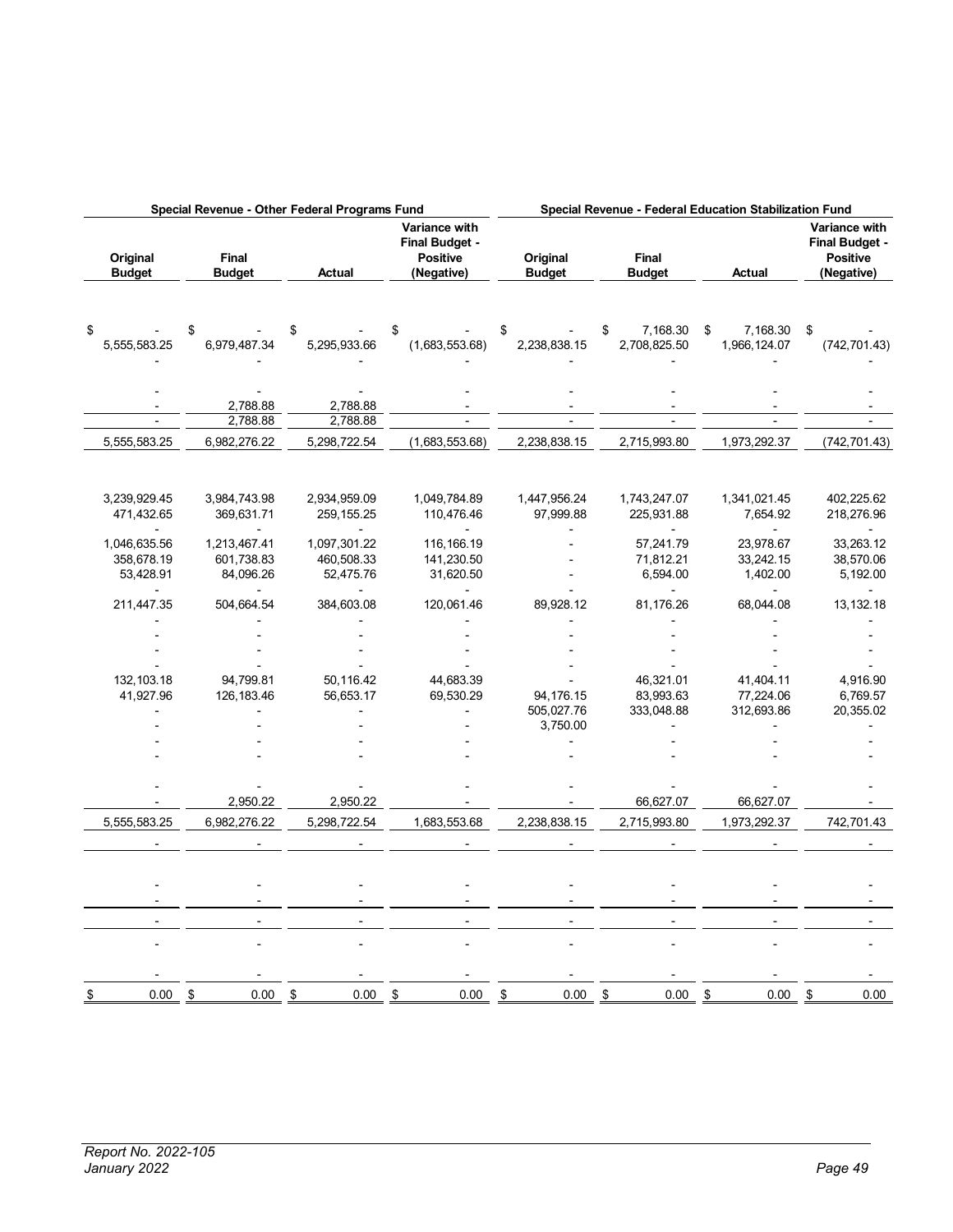| Special Revenue - Other Federal Programs Fund | | | | Special Revenue - Federal Education Stabilization Fund | | | |
|---|---|---|---|---|---|---|---|
| Original Budget | Final Budget | Actual | Variance with Final Budget - Positive (Negative) | Original Budget | Final Budget | Actual | Variance with Final Budget - Positive (Negative) |
| $ - | $ - | $ - | $ - | $ - | $ 7,168.30 | $ 7,168.30 | $ - |
| 5,555,583.25 | 6,979,487.34 | 5,295,933.66 | (1,683,553.68) | 2,238,838.15 | 2,708,825.50 | 1,966,124.07 | (742,701.43) |
| - | - | - | - | - | - | - | - |
| - | - | - | - | - | - | - | - |
| - | 2,788.88 | 2,788.88 | - | - | - | - | - |
| - | 2,788.88 | 2,788.88 | - | - | - | - | - |
| 5,555,583.25 | 6,982,276.22 | 5,298,722.54 | (1,683,553.68) | 2,238,838.15 | 2,715,993.80 | 1,973,292.37 | (742,701.43) |
| 3,239,929.45 | 3,984,743.98 | 2,934,959.09 | 1,049,784.89 | 1,447,956.24 | 1,743,247.07 | 1,341,021.45 | 402,225.62 |
| 471,432.65 | 369,631.71 | 259,155.25 | 110,476.46 | 97,999.88 | 225,931.88 | 7,654.92 | 218,276.96 |
| - | - | - | - | - | - | - | - |
| 1,046,635.56 | 1,213,467.41 | 1,097,301.22 | 116,166.19 | - | 57,241.79 | 23,978.67 | 33,263.12 |
| 358,678.19 | 601,738.83 | 460,508.33 | 141,230.50 | - | 71,812.21 | 33,242.15 | 38,570.06 |
| 53,428.91 | 84,096.26 | 52,475.76 | 31,620.50 | - | 6,594.00 | 1,402.00 | 5,192.00 |
| - | - | - | - | - | - | - | - |
| 211,447.35 | 504,664.54 | 384,603.08 | 120,061.46 | 89,928.12 | 81,176.26 | 68,044.08 | 13,132.18 |
| - | - | - | - | - | - | - | - |
| - | - | - | - | - | - | - | - |
| - | - | - | - | - | - | - | - |
| - | - | - | - | - | - | - | - |
| 132,103.18 | 94,799.81 | 50,116.42 | 44,683.39 | - | 46,321.01 | 41,404.11 | 4,916.90 |
| 41,927.96 | 126,183.46 | 56,653.17 | 69,530.29 | 94,176.15 | 83,993.63 | 77,224.06 | 6,769.57 |
| - | - | - | - | 505,027.76 | 333,048.88 | 312,693.86 | 20,355.02 |
| - | - | - | - | 3,750.00 | - | - | - |
| - | - | - | - | - | - | - | - |
| - | - | - | - | - | - | - | - |
| - | - | - | - | - | - | - | - |
| - | 2,950.22 | 2,950.22 | - | - | 66,627.07 | 66,627.07 | - |
| 5,555,583.25 | 6,982,276.22 | 5,298,722.54 | 1,683,553.68 | 2,238,838.15 | 2,715,993.80 | 1,973,292.37 | 742,701.43 |
| - | - | - | - | - | - | - | - |
| - | - | - | - | - | - | - | - |
| - | - | - | - | - | - | - | - |
| - | - | - | - | - | - | - | - |
| - | - | - | - | - | - | - | - |
| - | - | - | - | - | - | - | - |
| $ 0.00 | $ 0.00 | $ 0.00 | $ 0.00 | $ 0.00 | $ 0.00 | $ 0.00 | $ 0.00 |

*Report No. 2022-105*
*January 2022*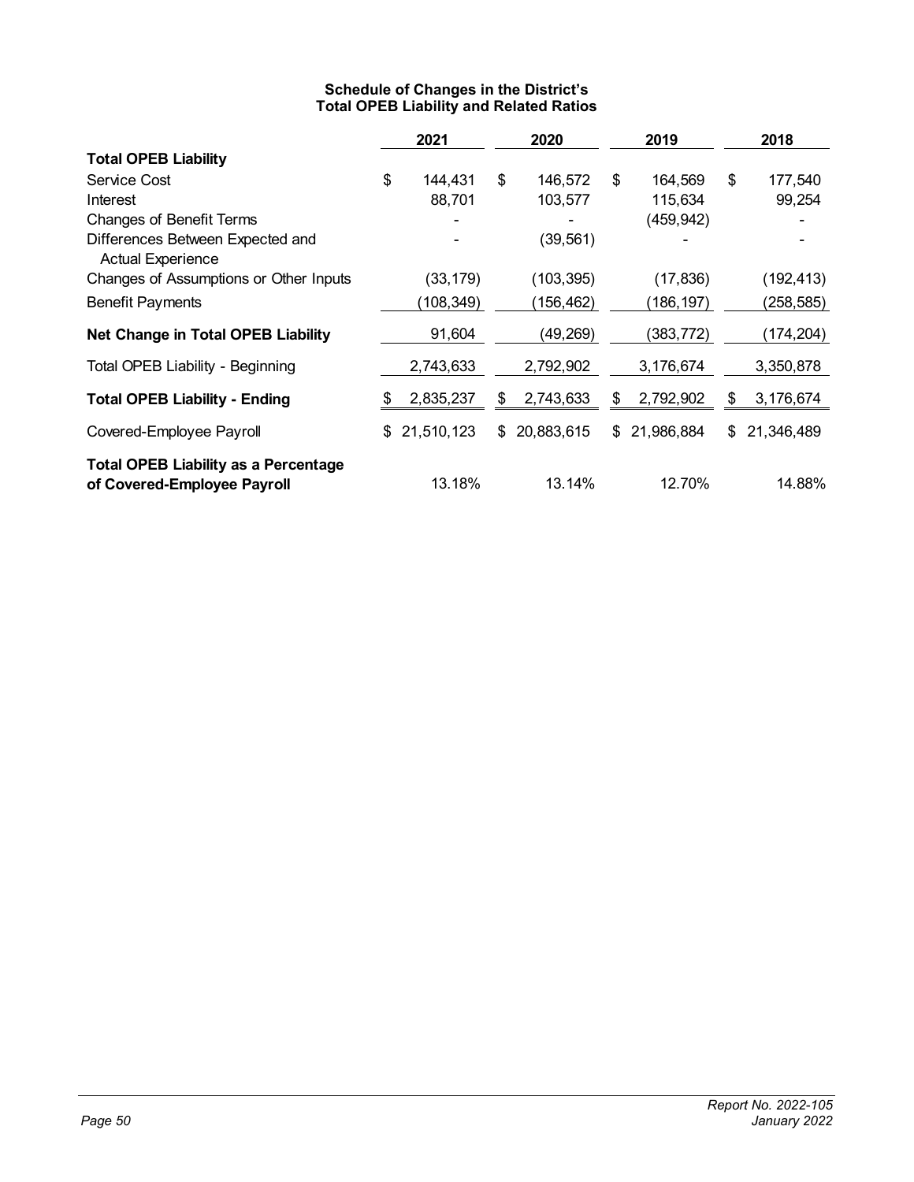**Schedule of Changes in the District's Total OPEB Liability and Related Ratios**

| | 2021 | 2020 | 2019 | 2018 |
|---|---|---|---|---|
| **Total OPEB Liability** | | | | |
| Service Cost | $ 144,431 | $ 146,572 | $ 164,569 | $ 177,540 |
| Interest | 88,701 | 103,577 | 115,634 | 99,254 |
| Changes of Benefit Terms | - | - | (459,942) | - |
| Differences Between Expected and Actual Experience | - | (39,561) | - | - |
| Changes of Assumptions or Other Inputs | (33,179) | (103,395) | (17,836) | (192,413) |
| Benefit Payments | (108,349) | (156,462) | (186,197) | (258,585) |
| **Net Change in Total OPEB Liability** | 91,604 | (49,269) | (383,772) | (174,204) |
| Total OPEB Liability - Beginning | 2,743,633 | 2,792,902 | 3,176,674 | 3,350,878 |
| **Total OPEB Liability - Ending** | $ 2,835,237 | $ 2,743,633 | $ 2,792,902 | $ 3,176,674 |
| Covered-Employee Payroll | $ 21,510,123 | $ 20,883,615 | $ 21,986,884 | $ 21,346,489 |
| **Total OPEB Liability as a Percentage of Covered-Employee Payroll** | 13.18% | 13.14% | 12.70% | 14.88% |

Report No. 2022-105
January 2022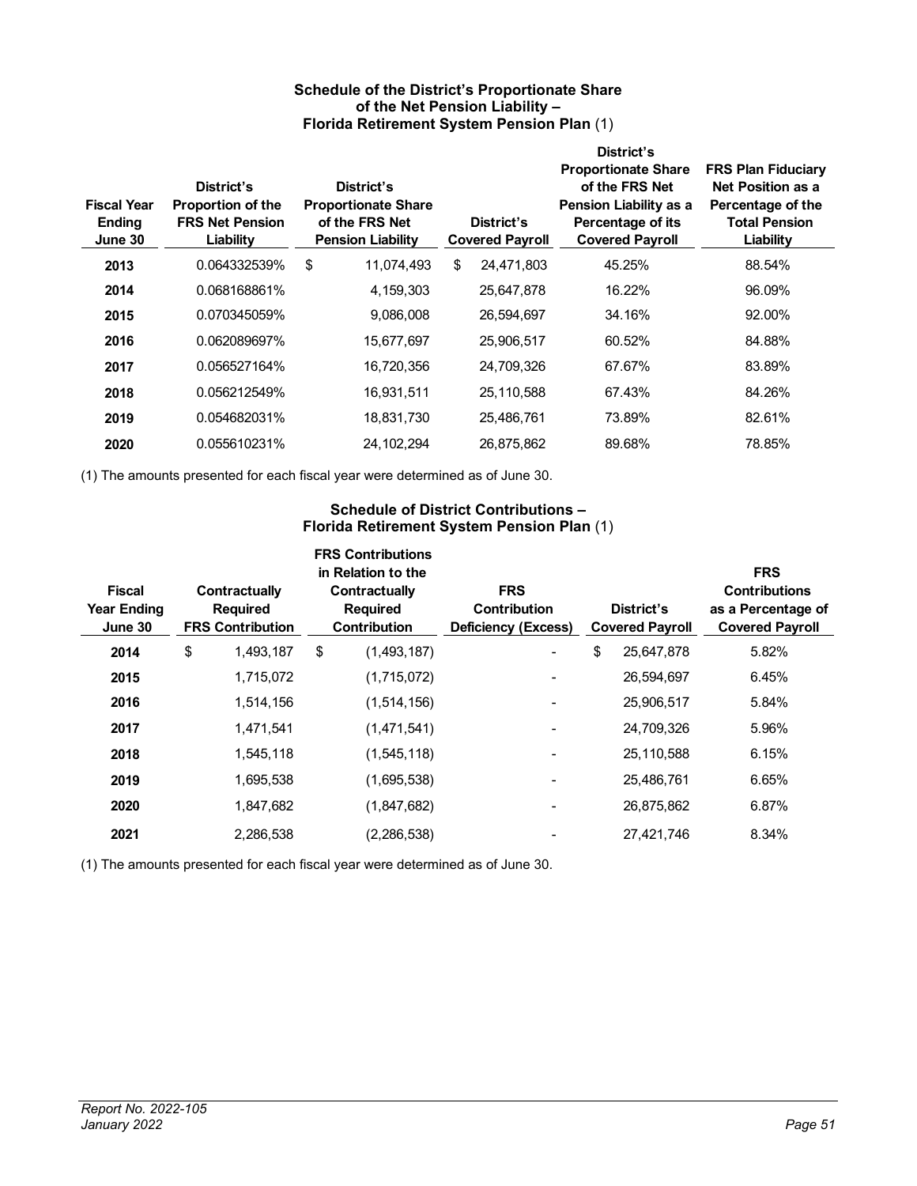### Schedule of the District's Proportionate Share of the Net Pension Liability – Florida Retirement System Pension Plan (1)

| Fiscal Year Ending June 30 | District's Proportion of the FRS Net Pension Liability | District's Proportionate Share of the FRS Net Pension Liability | District's Covered Payroll | District's Proportionate Share of the FRS Net Pension Liability as a Percentage of its Covered Payroll | FRS Plan Fiduciary Net Position as a Percentage of the Total Pension Liability |
|---|---|---|---|---|---|
| **2013** | 0.064332539% | $ 11,074,493 | $ 24,471,803 | 45.25% | 88.54% |
| **2014** | 0.068168861% | 4,159,303 | 25,647,878 | 16.22% | 96.09% |
| **2015** | 0.070345059% | 9,086,008 | 26,594,697 | 34.16% | 92.00% |
| **2016** | 0.062089697% | 15,677,697 | 25,906,517 | 60.52% | 84.88% |
| **2017** | 0.056527164% | 16,720,356 | 24,709,326 | 67.67% | 83.89% |
| **2018** | 0.056212549% | 16,931,511 | 25,110,588 | 67.43% | 84.26% |
| **2019** | 0.054682031% | 18,831,730 | 25,486,761 | 73.89% | 82.61% |
| **2020** | 0.055610231% | 24,102,294 | 26,875,862 | 89.68% | 78.85% |

(1) The amounts presented for each fiscal year were determined as of June 30.

### Schedule of District Contributions – Florida Retirement System Pension Plan (1)

| Fiscal Year Ending June 30 | Contractually Required FRS Contribution | FRS Contributions in Relation to the Contractually Required Contribution | FRS Contribution Deficiency (Excess) | District's Covered Payroll | FRS Contributions as a Percentage of Covered Payroll |
|---|---|---|---|---|---|
| **2014** | $ 1,493,187 | $ (1,493,187) | - | $ 25,647,878 | 5.82% |
| **2015** | 1,715,072 | (1,715,072) | - | 26,594,697 | 6.45% |
| **2016** | 1,514,156 | (1,514,156) | - | 25,906,517 | 5.84% |
| **2017** | 1,471,541 | (1,471,541) | - | 24,709,326 | 5.96% |
| **2018** | 1,545,118 | (1,545,118) | - | 25,110,588 | 6.15% |
| **2019** | 1,695,538 | (1,695,538) | - | 25,486,761 | 6.65% |
| **2020** | 1,847,682 | (1,847,682) | - | 26,875,862 | 6.87% |
| **2021** | 2,286,538 | (2,286,538) | - | 27,421,746 | 8.34% |

(1) The amounts presented for each fiscal year were determined as of June 30.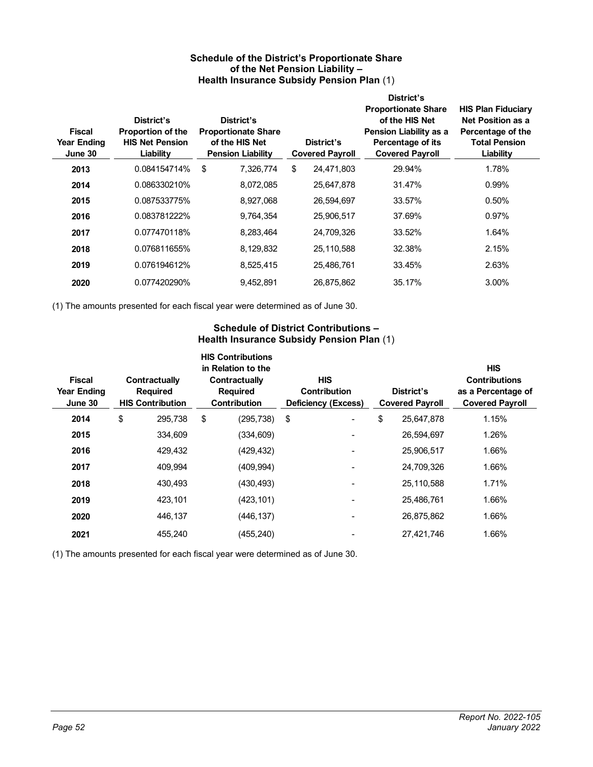### Schedule of the District's Proportionate Share of the Net Pension Liability – Health Insurance Subsidy Pension Plan (1)

| Fiscal Year Ending June 30 | District's Proportion of the HIS Net Pension Liability | District's Proportionate Share of the HIS Net Pension Liability | District's Covered Payroll | District's Proportionate Share of the HIS Net Pension Liability as a Percentage of its Covered Payroll | HIS Plan Fiduciary Net Position as a Percentage of the Total Pension Liability |
|---|---|---|---|---|---|
| **2013** | 0.084154714% | $ 7,326,774 | $ 24,471,803 | 29.94% | 1.78% |
| **2014** | 0.086330210% | 8,072,085 | 25,647,878 | 31.47% | 0.99% |
| **2015** | 0.087533775% | 8,927,068 | 26,594,697 | 33.57% | 0.50% |
| **2016** | 0.083781222% | 9,764,354 | 25,906,517 | 37.69% | 0.97% |
| **2017** | 0.077470118% | 8,283,464 | 24,709,326 | 33.52% | 1.64% |
| **2018** | 0.076811655% | 8,129,832 | 25,110,588 | 32.38% | 2.15% |
| **2019** | 0.076194612% | 8,525,415 | 25,486,761 | 33.45% | 2.63% |
| **2020** | 0.077420290% | 9,452,891 | 26,875,862 | 35.17% | 3.00% |

(1) The amounts presented for each fiscal year were determined as of June 30.

### Schedule of District Contributions – Health Insurance Subsidy Pension Plan (1)

| Fiscal Year Ending June 30 | Contractually Required HIS Contribution | HIS Contributions in Relation to the Contractually Required Contribution | HIS Contribution Deficiency (Excess) | District's Covered Payroll | HIS Contributions as a Percentage of Covered Payroll |
|---|---|---|---|---|---|
| **2014** | $ 295,738 | $ (295,738) | $ - | $ 25,647,878 | 1.15% |
| **2015** | 334,609 | (334,609) | - | 26,594,697 | 1.26% |
| **2016** | 429,432 | (429,432) | - | 25,906,517 | 1.66% |
| **2017** | 409,994 | (409,994) | - | 24,709,326 | 1.66% |
| **2018** | 430,493 | (430,493) | - | 25,110,588 | 1.71% |
| **2019** | 423,101 | (423,101) | - | 25,486,761 | 1.66% |
| **2020** | 446,137 | (446,137) | - | 26,875,862 | 1.66% |
| **2021** | 455,240 | (455,240) | - | 27,421,746 | 1.66% |

(1) The amounts presented for each fiscal year were determined as of June 30.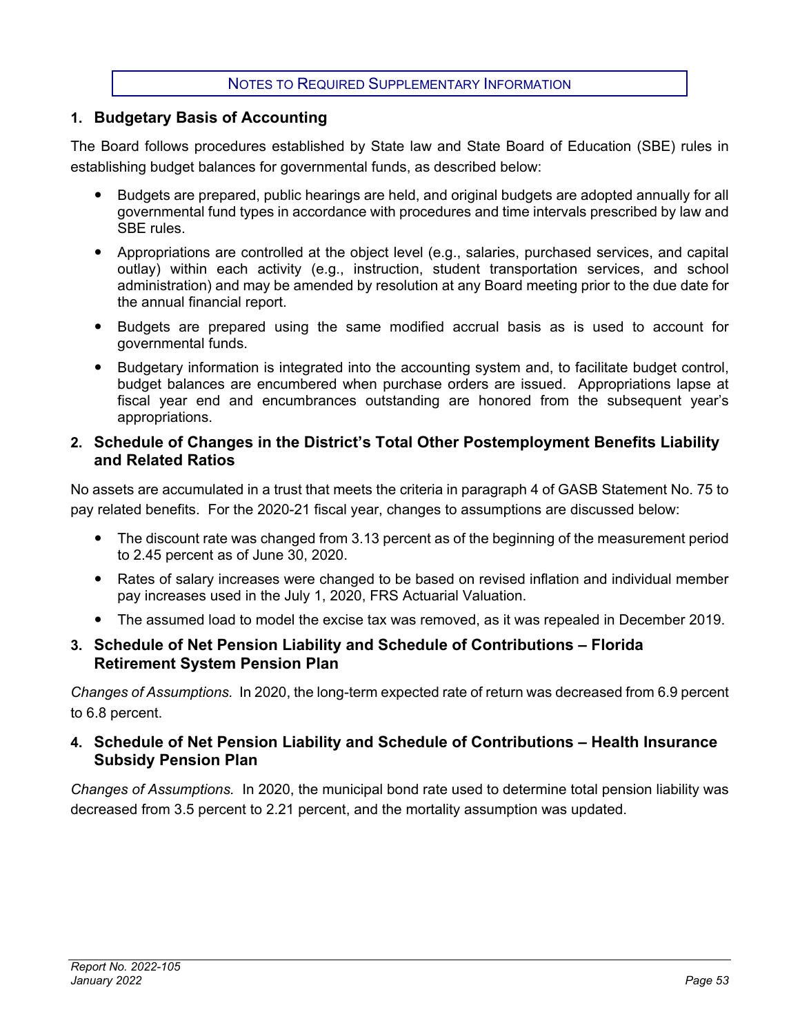# NOTES TO REQUIRED SUPPLEMENTARY INFORMATION

## 1. Budgetary Basis of Accounting

The Board follows procedures established by State law and State Board of Education (SBE) rules in establishing budget balances for governmental funds, as described below:

- Budgets are prepared, public hearings are held, and original budgets are adopted annually for all governmental fund types in accordance with procedures and time intervals prescribed by law and SBE rules.
- Appropriations are controlled at the object level (e.g., salaries, purchased services, and capital outlay) within each activity (e.g., instruction, student transportation services, and school administration) and may be amended by resolution at any Board meeting prior to the due date for the annual financial report.
- Budgets are prepared using the same modified accrual basis as is used to account for governmental funds.
- Budgetary information is integrated into the accounting system and, to facilitate budget control, budget balances are encumbered when purchase orders are issued. Appropriations lapse at fiscal year end and encumbrances outstanding are honored from the subsequent year's appropriations.

## 2. Schedule of Changes in the District's Total Other Postemployment Benefits Liability and Related Ratios

No assets are accumulated in a trust that meets the criteria in paragraph 4 of GASB Statement No. 75 to pay related benefits. For the 2020-21 fiscal year, changes to assumptions are discussed below:

- The discount rate was changed from 3.13 percent as of the beginning of the measurement period to 2.45 percent as of June 30, 2020.
- Rates of salary increases were changed to be based on revised inflation and individual member pay increases used in the July 1, 2020, FRS Actuarial Valuation.
- The assumed load to model the excise tax was removed, as it was repealed in December 2019.

## 3. Schedule of Net Pension Liability and Schedule of Contributions – Florida Retirement System Pension Plan

*Changes of Assumptions.* In 2020, the long-term expected rate of return was decreased from 6.9 percent to 6.8 percent.

## 4. Schedule of Net Pension Liability and Schedule of Contributions – Health Insurance Subsidy Pension Plan

*Changes of Assumptions.* In 2020, the municipal bond rate used to determine total pension liability was decreased from 3.5 percent to 2.21 percent, and the mortality assumption was updated.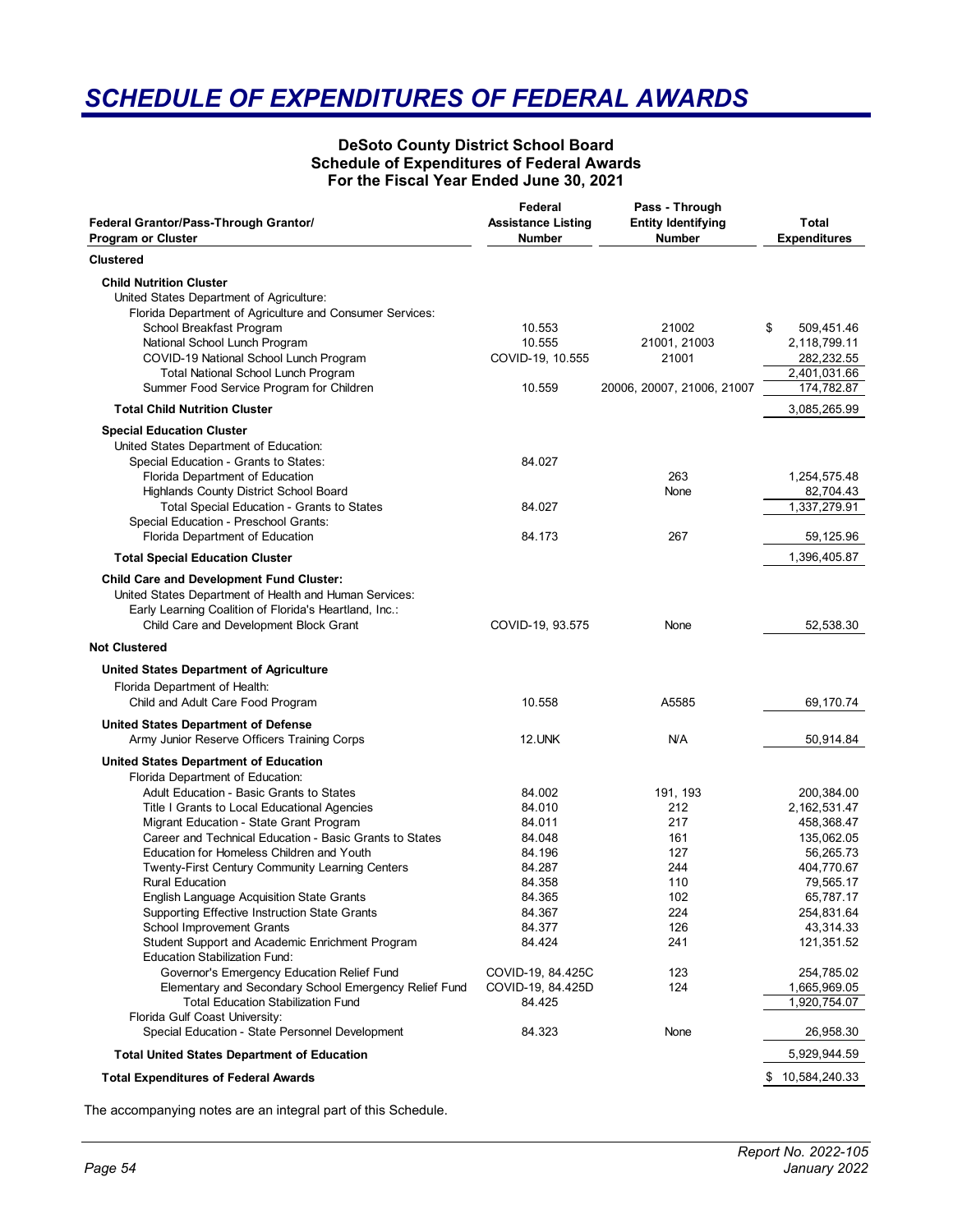# SCHEDULE OF EXPENDITURES OF FEDERAL AWARDS

**DeSoto County District School Board**
**Schedule of Expenditures of Federal Awards**
**For the Fiscal Year Ended June 30, 2021**

| Federal Grantor/Pass-Through Grantor/ Program or Cluster | Federal Assistance Listing Number | Pass - Through Entity Identifying Number | Total Expenditures |
|---|---|---|---|
| **Clustered** | | | |
| **Child Nutrition Cluster** | | | |
| United States Department of Agriculture: | | | |
| Florida Department of Agriculture and Consumer Services: | | | |
| School Breakfast Program | 10.553 | 21002 | $ 509,451.46 |
| National School Lunch Program | 10.555 | 21001, 21003 | 2,118,799.11 |
| COVID-19 National School Lunch Program | COVID-19, 10.555 | 21001 | 282,232.55 |
| Total National School Lunch Program | | | 2,401,031.66 |
| Summer Food Service Program for Children | 10.559 | 20006, 20007, 21006, 21007 | 174,782.87 |
| **Total Child Nutrition Cluster** | | | 3,085,265.99 |
| **Special Education Cluster** | | | |
| United States Department of Education: | | | |
| Special Education - Grants to States: | 84.027 | | |
| Florida Department of Education | | 263 | 1,254,575.48 |
| Highlands County District School Board | | None | 82,704.43 |
| Total Special Education - Grants to States | 84.027 | | 1,337,279.91 |
| Special Education - Preschool Grants: | | | |
| Florida Department of Education | 84.173 | 267 | 59,125.96 |
| **Total Special Education Cluster** | | | 1,396,405.87 |
| **Child Care and Development Fund Cluster:** | | | |
| United States Department of Health and Human Services: | | | |
| Early Learning Coalition of Florida's Heartland, Inc.: | | | |
| Child Care and Development Block Grant | COVID-19, 93.575 | None | 52,538.30 |
| **Not Clustered** | | | |
| **United States Department of Agriculture** | | | |
| Florida Department of Health: | | | |
| Child and Adult Care Food Program | 10.558 | A5585 | 69,170.74 |
| **United States Department of Defense** | | | |
| Army Junior Reserve Officers Training Corps | 12.UNK | N/A | 50,914.84 |
| **United States Department of Education** | | | |
| Florida Department of Education: | | | |
| Adult Education - Basic Grants to States | 84.002 | 191, 193 | 200,384.00 |
| Title I Grants to Local Educational Agencies | 84.010 | 212 | 2,162,531.47 |
| Migrant Education - State Grant Program | 84.011 | 217 | 458,368.47 |
| Career and Technical Education - Basic Grants to States | 84.048 | 161 | 135,062.05 |
| Education for Homeless Children and Youth | 84.196 | 127 | 56,265.73 |
| Twenty-First Century Community Learning Centers | 84.287 | 244 | 404,770.67 |
| Rural Education | 84.358 | 110 | 79,565.17 |
| English Language Acquisition State Grants | 84.365 | 102 | 65,787.17 |
| Supporting Effective Instruction State Grants | 84.367 | 224 | 254,831.64 |
| School Improvement Grants | 84.377 | 126 | 43,314.33 |
| Student Support and Academic Enrichment Program | 84.424 | 241 | 121,351.52 |
| Education Stabilization Fund: | | | |
| Governor's Emergency Education Relief Fund | COVID-19, 84.425C | 123 | 254,785.02 |
| Elementary and Secondary School Emergency Relief Fund | COVID-19, 84.425D | 124 | 1,665,969.05 |
| Total Education Stabilization Fund | 84.425 | | 1,920,754.07 |
| Florida Gulf Coast University: | | | |
| Special Education - State Personnel Development | 84.323 | None | 26,958.30 |
| **Total United States Department of Education** | | | 5,929,944.59 |
| **Total Expenditures of Federal Awards** | | | $ 10,584,240.33 |

The accompanying notes are an integral part of this Schedule.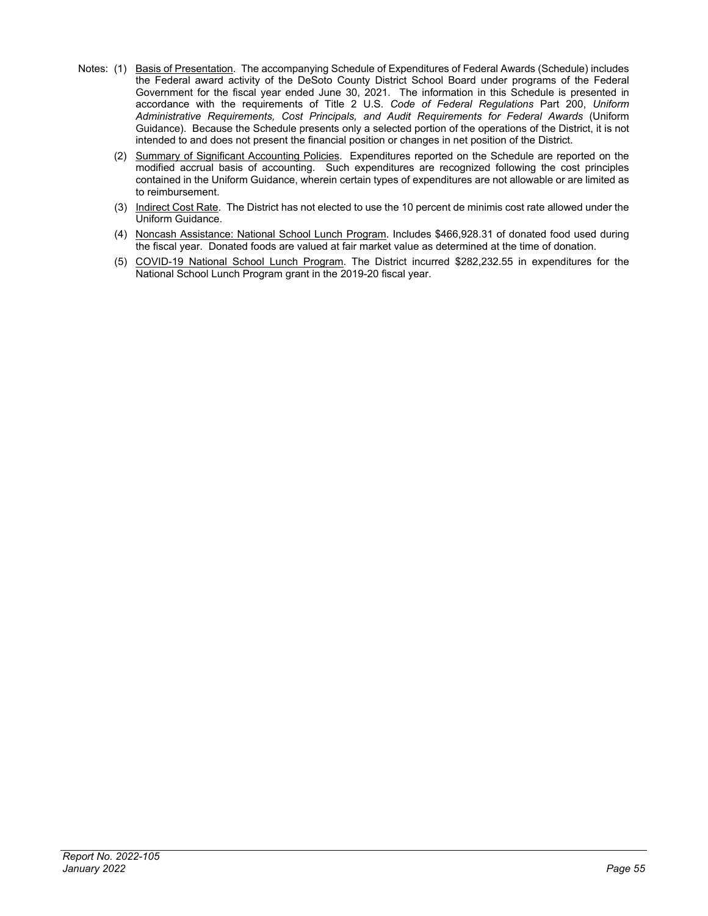Notes: (1) Basis of Presentation. The accompanying Schedule of Expenditures of Federal Awards (Schedule) includes the Federal award activity of the DeSoto County District School Board under programs of the Federal Government for the fiscal year ended June 30, 2021. The information in this Schedule is presented in accordance with the requirements of Title 2 U.S. *Code of Federal Regulations* Part 200, *Uniform Administrative Requirements, Cost Principals, and Audit Requirements for Federal Awards* (Uniform Guidance). Because the Schedule presents only a selected portion of the operations of the District, it is not intended to and does not present the financial position or changes in net position of the District.

(2) Summary of Significant Accounting Policies. Expenditures reported on the Schedule are reported on the modified accrual basis of accounting. Such expenditures are recognized following the cost principles contained in the Uniform Guidance, wherein certain types of expenditures are not allowable or are limited as to reimbursement.

(3) Indirect Cost Rate. The District has not elected to use the 10 percent de minimis cost rate allowed under the Uniform Guidance.

(4) Noncash Assistance: National School Lunch Program. Includes $466,928.31 of donated food used during the fiscal year. Donated foods are valued at fair market value as determined at the time of donation.

(5) COVID-19 National School Lunch Program. The District incurred $282,232.55 in expenditures for the National School Lunch Program grant in the 2019-20 fiscal year.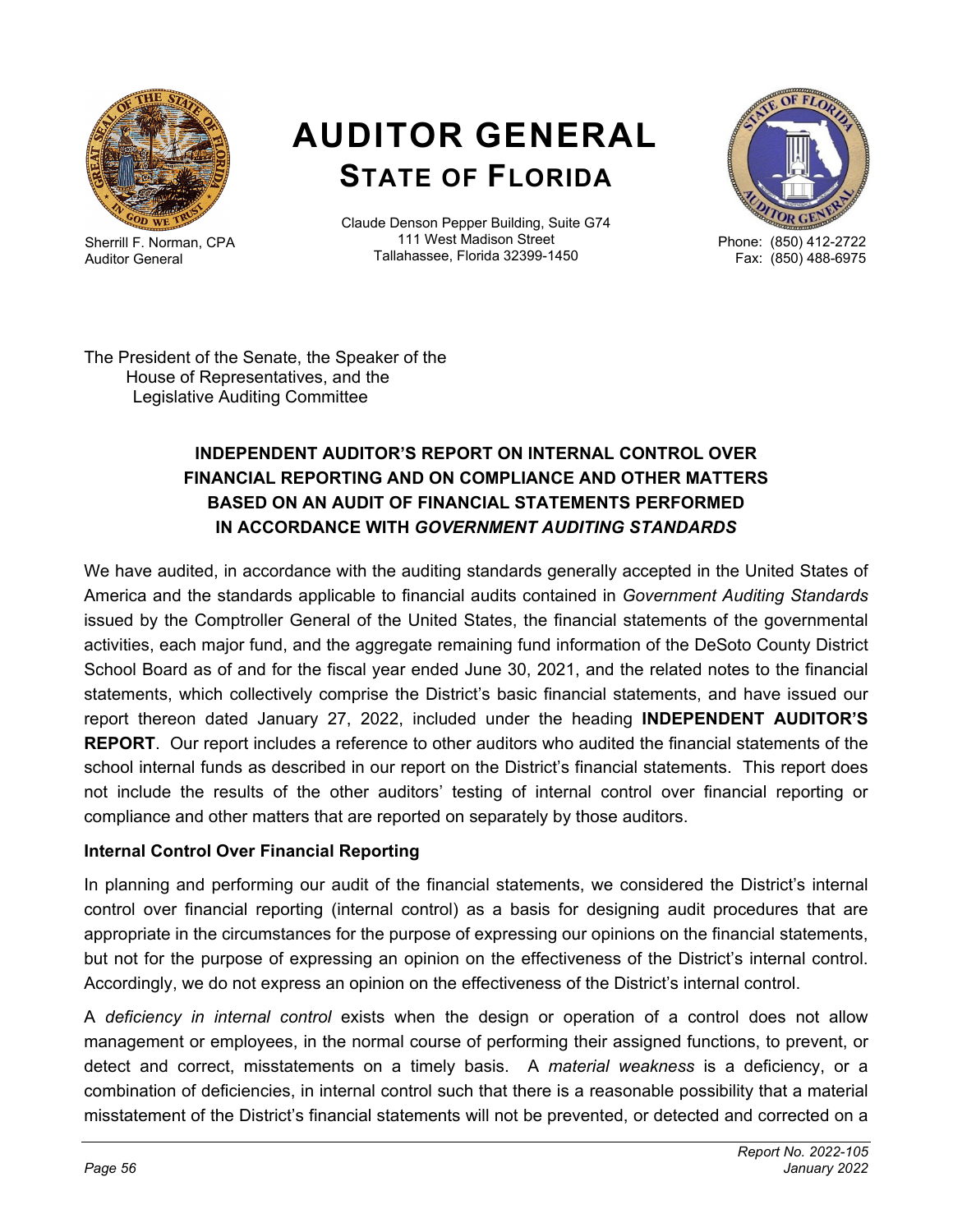# AUDITOR GENERAL
## STATE OF FLORIDA

Sherrill F. Norman, CPA
Auditor General

Claude Denson Pepper Building, Suite G74
111 West Madison Street
Tallahassee, Florida 32399-1450

Phone: (850) 412-2722
Fax: (850) 488-6975

The President of the Senate, the Speaker of the
House of Representatives, and the
Legislative Auditing Committee

### INDEPENDENT AUDITOR'S REPORT ON INTERNAL CONTROL OVER FINANCIAL REPORTING AND ON COMPLIANCE AND OTHER MATTERS BASED ON AN AUDIT OF FINANCIAL STATEMENTS PERFORMED IN ACCORDANCE WITH *GOVERNMENT AUDITING STANDARDS*

We have audited, in accordance with the auditing standards generally accepted in the United States of America and the standards applicable to financial audits contained in *Government Auditing Standards* issued by the Comptroller General of the United States, the financial statements of the governmental activities, each major fund, and the aggregate remaining fund information of the DeSoto County District School Board as of and for the fiscal year ended June 30, 2021, and the related notes to the financial statements, which collectively comprise the District's basic financial statements, and have issued our report thereon dated January 27, 2022, included under the heading **INDEPENDENT AUDITOR'S REPORT**. Our report includes a reference to other auditors who audited the financial statements of the school internal funds as described in our report on the District's financial statements. This report does not include the results of the other auditors' testing of internal control over financial reporting or compliance and other matters that are reported on separately by those auditors.

**Internal Control Over Financial Reporting**

In planning and performing our audit of the financial statements, we considered the District's internal control over financial reporting (internal control) as a basis for designing audit procedures that are appropriate in the circumstances for the purpose of expressing our opinions on the financial statements, but not for the purpose of expressing an opinion on the effectiveness of the District's internal control. Accordingly, we do not express an opinion on the effectiveness of the District's internal control.

A *deficiency in internal control* exists when the design or operation of a control does not allow management or employees, in the normal course of performing their assigned functions, to prevent, or detect and correct, misstatements on a timely basis. A *material weakness* is a deficiency, or a combination of deficiencies, in internal control such that there is a reasonable possibility that a material misstatement of the District's financial statements will not be prevented, or detected and corrected on a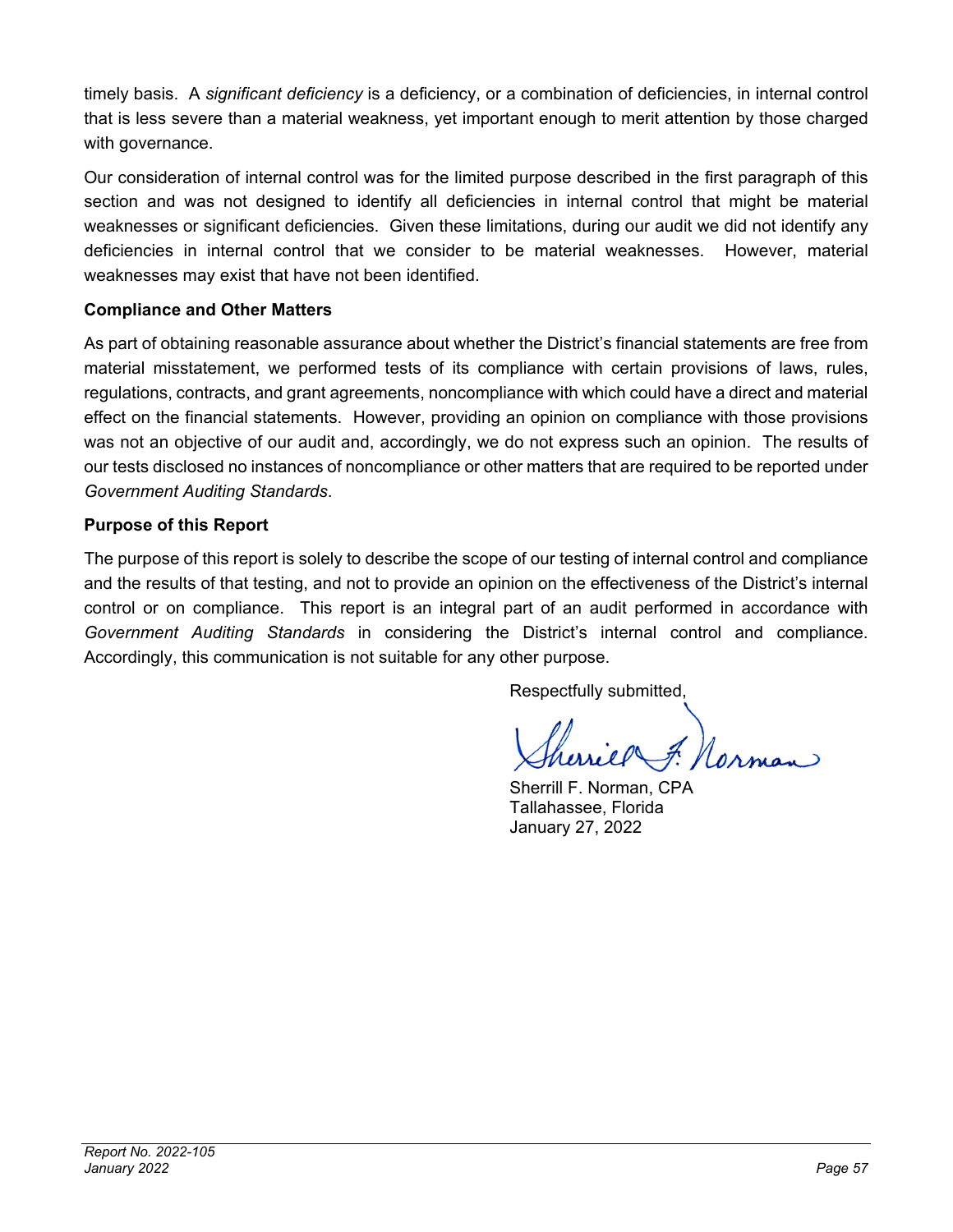timely basis. A *significant deficiency* is a deficiency, or a combination of deficiencies, in internal control that is less severe than a material weakness, yet important enough to merit attention by those charged with governance.

Our consideration of internal control was for the limited purpose described in the first paragraph of this section and was not designed to identify all deficiencies in internal control that might be material weaknesses or significant deficiencies. Given these limitations, during our audit we did not identify any deficiencies in internal control that we consider to be material weaknesses. However, material weaknesses may exist that have not been identified.

**Compliance and Other Matters**

As part of obtaining reasonable assurance about whether the District's financial statements are free from material misstatement, we performed tests of its compliance with certain provisions of laws, rules, regulations, contracts, and grant agreements, noncompliance with which could have a direct and material effect on the financial statements. However, providing an opinion on compliance with those provisions was not an objective of our audit and, accordingly, we do not express such an opinion. The results of our tests disclosed no instances of noncompliance or other matters that are required to be reported under *Government Auditing Standards*.

**Purpose of this Report**

The purpose of this report is solely to describe the scope of our testing of internal control and compliance and the results of that testing, and not to provide an opinion on the effectiveness of the District's internal control or on compliance. This report is an integral part of an audit performed in accordance with *Government Auditing Standards* in considering the District's internal control and compliance. Accordingly, this communication is not suitable for any other purpose.

Respectfully submitted,

Sherrill F. Norman, CPA
Tallahassee, Florida
January 27, 2022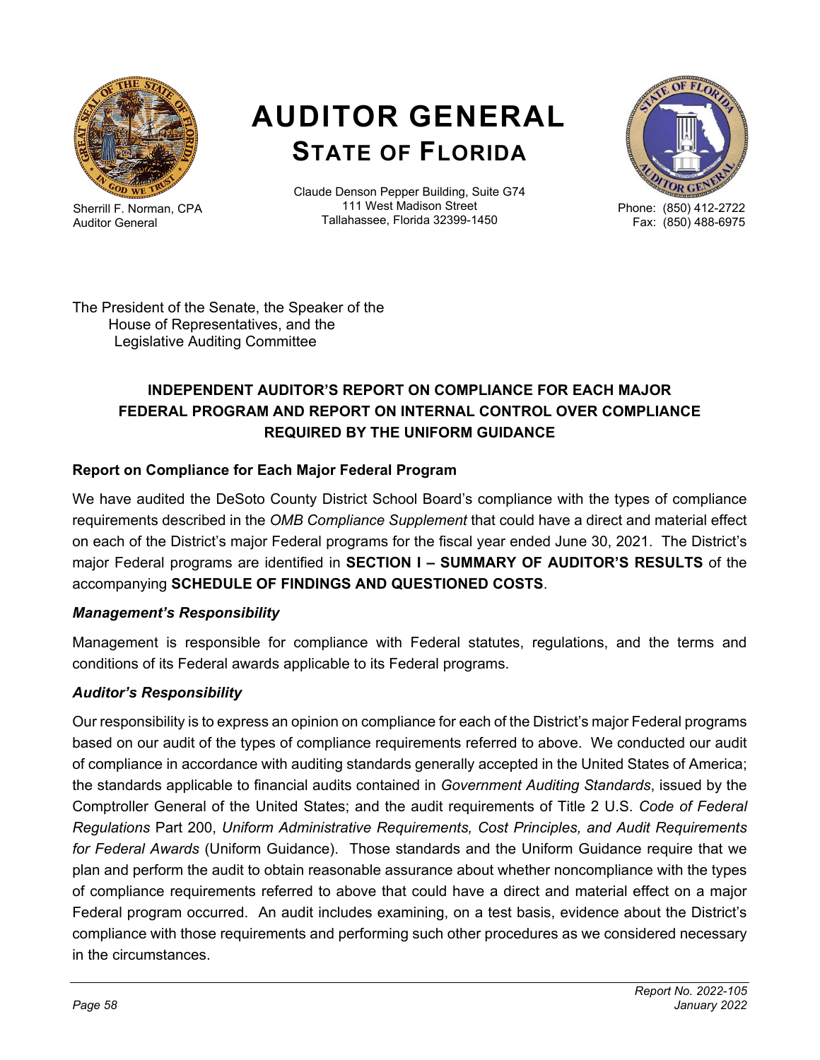# AUDITOR GENERAL
## STATE OF FLORIDA

Sherrill F. Norman, CPA
Auditor General

Claude Denson Pepper Building, Suite G74
111 West Madison Street
Tallahassee, Florida 32399-1450

Phone: (850) 412-2722
Fax: (850) 488-6975

The President of the Senate, the Speaker of the
House of Representatives, and the
Legislative Auditing Committee

**INDEPENDENT AUDITOR'S REPORT ON COMPLIANCE FOR EACH MAJOR FEDERAL PROGRAM AND REPORT ON INTERNAL CONTROL OVER COMPLIANCE REQUIRED BY THE UNIFORM GUIDANCE**

### Report on Compliance for Each Major Federal Program

We have audited the DeSoto County District School Board's compliance with the types of compliance requirements described in the *OMB Compliance Supplement* that could have a direct and material effect on each of the District's major Federal programs for the fiscal year ended June 30, 2021. The District's major Federal programs are identified in **SECTION I – SUMMARY OF AUDITOR'S RESULTS** of the accompanying **SCHEDULE OF FINDINGS AND QUESTIONED COSTS**.

#### *Management's Responsibility*

Management is responsible for compliance with Federal statutes, regulations, and the terms and conditions of its Federal awards applicable to its Federal programs.

#### *Auditor's Responsibility*

Our responsibility is to express an opinion on compliance for each of the District's major Federal programs based on our audit of the types of compliance requirements referred to above. We conducted our audit of compliance in accordance with auditing standards generally accepted in the United States of America; the standards applicable to financial audits contained in *Government Auditing Standards*, issued by the Comptroller General of the United States; and the audit requirements of Title 2 U.S. *Code of Federal Regulations* Part 200, *Uniform Administrative Requirements, Cost Principles, and Audit Requirements for Federal Awards* (Uniform Guidance). Those standards and the Uniform Guidance require that we plan and perform the audit to obtain reasonable assurance about whether noncompliance with the types of compliance requirements referred to above that could have a direct and material effect on a major Federal program occurred. An audit includes examining, on a test basis, evidence about the District's compliance with those requirements and performing such other procedures as we considered necessary in the circumstances.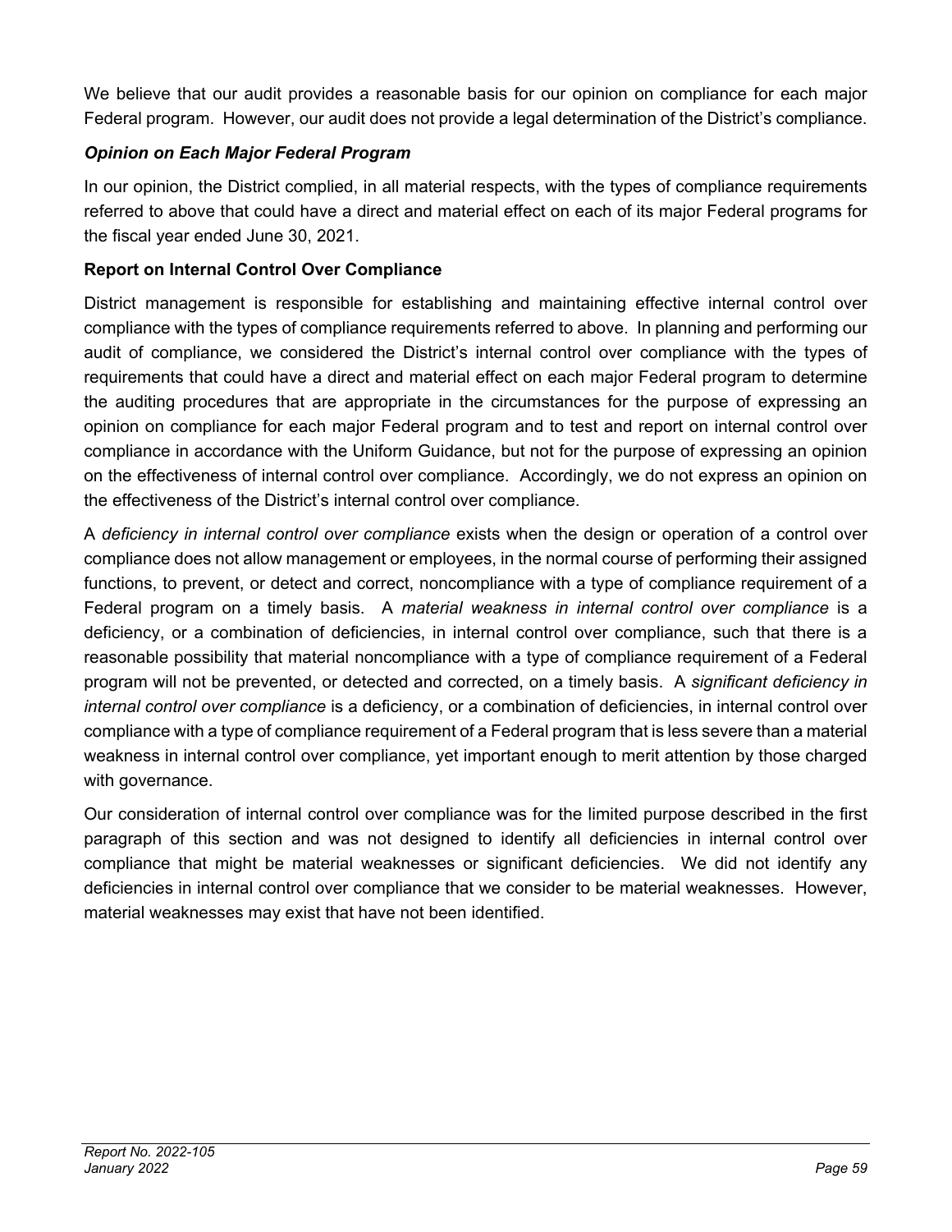We believe that our audit provides a reasonable basis for our opinion on compliance for each major Federal program. However, our audit does not provide a legal determination of the District's compliance.

### *Opinion on Each Major Federal Program*

In our opinion, the District complied, in all material respects, with the types of compliance requirements referred to above that could have a direct and material effect on each of its major Federal programs for the fiscal year ended June 30, 2021.

### Report on Internal Control Over Compliance

District management is responsible for establishing and maintaining effective internal control over compliance with the types of compliance requirements referred to above. In planning and performing our audit of compliance, we considered the District's internal control over compliance with the types of requirements that could have a direct and material effect on each major Federal program to determine the auditing procedures that are appropriate in the circumstances for the purpose of expressing an opinion on compliance for each major Federal program and to test and report on internal control over compliance in accordance with the Uniform Guidance, but not for the purpose of expressing an opinion on the effectiveness of internal control over compliance. Accordingly, we do not express an opinion on the effectiveness of the District's internal control over compliance.

A *deficiency in internal control over compliance* exists when the design or operation of a control over compliance does not allow management or employees, in the normal course of performing their assigned functions, to prevent, or detect and correct, noncompliance with a type of compliance requirement of a Federal program on a timely basis. A *material weakness in internal control over compliance* is a deficiency, or a combination of deficiencies, in internal control over compliance, such that there is a reasonable possibility that material noncompliance with a type of compliance requirement of a Federal program will not be prevented, or detected and corrected, on a timely basis. A *significant deficiency in internal control over compliance* is a deficiency, or a combination of deficiencies, in internal control over compliance with a type of compliance requirement of a Federal program that is less severe than a material weakness in internal control over compliance, yet important enough to merit attention by those charged with governance.

Our consideration of internal control over compliance was for the limited purpose described in the first paragraph of this section and was not designed to identify all deficiencies in internal control over compliance that might be material weaknesses or significant deficiencies. We did not identify any deficiencies in internal control over compliance that we consider to be material weaknesses. However, material weaknesses may exist that have not been identified.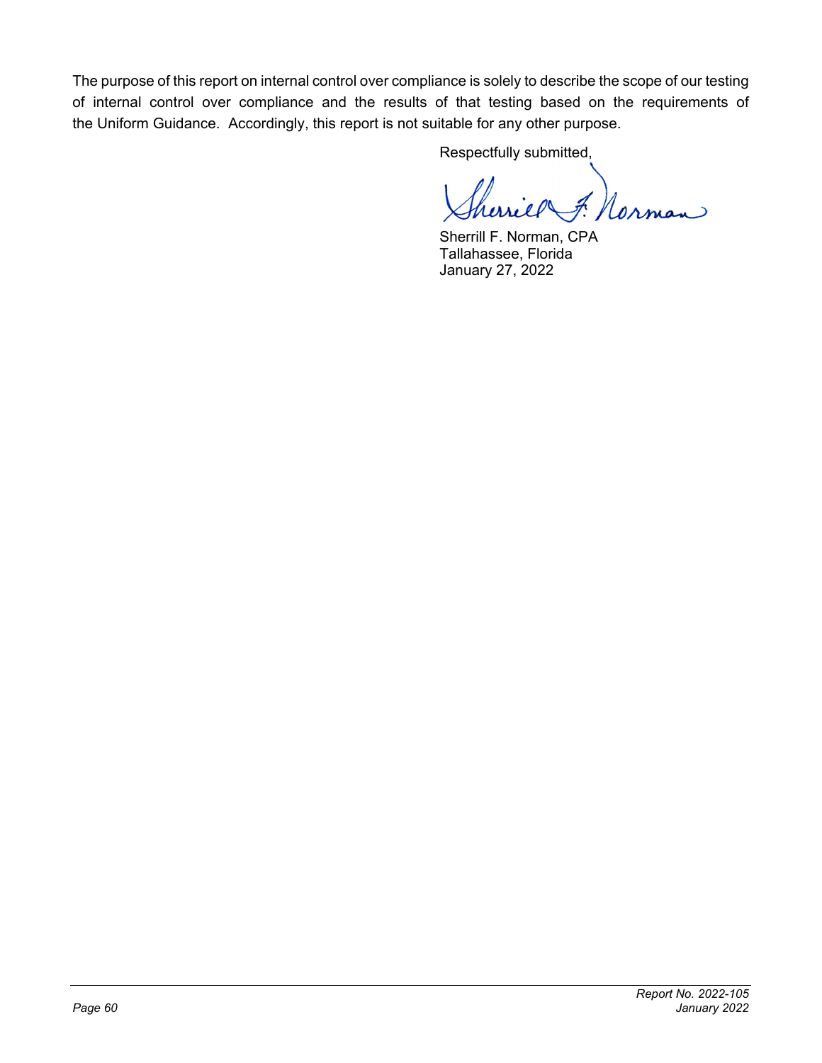The purpose of this report on internal control over compliance is solely to describe the scope of our testing of internal control over compliance and the results of that testing based on the requirements of the Uniform Guidance. Accordingly, this report is not suitable for any other purpose.

Respectfully submitted,

Sherrill F. Norman, CPA
Tallahassee, Florida
January 27, 2022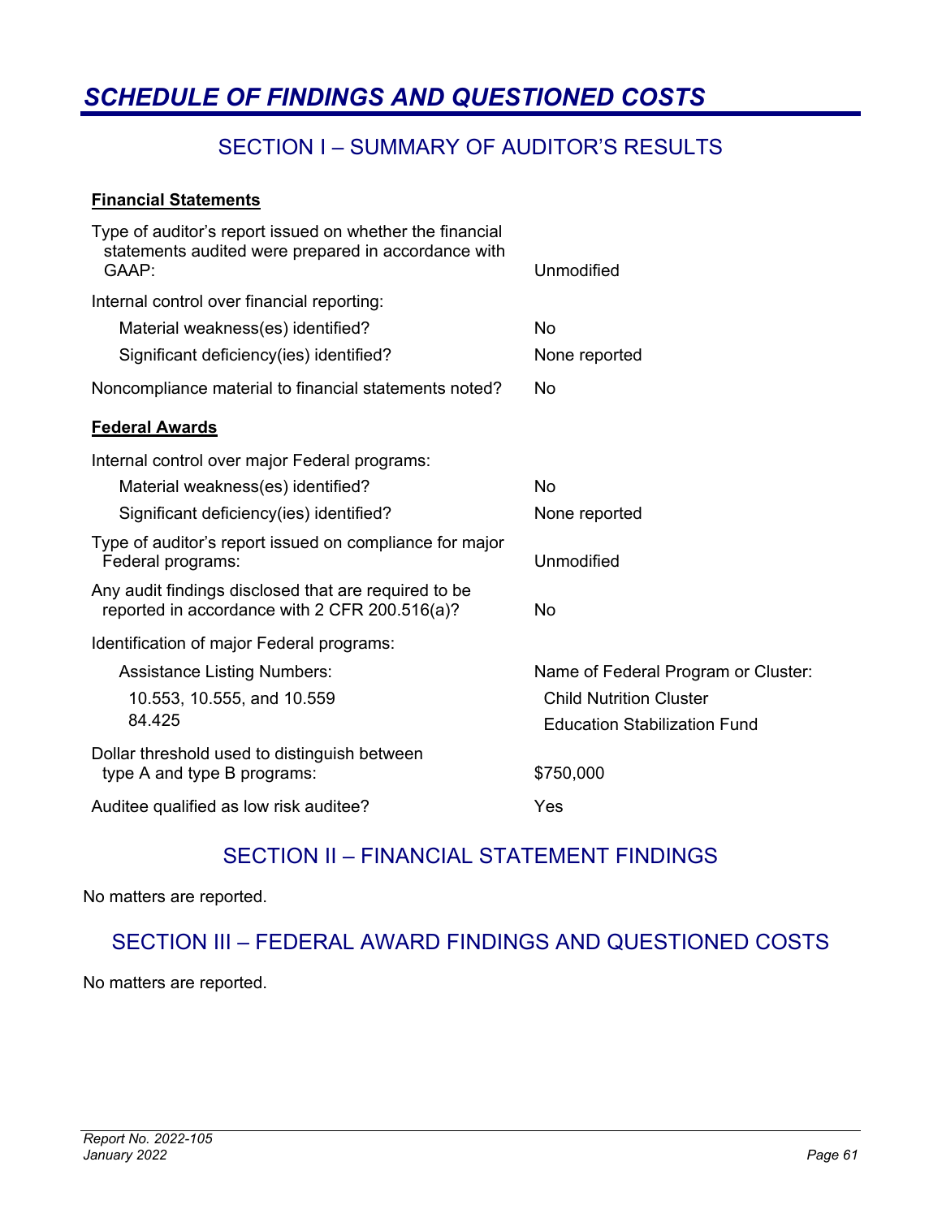# *SCHEDULE OF FINDINGS AND QUESTIONED COSTS*

## SECTION I – SUMMARY OF AUDITOR'S RESULTS

**Financial Statements**

| | |
|---|---|
| Type of auditor's report issued on whether the financial statements audited were prepared in accordance with GAAP: | Unmodified |
| Internal control over financial reporting: | |
| Material weakness(es) identified? | No |
| Significant deficiency(ies) identified? | None reported |
| Noncompliance material to financial statements noted? | No |

**Federal Awards**

| | |
|---|---|
| Internal control over major Federal programs: | |
| Material weakness(es) identified? | No |
| Significant deficiency(ies) identified? | None reported |
| Type of auditor's report issued on compliance for major Federal programs: | Unmodified |
| Any audit findings disclosed that are required to be reported in accordance with 2 CFR 200.516(a)? | No |
| Identification of major Federal programs: | |
| Assistance Listing Numbers: | Name of Federal Program or Cluster: |
| 10.553, 10.555, and 10.559 | Child Nutrition Cluster |
| 84.425 | Education Stabilization Fund |
| Dollar threshold used to distinguish between type A and type B programs: | $750,000 |
| Auditee qualified as low risk auditee? | Yes |

## SECTION II – FINANCIAL STATEMENT FINDINGS

No matters are reported.

## SECTION III – FEDERAL AWARD FINDINGS AND QUESTIONED COSTS

No matters are reported.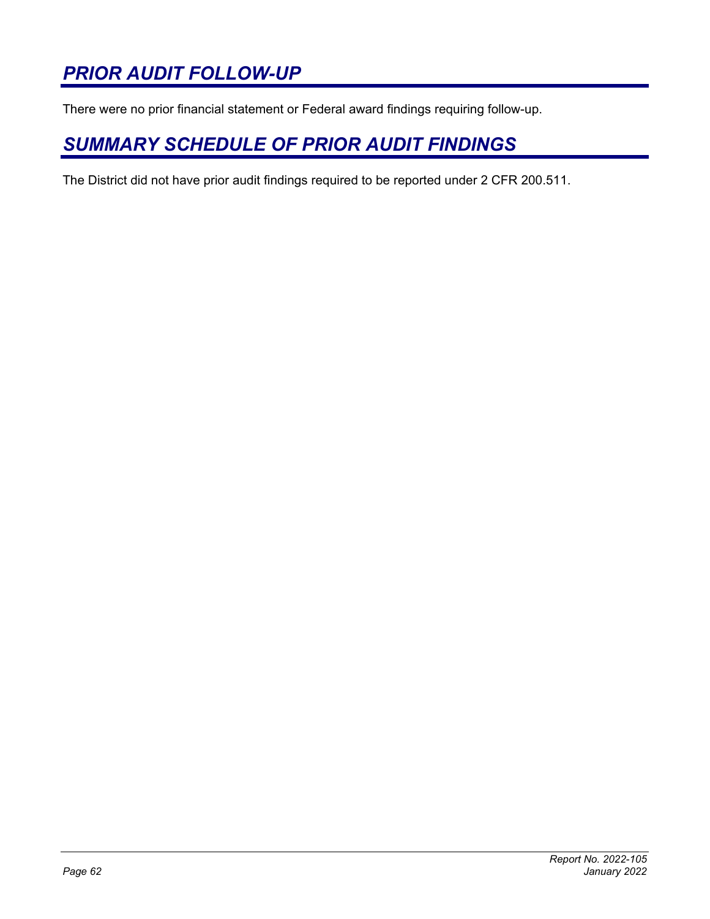## PRIOR AUDIT FOLLOW-UP

There were no prior financial statement or Federal award findings requiring follow-up.

## SUMMARY SCHEDULE OF PRIOR AUDIT FINDINGS

The District did not have prior audit findings required to be reported under 2 CFR 200.511.